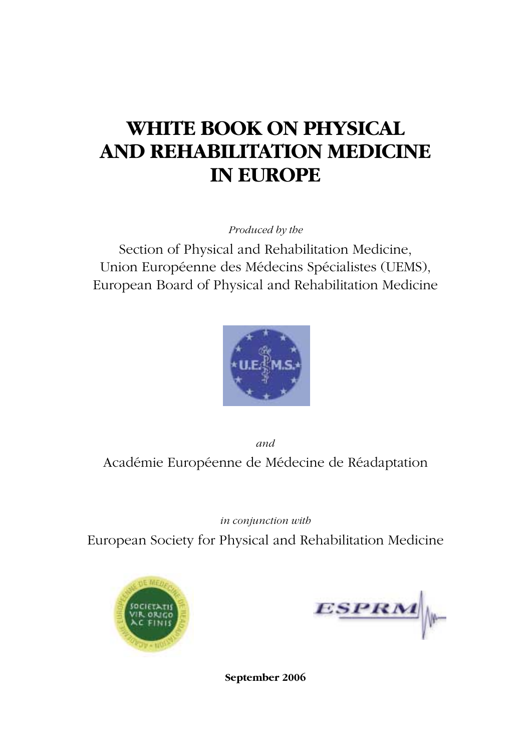# WHITE BOOK ON PHYSICAL AND REHABILITATION MEDICINE IN EUROPE

*Produced by the*

Section of Physical and Rehabilitation Medicine,
Union Européenne des Médecins Spécialistes (UEMS),
European Board of Physical and Rehabilitation Medicine

*and*

Académie Européenne de Médecine de Réadaptation

*in conjunction with*

European Society for Physical and Rehabilitation Medicine

**September 2006**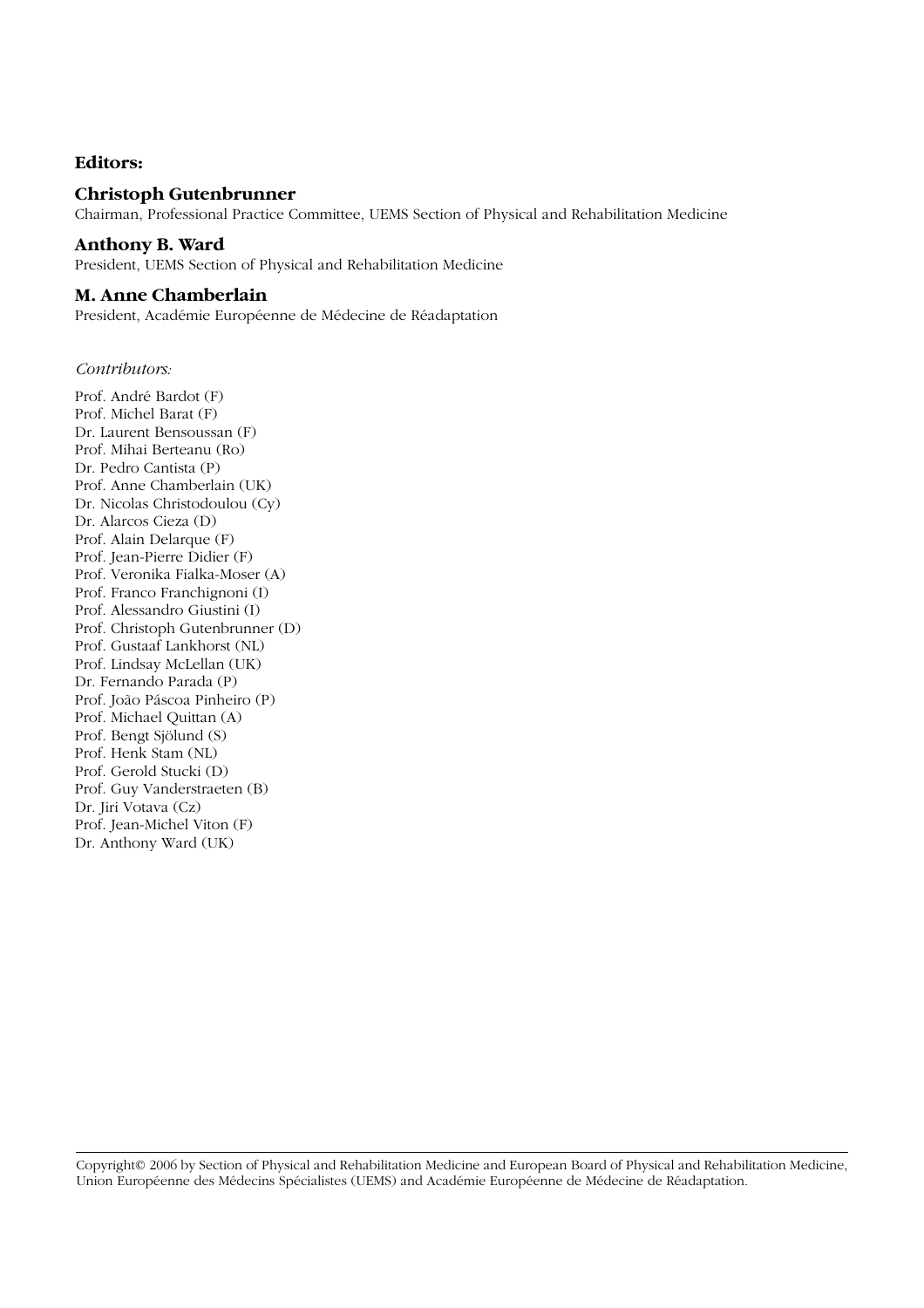**Editors:**

**Christoph Gutenbrunner**
Chairman, Professional Practice Committee, UEMS Section of Physical and Rehabilitation Medicine

**Anthony B. Ward**
President, UEMS Section of Physical and Rehabilitation Medicine

**M. Anne Chamberlain**
President, Académie Européenne de Médecine de Réadaptation

*Contributors:*

Prof. André Bardot (F)
Prof. Michel Barat (F)
Dr. Laurent Bensoussan (F)
Prof. Mihai Berteanu (Ro)
Dr. Pedro Cantista (P)
Prof. Anne Chamberlain (UK)
Dr. Nicolas Christodoulou (Cy)
Dr. Alarcos Cieza (D)
Prof. Alain Delarque (F)
Prof. Jean-Pierre Didier (F)
Prof. Veronika Fialka-Moser (A)
Prof. Franco Franchignoni (I)
Prof. Alessandro Giustini (I)
Prof. Christoph Gutenbrunner (D)
Prof. Gustaaf Lankhorst (NL)
Prof. Lindsay McLellan (UK)
Dr. Fernando Parada (P)
Prof. João Páscoa Pinheiro (P)
Prof. Michael Quittan (A)
Prof. Bengt Sjölund (S)
Prof. Henk Stam (NL)
Prof. Gerold Stucki (D)
Prof. Guy Vanderstraeten (B)
Dr. Jiri Votava (Cz)
Prof. Jean-Michel Viton (F)
Dr. Anthony Ward (UK)

Copyright© 2006 by Section of Physical and Rehabilitation Medicine and European Board of Physical and Rehabilitation Medicine, Union Européenne des Médecins Spécialistes (UEMS) and Académie Européenne de Médecine de Réadaptation.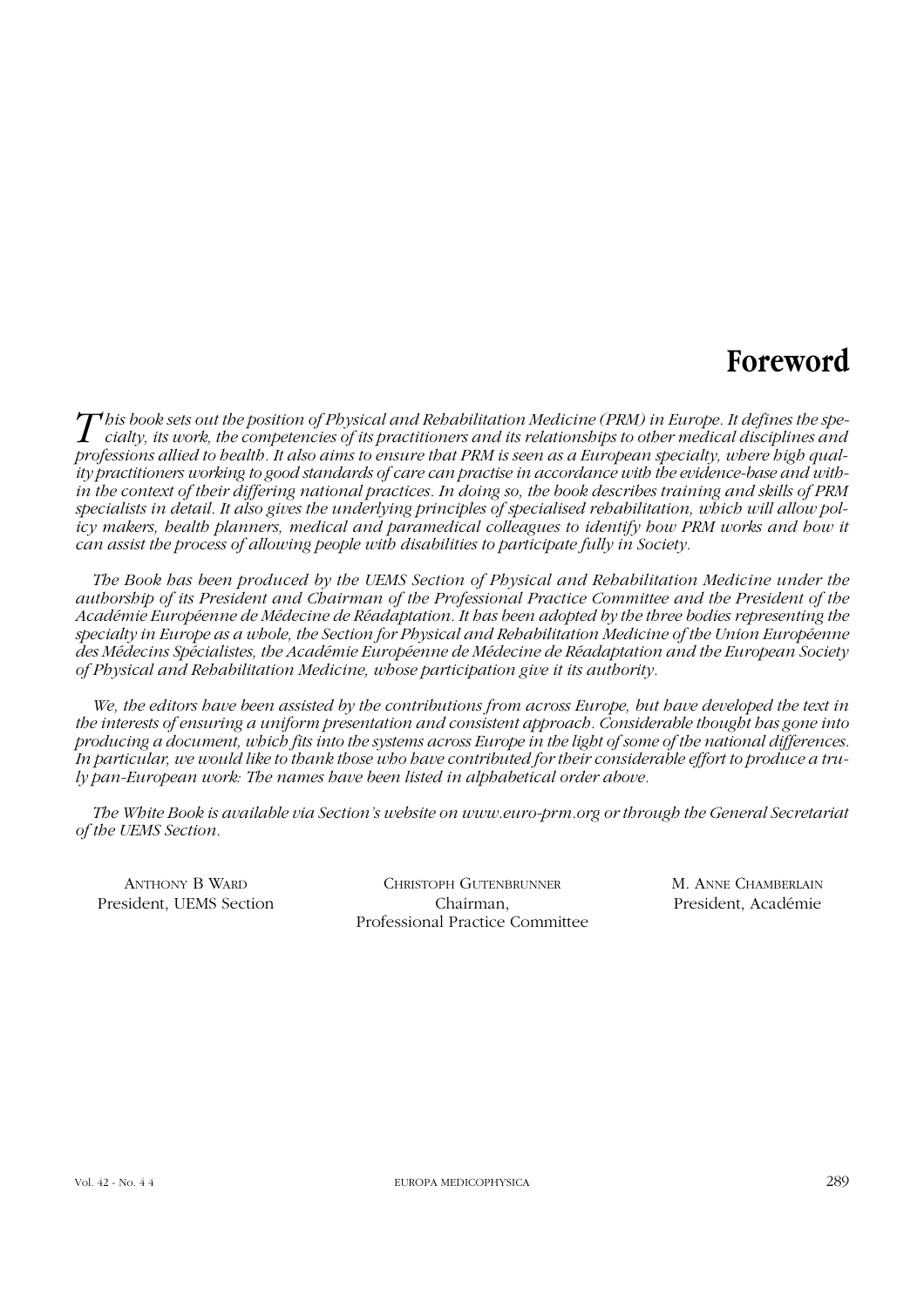# Foreword

*This book sets out the position of Physical and Rehabilitation Medicine (PRM) in Europe. It defines the specialty, its work, the competencies of its practitioners and its relationships to other medical disciplines and professions allied to health. It also aims to ensure that PRM is seen as a European specialty, where high quality practitioners working to good standards of care can practise in accordance with the evidence-base and within the context of their differing national practices. In doing so, the book describes training and skills of PRM specialists in detail. It also gives the underlying principles of specialised rehabilitation, which will allow policy makers, health planners, medical and paramedical colleagues to identify how PRM works and how it can assist the process of allowing people with disabilities to participate fully in Society.*

*The Book has been produced by the UEMS Section of Physical and Rehabilitation Medicine under the authorship of its President and Chairman of the Professional Practice Committee and the President of the Académie Européenne de Médecine de Réadaptation. It has been adopted by the three bodies representing the specialty in Europe as a whole, the Section for Physical and Rehabilitation Medicine of the Union Européenne des Médecins Spécialistes, the Académie Européenne de Médecine de Réadaptation and the European Society of Physical and Rehabilitation Medicine, whose participation give it its authority.*

*We, the editors have been assisted by the contributions from across Europe, but have developed the text in the interests of ensuring a uniform presentation and consistent approach. Considerable thought has gone into producing a document, which fits into the systems across Europe in the light of some of the national differences. In particular, we would like to thank those who have contributed for their considerable effort to produce a truly pan-European work: The names have been listed in alphabetical order above.*

*The White Book is available via Section's website on www.euro-prm.org or through the General Secretariat of the UEMS Section.*

Anthony B Ward
President, UEMS Section

Christoph Gutenbrunner
Chairman,
Professional Practice Committee

M. Anne Chamberlain
President, Académie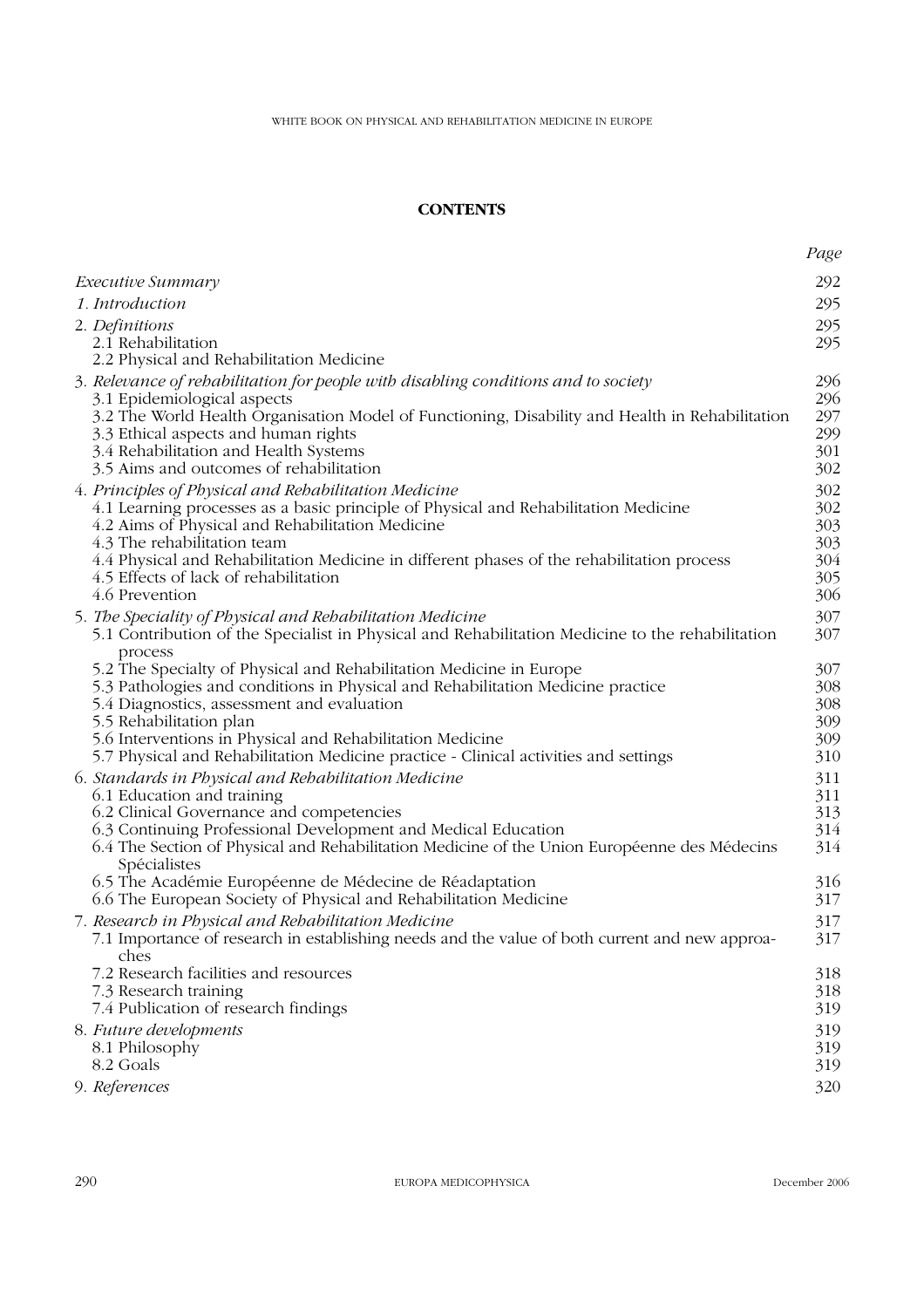## CONTENTS

| | Page |
|---|---|
| *Executive Summary* | 292 |
| *1. Introduction* | 295 |
| *2. Definitions* | 295 |
| 2.1 Rehabilitation | 295 |
| 2.2 Physical and Rehabilitation Medicine | |
| *3. Relevance of rehabilitation for people with disabling conditions and to society* | 296 |
| 3.1 Epidemiological aspects | 296 |
| 3.2 The World Health Organisation Model of Functioning, Disability and Health in Rehabilitation | 297 |
| 3.3 Ethical aspects and human rights | 299 |
| 3.4 Rehabilitation and Health Systems | 301 |
| 3.5 Aims and outcomes of rehabilitation | 302 |
| *4. Principles of Physical and Rehabilitation Medicine* | 302 |
| 4.1 Learning processes as a basic principle of Physical and Rehabilitation Medicine | 302 |
| 4.2 Aims of Physical and Rehabilitation Medicine | 303 |
| 4.3 The rehabilitation team | 303 |
| 4.4 Physical and Rehabilitation Medicine in different phases of the rehabilitation process | 304 |
| 4.5 Effects of lack of rehabilitation | 305 |
| 4.6 Prevention | 306 |
| *5. The Speciality of Physical and Rehabilitation Medicine* | 307 |
| 5.1 Contribution of the Specialist in Physical and Rehabilitation Medicine to the rehabilitation process | 307 |
| 5.2 The Specialty of Physical and Rehabilitation Medicine in Europe | 307 |
| 5.3 Pathologies and conditions in Physical and Rehabilitation Medicine practice | 308 |
| 5.4 Diagnostics, assessment and evaluation | 308 |
| 5.5 Rehabilitation plan | 309 |
| 5.6 Interventions in Physical and Rehabilitation Medicine | 309 |
| 5.7 Physical and Rehabilitation Medicine practice - Clinical activities and settings | 310 |
| *6. Standards in Physical and Rehabilitation Medicine* | 311 |
| 6.1 Education and training | 311 |
| 6.2 Clinical Governance and competencies | 313 |
| 6.3 Continuing Professional Development and Medical Education | 314 |
| 6.4 The Section of Physical and Rehabilitation Medicine of the Union Européenne des Médecins Spécialistes | 314 |
| 6.5 The Académie Européenne de Médecine de Réadaptation | 316 |
| 6.6 The European Society of Physical and Rehabilitation Medicine | 317 |
| *7. Research in Physical and Rehabilitation Medicine* | 317 |
| 7.1 Importance of research in establishing needs and the value of both current and new approaches | 317 |
| 7.2 Research facilities and resources | 318 |
| 7.3 Research training | 318 |
| 7.4 Publication of research findings | 319 |
| *8. Future developments* | 319 |
| 8.1 Philosophy | 319 |
| 8.2 Goals | 319 |
| *9. References* | 320 |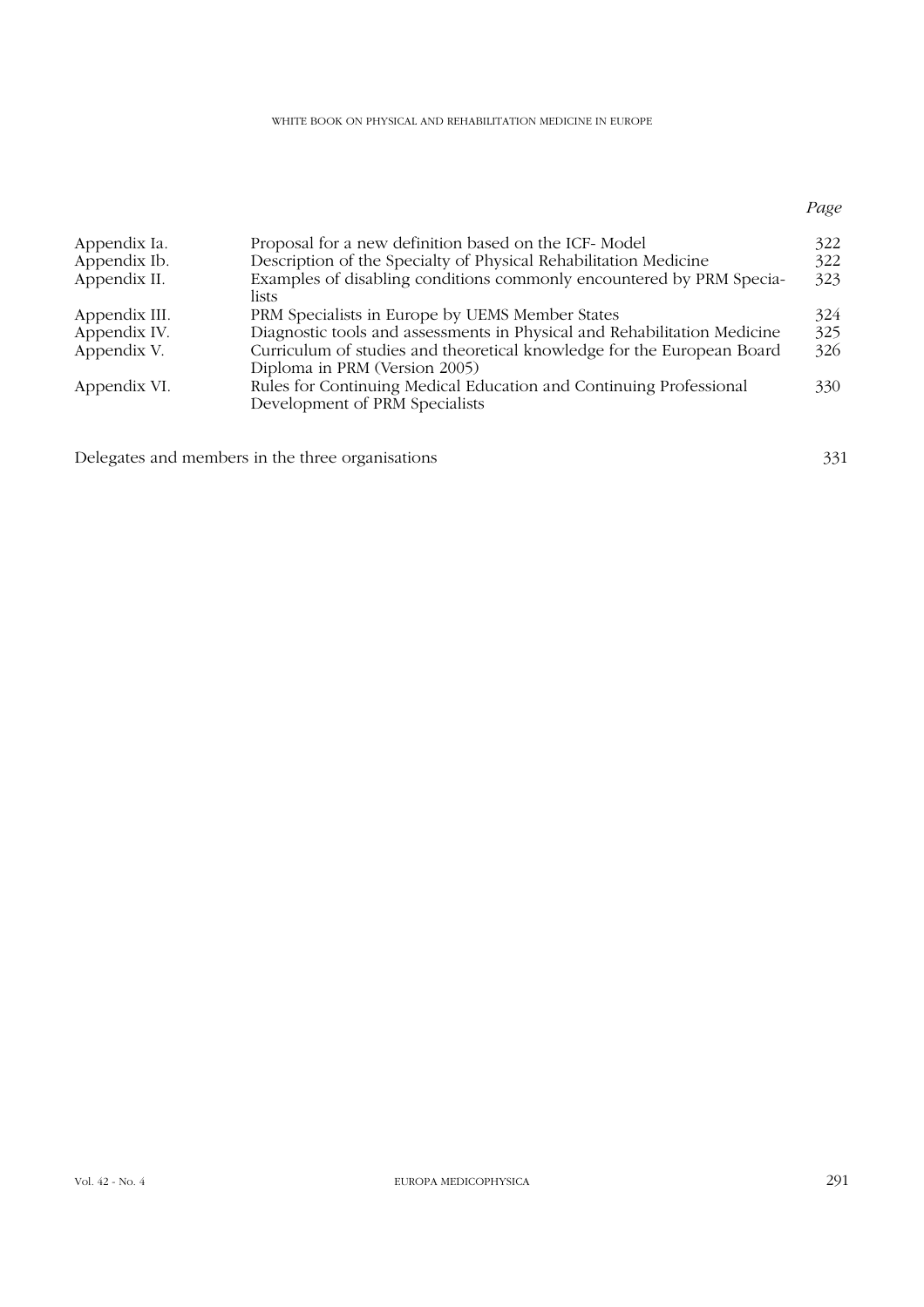| | | *Page* |
|---|---|---|
| Appendix Ia. | Proposal for a new definition based on the ICF- Model | 322 |
| Appendix Ib. | Description of the Specialty of Physical Rehabilitation Medicine | 322 |
| Appendix II. | Examples of disabling conditions commonly encountered by PRM Specialists | 323 |
| Appendix III. | PRM Specialists in Europe by UEMS Member States | 324 |
| Appendix IV. | Diagnostic tools and assessments in Physical and Rehabilitation Medicine | 325 |
| Appendix V. | Curriculum of studies and theoretical knowledge for the European Board Diploma in PRM (Version 2005) | 326 |
| Appendix VI. | Rules for Continuing Medical Education and Continuing Professional Development of PRM Specialists | 330 |

Delegates and members in the three organisations 331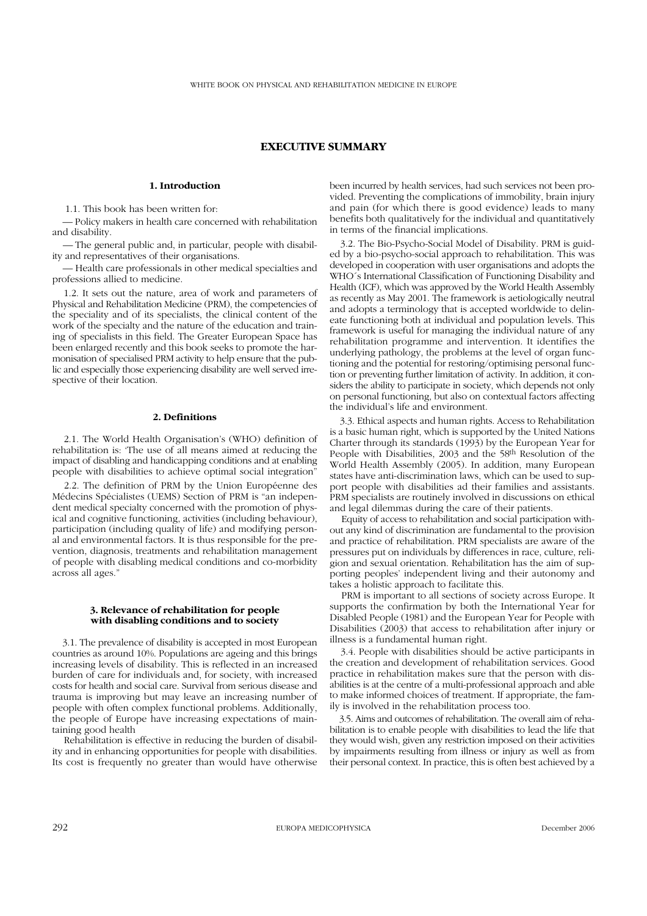# EXECUTIVE SUMMARY

## 1. Introduction

1.1. This book has been written for:

— Policy makers in health care concerned with rehabilitation and disability.

— The general public and, in particular, people with disability and representatives of their organisations.

— Health care professionals in other medical specialties and professions allied to medicine.

1.2. It sets out the nature, area of work and parameters of Physical and Rehabilitation Medicine (PRM), the competencies of the speciality and of its specialists, the clinical content of the work of the specialty and the nature of the education and training of specialists in this field. The Greater European Space has been enlarged recently and this book seeks to promote the harmonisation of specialised PRM activity to help ensure that the public and especially those experiencing disability are well served irrespective of their location.

## 2. Definitions

2.1. The World Health Organisation's (WHO) definition of rehabilitation is: 'The use of all means aimed at reducing the impact of disabling and handicapping conditions and at enabling people with disabilities to achieve optimal social integration"

2.2. The definition of PRM by the Union Européenne des Médecins Spécialistes (UEMS) Section of PRM is "an independent medical specialty concerned with the promotion of physical and cognitive functioning, activities (including behaviour), participation (including quality of life) and modifying personal and environmental factors. It is thus responsible for the prevention, diagnosis, treatments and rehabilitation management of people with disabling medical conditions and co-morbidity across all ages."

## 3. Relevance of rehabilitation for people with disabling conditions and to society

3.1. The prevalence of disability is accepted in most European countries as around 10%. Populations are ageing and this brings increasing levels of disability. This is reflected in an increased burden of care for individuals and, for society, with increased costs for health and social care. Survival from serious disease and trauma is improving but may leave an increasing number of people with often complex functional problems. Additionally, the people of Europe have increasing expectations of maintaining good health

Rehabilitation is effective in reducing the burden of disability and in enhancing opportunities for people with disabilities. Its cost is frequently no greater than would have otherwise been incurred by health services, had such services not been provided. Preventing the complications of immobility, brain injury and pain (for which there is good evidence) leads to many benefits both qualitatively for the individual and quantitatively in terms of the financial implications.

3.2. The Bio-Psycho-Social Model of Disability. PRM is guided by a bio-psycho-social approach to rehabilitation. This was developed in cooperation with user organisations and adopts the WHO´s International Classification of Functioning Disability and Health (ICF), which was approved by the World Health Assembly as recently as May 2001. The framework is aetiologically neutral and adopts a terminology that is accepted worldwide to delineate functioning both at individual and population levels. This framework is useful for managing the individual nature of any rehabilitation programme and intervention. It identifies the underlying pathology, the problems at the level of organ functioning and the potential for restoring/optimising personal function or preventing further limitation of activity. In addition, it considers the ability to participate in society, which depends not only on personal functioning, but also on contextual factors affecting the individual's life and environment.

3.3. Ethical aspects and human rights. Access to Rehabilitation is a basic human right, which is supported by the United Nations Charter through its standards (1993) by the European Year for People with Disabilities, 2003 and the 58th Resolution of the World Health Assembly (2005). In addition, many European states have anti-discrimination laws, which can be used to support people with disabilities ad their families and assistants. PRM specialists are routinely involved in discussions on ethical and legal dilemmas during the care of their patients.

Equity of access to rehabilitation and social participation without any kind of discrimination are fundamental to the provision and practice of rehabilitation. PRM specialists are aware of the pressures put on individuals by differences in race, culture, religion and sexual orientation. Rehabilitation has the aim of supporting peoples' independent living and their autonomy and takes a holistic approach to facilitate this.

PRM is important to all sections of society across Europe. It supports the confirmation by both the International Year for Disabled People (1981) and the European Year for People with Disabilities (2003) that access to rehabilitation after injury or illness is a fundamental human right.

3.4. People with disabilities should be active participants in the creation and development of rehabilitation services. Good practice in rehabilitation makes sure that the person with disabilities is at the centre of a multi-professional approach and able to make informed choices of treatment. If appropriate, the family is involved in the rehabilitation process too.

3.5. Aims and outcomes of rehabilitation. The overall aim of rehabilitation is to enable people with disabilities to lead the life that they would wish, given any restriction imposed on their activities by impairments resulting from illness or injury as well as from their personal context. In practice, this is often best achieved by a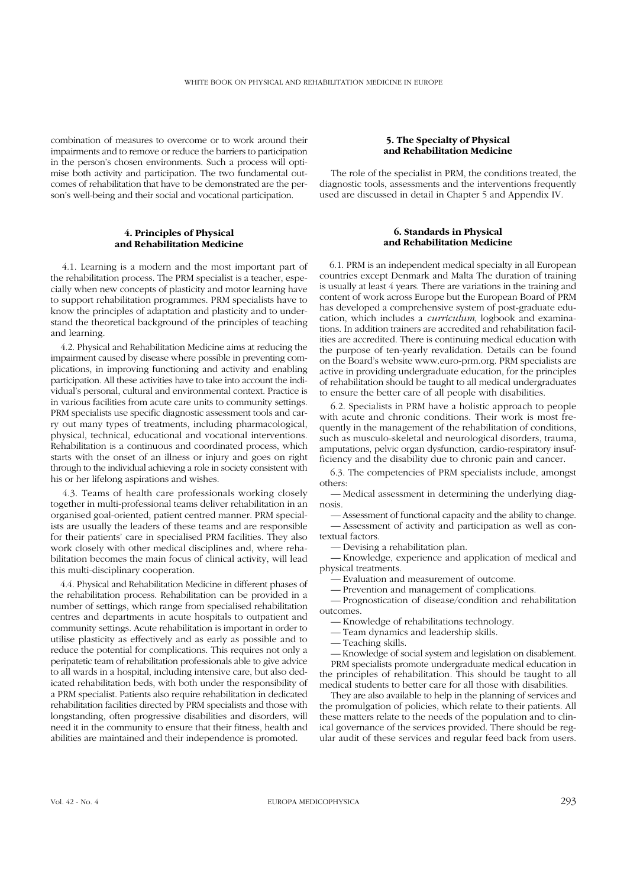combination of measures to overcome or to work around their impairments and to remove or reduce the barriers to participation in the person's chosen environments. Such a process will optimise both activity and participation. The two fundamental outcomes of rehabilitation that have to be demonstrated are the person's well-being and their social and vocational participation.

## 4. Principles of Physical and Rehabilitation Medicine

4.1. Learning is a modern and the most important part of the rehabilitation process. The PRM specialist is a teacher, especially when new concepts of plasticity and motor learning have to support rehabilitation programmes. PRM specialists have to know the principles of adaptation and plasticity and to understand the theoretical background of the principles of teaching and learning.

4.2. Physical and Rehabilitation Medicine aims at reducing the impairment caused by disease where possible in preventing complications, in improving functioning and activity and enabling participation. All these activities have to take into account the individual's personal, cultural and environmental context. Practice is in various facilities from acute care units to community settings. PRM specialists use specific diagnostic assessment tools and carry out many types of treatments, including pharmacological, physical, technical, educational and vocational interventions. Rehabilitation is a continuous and coordinated process, which starts with the onset of an illness or injury and goes on right through to the individual achieving a role in society consistent with his or her lifelong aspirations and wishes.

4.3. Teams of health care professionals working closely together in multi-professional teams deliver rehabilitation in an organised goal-oriented, patient centred manner. PRM specialists are usually the leaders of these teams and are responsible for their patients' care in specialised PRM facilities. They also work closely with other medical disciplines and, where rehabilitation becomes the main focus of clinical activity, will lead this multi-disciplinary cooperation.

4.4. Physical and Rehabilitation Medicine in different phases of the rehabilitation process. Rehabilitation can be provided in a number of settings, which range from specialised rehabilitation centres and departments in acute hospitals to outpatient and community settings. Acute rehabilitation is important in order to utilise plasticity as effectively and as early as possible and to reduce the potential for complications. This requires not only a peripatetic team of rehabilitation professionals able to give advice to all wards in a hospital, including intensive care, but also dedicated rehabilitation beds, with both under the responsibility of a PRM specialist. Patients also require rehabilitation in dedicated rehabilitation facilities directed by PRM specialists and those with longstanding, often progressive disabilities and disorders, will need it in the community to ensure that their fitness, health and abilities are maintained and their independence is promoted.

## 5. The Specialty of Physical and Rehabilitation Medicine

The role of the specialist in PRM, the conditions treated, the diagnostic tools, assessments and the interventions frequently used are discussed in detail in Chapter 5 and Appendix IV.

## 6. Standards in Physical and Rehabilitation Medicine

6.1. PRM is an independent medical specialty in all European countries except Denmark and Malta The duration of training is usually at least 4 years. There are variations in the training and content of work across Europe but the European Board of PRM has developed a comprehensive system of post-graduate education, which includes a *curriculum*, logbook and examinations. In addition trainers are accredited and rehabilitation facilities are accredited. There is continuing medical education with the purpose of ten-yearly revalidation. Details can be found on the Board's website www.euro-prm.org. PRM specialists are active in providing undergraduate education, for the principles of rehabilitation should be taught to all medical undergraduates to ensure the better care of all people with disabilities.

6.2. Specialists in PRM have a holistic approach to people with acute and chronic conditions. Their work is most frequently in the management of the rehabilitation of conditions, such as musculo-skeletal and neurological disorders, trauma, amputations, pelvic organ dysfunction, cardio-respiratory insufficiency and the disability due to chronic pain and cancer.

6.3. The competencies of PRM specialists include, amongst others:

— Medical assessment in determining the underlying diagnosis.

— Assessment of functional capacity and the ability to change.

— Assessment of activity and participation as well as contextual factors.

— Devising a rehabilitation plan.

— Knowledge, experience and application of medical and physical treatments.

— Evaluation and measurement of outcome.

— Prevention and management of complications.

— Prognostication of disease/condition and rehabilitation outcomes.

— Knowledge of rehabilitations technology.

— Team dynamics and leadership skills.

— Teaching skills.

— Knowledge of social system and legislation on disablement.

PRM specialists promote undergraduate medical education in the principles of rehabilitation. This should be taught to all medical students to better care for all those with disabilities.

They are also available to help in the planning of services and the promulgation of policies, which relate to their patients. All these matters relate to the needs of the population and to clinical governance of the services provided. There should be regular audit of these services and regular feed back from users.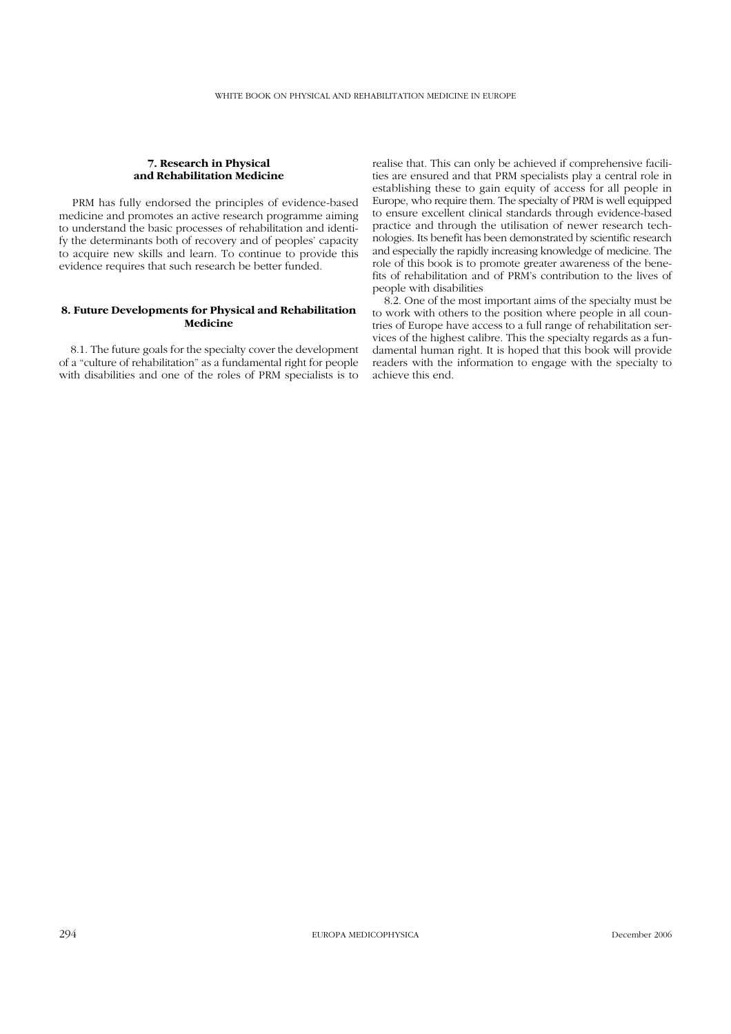## 7. Research in Physical and Rehabilitation Medicine

PRM has fully endorsed the principles of evidence-based medicine and promotes an active research programme aiming to understand the basic processes of rehabilitation and identify the determinants both of recovery and of peoples' capacity to acquire new skills and learn. To continue to provide this evidence requires that such research be better funded.

## 8. Future Developments for Physical and Rehabilitation Medicine

8.1. The future goals for the specialty cover the development of a "culture of rehabilitation" as a fundamental right for people with disabilities and one of the roles of PRM specialists is to realise that. This can only be achieved if comprehensive facilities are ensured and that PRM specialists play a central role in establishing these to gain equity of access for all people in Europe, who require them. The specialty of PRM is well equipped to ensure excellent clinical standards through evidence-based practice and through the utilisation of newer research technologies. Its benefit has been demonstrated by scientific research and especially the rapidly increasing knowledge of medicine. The role of this book is to promote greater awareness of the benefits of rehabilitation and of PRM's contribution to the lives of people with disabilities

8.2. One of the most important aims of the specialty must be to work with others to the position where people in all countries of Europe have access to a full range of rehabilitation services of the highest calibre. This the specialty regards as a fundamental human right. It is hoped that this book will provide readers with the information to engage with the specialty to achieve this end.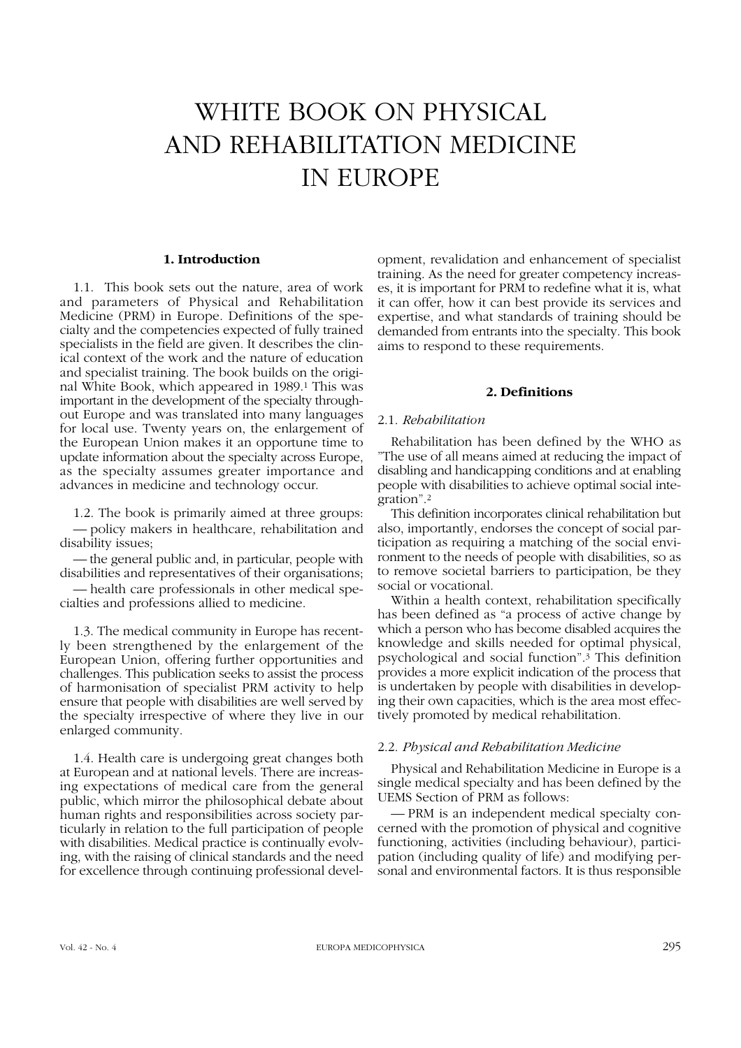# WHITE BOOK ON PHYSICAL AND REHABILITATION MEDICINE IN EUROPE

## 1. Introduction

1.1. This book sets out the nature, area of work and parameters of Physical and Rehabilitation Medicine (PRM) in Europe. Definitions of the specialty and the competencies expected of fully trained specialists in the field are given. It describes the clinical context of the work and the nature of education and specialist training. The book builds on the original White Book, which appeared in 1989.[1] This was important in the development of the specialty throughout Europe and was translated into many languages for local use. Twenty years on, the enlargement of the European Union makes it an opportune time to update information about the specialty across Europe, as the specialty assumes greater importance and advances in medicine and technology occur.

1.2. The book is primarily aimed at three groups:

— policy makers in healthcare, rehabilitation and disability issues;

— the general public and, in particular, people with disabilities and representatives of their organisations;

— health care professionals in other medical specialties and professions allied to medicine.

1.3. The medical community in Europe has recently been strengthened by the enlargement of the European Union, offering further opportunities and challenges. This publication seeks to assist the process of harmonisation of specialist PRM activity to help ensure that people with disabilities are well served by the specialty irrespective of where they live in our enlarged community.

1.4. Health care is undergoing great changes both at European and at national levels. There are increasing expectations of medical care from the general public, which mirror the philosophical debate about human rights and responsibilities across society particularly in relation to the full participation of people with disabilities. Medical practice is continually evolving, with the raising of clinical standards and the need for excellence through continuing professional development, revalidation and enhancement of specialist training. As the need for greater competency increases, it is important for PRM to redefine what it is, what it can offer, how it can best provide its services and expertise, and what standards of training should be demanded from entrants into the specialty. This book aims to respond to these requirements.

## 2. Definitions

### 2.1. *Rehabilitation*

Rehabilitation has been defined by the WHO as "The use of all means aimed at reducing the impact of disabling and handicapping conditions and at enabling people with disabilities to achieve optimal social integration".[2]

This definition incorporates clinical rehabilitation but also, importantly, endorses the concept of social participation as requiring a matching of the social environment to the needs of people with disabilities, so as to remove societal barriers to participation, be they social or vocational.

Within a health context, rehabilitation specifically has been defined as "a process of active change by which a person who has become disabled acquires the knowledge and skills needed for optimal physical, psychological and social function".[3] This definition provides a more explicit indication of the process that is undertaken by people with disabilities in developing their own capacities, which is the area most effectively promoted by medical rehabilitation.

### 2.2. *Physical and Rehabilitation Medicine*

Physical and Rehabilitation Medicine in Europe is a single medical specialty and has been defined by the UEMS Section of PRM as follows:

— PRM is an independent medical specialty concerned with the promotion of physical and cognitive functioning, activities (including behaviour), participation (including quality of life) and modifying personal and environmental factors. It is thus responsible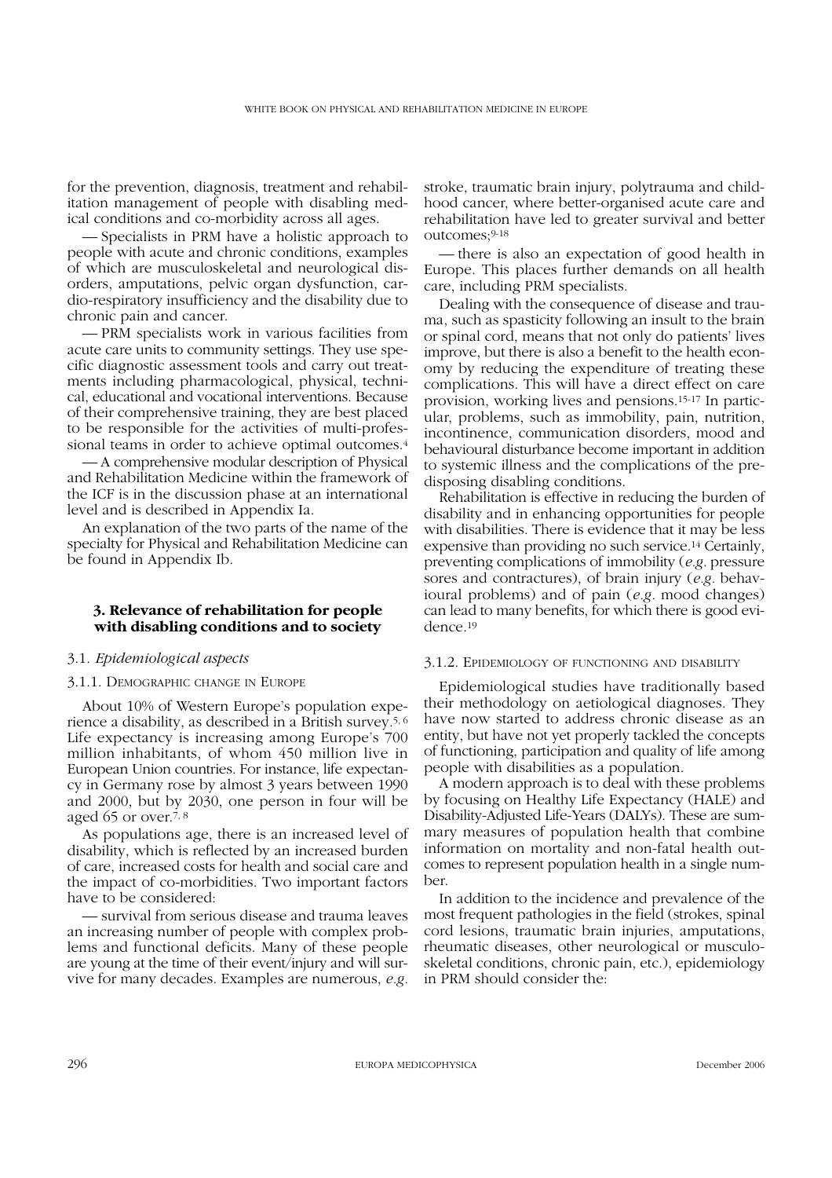for the prevention, diagnosis, treatment and rehabilitation management of people with disabling medical conditions and co-morbidity across all ages.

— Specialists in PRM have a holistic approach to people with acute and chronic conditions, examples of which are musculoskeletal and neurological disorders, amputations, pelvic organ dysfunction, cardio-respiratory insufficiency and the disability due to chronic pain and cancer.

— PRM specialists work in various facilities from acute care units to community settings. They use specific diagnostic assessment tools and carry out treatments including pharmacological, physical, technical, educational and vocational interventions. Because of their comprehensive training, they are best placed to be responsible for the activities of multi-professional teams in order to achieve optimal outcomes.[4]

— A comprehensive modular description of Physical and Rehabilitation Medicine within the framework of the ICF is in the discussion phase at an international level and is described in Appendix Ia.

An explanation of the two parts of the name of the specialty for Physical and Rehabilitation Medicine can be found in Appendix Ib.

## 3. Relevance of rehabilitation for people with disabling conditions and to society

### 3.1. *Epidemiological aspects*

#### 3.1.1. Demographic change in Europe

About 10% of Western Europe's population experience a disability, as described in a British survey.[5, 6] Life expectancy is increasing among Europe's 700 million inhabitants, of whom 450 million live in European Union countries. For instance, life expectancy in Germany rose by almost 3 years between 1990 and 2000, but by 2030, one person in four will be aged 65 or over.[7, 8]

As populations age, there is an increased level of disability, which is reflected by an increased burden of care, increased costs for health and social care and the impact of co-morbidities. Two important factors have to be considered:

— survival from serious disease and trauma leaves an increasing number of people with complex problems and functional deficits. Many of these people are young at the time of their event/injury and will survive for many decades. Examples are numerous, *e.g.* stroke, traumatic brain injury, polytrauma and childhood cancer, where better-organised acute care and rehabilitation have led to greater survival and better outcomes;[9-18]

— there is also an expectation of good health in Europe. This places further demands on all health care, including PRM specialists.

Dealing with the consequence of disease and trauma, such as spasticity following an insult to the brain or spinal cord, means that not only do patients' lives improve, but there is also a benefit to the health economy by reducing the expenditure of treating these complications. This will have a direct effect on care provision, working lives and pensions.[15-17] In particular, problems, such as immobility, pain, nutrition, incontinence, communication disorders, mood and behavioural disturbance become important in addition to systemic illness and the complications of the predisposing disabling conditions.

Rehabilitation is effective in reducing the burden of disability and in enhancing opportunities for people with disabilities. There is evidence that it may be less expensive than providing no such service.[14] Certainly, preventing complications of immobility (*e.g.* pressure sores and contractures), of brain injury (*e.g.* behavioural problems) and of pain (*e.g.* mood changes) can lead to many benefits, for which there is good evidence.[19]

#### 3.1.2. Epidemiology of functioning and disability

Epidemiological studies have traditionally based their methodology on aetiological diagnoses. They have now started to address chronic disease as an entity, but have not yet properly tackled the concepts of functioning, participation and quality of life among people with disabilities as a population.

A modern approach is to deal with these problems by focusing on Healthy Life Expectancy (HALE) and Disability-Adjusted Life-Years (DALYs). These are summary measures of population health that combine information on mortality and non-fatal health outcomes to represent population health in a single number.

In addition to the incidence and prevalence of the most frequent pathologies in the field (strokes, spinal cord lesions, traumatic brain injuries, amputations, rheumatic diseases, other neurological or musculoskeletal conditions, chronic pain, etc.), epidemiology in PRM should consider the: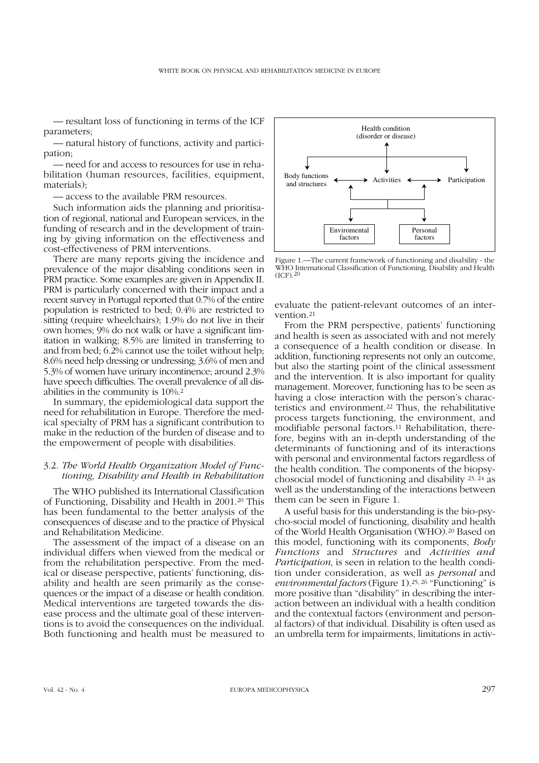— resultant loss of functioning in terms of the ICF parameters;

— natural history of functions, activity and participation;

— need for and access to resources for use in rehabilitation (human resources, facilities, equipment, materials);

— access to the available PRM resources.

Such information aids the planning and prioritisation of regional, national and European services, in the funding of research and in the development of training by giving information on the effectiveness and cost-effectiveness of PRM interventions.

There are many reports giving the incidence and prevalence of the major disabling conditions seen in PRM practice. Some examples are given in Appendix II. PRM is particularly concerned with their impact and a recent survey in Portugal reported that 0.7% of the entire population is restricted to bed; 0.4% are restricted to sitting (require wheelchairs); 1.9% do not live in their own homes; 9% do not walk or have a significant limitation in walking; 8.5% are limited in transferring to and from bed; 6.2% cannot use the toilet without help; 8.6% need help dressing or undressing; 3.6% of men and 5.3% of women have urinary incontinence; around 2.3% have speech difficulties. The overall prevalence of all disabilities in the community is 10%.[2]

In summary, the epidemiological data support the need for rehabilitation in Europe. Therefore the medical specialty of PRM has a significant contribution to make in the reduction of the burden of disease and to the empowerment of people with disabilities.

### 3.2. *The World Health Organization Model of Functioning, Disability and Health in Rehabilitation*

The WHO published its International Classification of Functioning, Disability and Health in 2001.[20] This has been fundamental to the better analysis of the consequences of disease and to the practice of Physical and Rehabilitation Medicine.

The assessment of the impact of a disease on an individual differs when viewed from the medical or from the rehabilitation perspective. From the medical or disease perspective, patients' functioning, disability and health are seen primarily as the consequences or the impact of a disease or health condition. Medical interventions are targeted towards the disease process and the ultimate goal of these interventions is to avoid the consequences on the individual. Both functioning and health must be measured to evaluate the patient-relevant outcomes of an intervention.[21]

Health condition (disorder or disease)

Body functions and structures ↔ Activities ↔ Participation

Enviromental factors — Personal factors

Figure 1.—The current framework of functioning and disability - the WHO International Classification of Functioning, Disability and Health (ICF).[20]

From the PRM perspective, patients' functioning and health is seen as associated with and not merely a consequence of a health condition or disease. In addition, functioning represents not only an outcome, but also the starting point of the clinical assessment and the intervention. It is also important for quality management. Moreover, functioning has to be seen as having a close interaction with the person's characteristics and environment.[22] Thus, the rehabilitative process targets functioning, the environment, and modifiable personal factors.[11] Rehabilitation, therefore, begins with an in-depth understanding of the determinants of functioning and of its interactions with personal and environmental factors regardless of the health condition. The components of the biopsychosocial model of functioning and disability [23, 24] as well as the understanding of the interactions between them can be seen in Figure 1.

A useful basis for this understanding is the bio-psycho-social model of functioning, disability and health of the World Health Organisation (WHO).[20] Based on this model, functioning with its components, *Body Functions* and *Structures* and *Activities and Participation*, is seen in relation to the health condition under consideration, as well as *personal* and *environmental factors* (Figure 1).[25, 26] "Functioning" is more positive than "disability" in describing the interaction between an individual with a health condition and the contextual factors (environment and personal factors) of that individual. Disability is often used as an umbrella term for impairments, limitations in activ-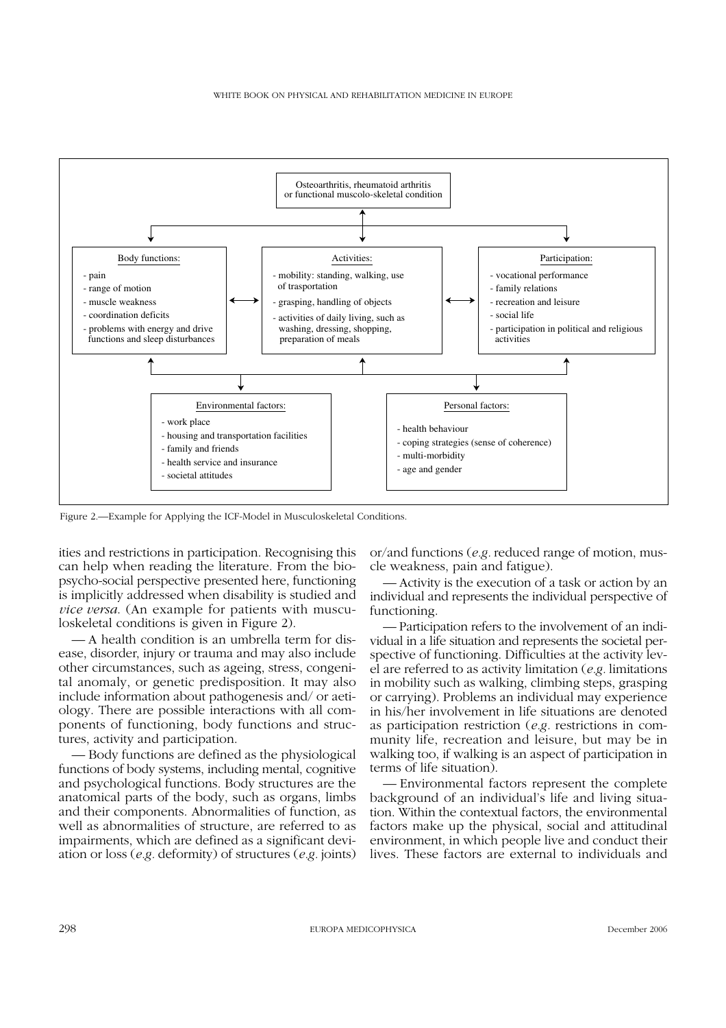Osteoarthritis, rheumatoid arthritis or functional muscolo-skeletal condition

Body functions:
- pain
- range of motion
- muscle weakness
- coordination deficits
- problems with energy and drive functions and sleep disturbances

Activities:
- mobility: standing, walking, use of trasportation
- grasping, handling of objects
- activities of daily living, such as washing, dressing, shopping, preparation of meals

Participation:
- vocational performance
- family relations
- recreation and leisure
- social life
- participation in political and religious activities

Environmental factors:
- work place
- housing and transportation facilities
- family and friends
- health service and insurance
- societal attitudes

Personal factors:
- health behaviour
- coping strategies (sense of coherence)
- multi-morbidity
- age and gender

Figure 2.—Example for Applying the ICF-Model in Musculoskeletal Conditions.

ities and restrictions in participation. Recognising this can help when reading the literature. From the biopsycho-social perspective presented here, functioning is implicitly addressed when disability is studied and *vice versa.* (An example for patients with musculoskeletal conditions is given in Figure 2).

— A health condition is an umbrella term for disease, disorder, injury or trauma and may also include other circumstances, such as ageing, stress, congenital anomaly, or genetic predisposition. It may also include information about pathogenesis and/ or aetiology. There are possible interactions with all components of functioning, body functions and structures, activity and participation.

— Body functions are defined as the physiological functions of body systems, including mental, cognitive and psychological functions. Body structures are the anatomical parts of the body, such as organs, limbs and their components. Abnormalities of function, as well as abnormalities of structure, are referred to as impairments, which are defined as a significant deviation or loss (*e.g.* deformity) of structures (*e.g.* joints) or/and functions (*e.g.* reduced range of motion, muscle weakness, pain and fatigue).

— Activity is the execution of a task or action by an individual and represents the individual perspective of functioning.

— Participation refers to the involvement of an individual in a life situation and represents the societal perspective of functioning. Difficulties at the activity level are referred to as activity limitation (*e.g.* limitations in mobility such as walking, climbing steps, grasping or carrying). Problems an individual may experience in his/her involvement in life situations are denoted as participation restriction (*e.g.* restrictions in community life, recreation and leisure, but may be in walking too, if walking is an aspect of participation in terms of life situation).

— Environmental factors represent the complete background of an individual's life and living situation. Within the contextual factors, the environmental factors make up the physical, social and attitudinal environment, in which people live and conduct their lives. These factors are external to individuals and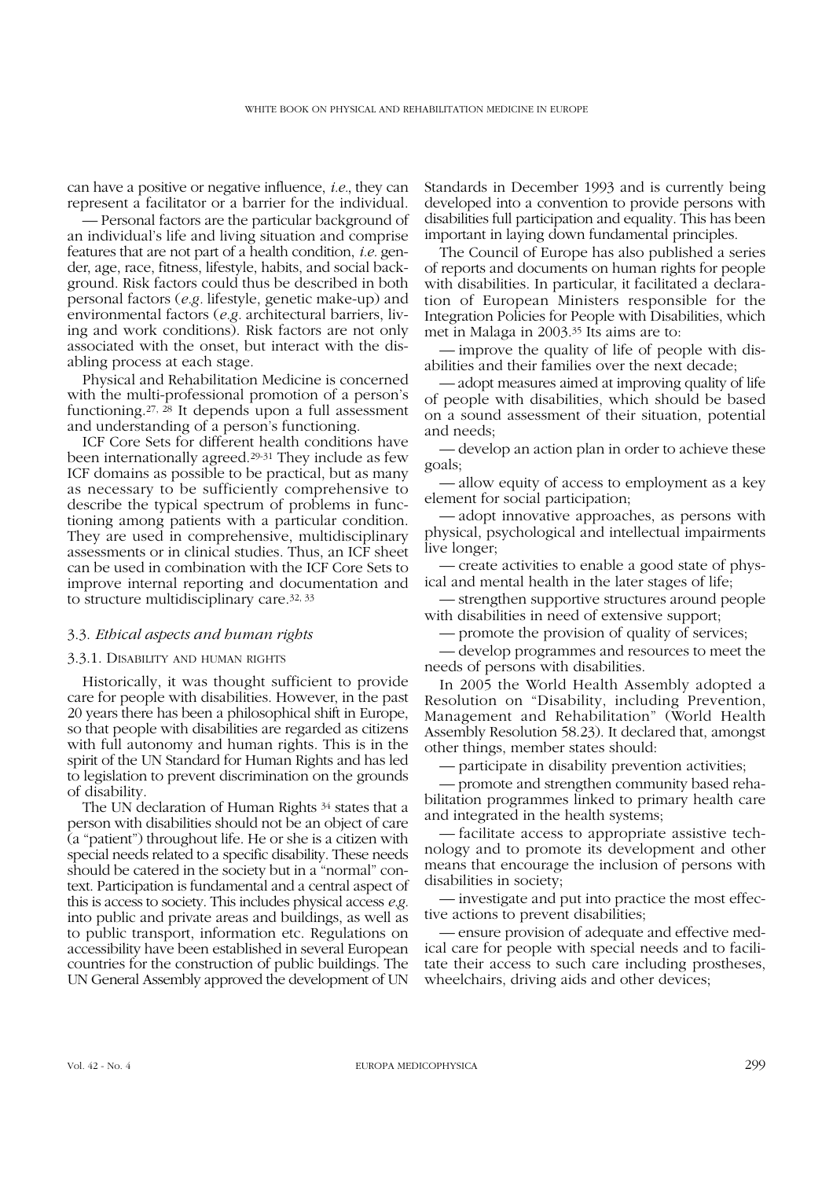can have a positive or negative influence, *i.e.*, they can represent a facilitator or a barrier for the individual.

— Personal factors are the particular background of an individual's life and living situation and comprise features that are not part of a health condition, *i.e.* gender, age, race, fitness, lifestyle, habits, and social background. Risk factors could thus be described in both personal factors (*e.g.* lifestyle, genetic make-up) and environmental factors (*e.g.* architectural barriers, living and work conditions). Risk factors are not only associated with the onset, but interact with the disabling process at each stage.

Physical and Rehabilitation Medicine is concerned with the multi-professional promotion of a person's functioning.[27, 28] It depends upon a full assessment and understanding of a person's functioning.

ICF Core Sets for different health conditions have been internationally agreed.[29-31] They include as few ICF domains as possible to be practical, but as many as necessary to be sufficiently comprehensive to describe the typical spectrum of problems in functioning among patients with a particular condition. They are used in comprehensive, multidisciplinary assessments or in clinical studies. Thus, an ICF sheet can be used in combination with the ICF Core Sets to improve internal reporting and documentation and to structure multidisciplinary care.[32, 33]

### 3.3. *Ethical aspects and human rights*

#### 3.3.1. Disability and human rights

Historically, it was thought sufficient to provide care for people with disabilities. However, in the past 20 years there has been a philosophical shift in Europe, so that people with disabilities are regarded as citizens with full autonomy and human rights. This is in the spirit of the UN Standard for Human Rights and has led to legislation to prevent discrimination on the grounds of disability.

The UN declaration of Human Rights [34] states that a person with disabilities should not be an object of care (a "patient") throughout life. He or she is a citizen with special needs related to a specific disability. These needs should be catered in the society but in a "normal" context. Participation is fundamental and a central aspect of this is access to society. This includes physical access *e.g.* into public and private areas and buildings, as well as to public transport, information etc. Regulations on accessibility have been established in several European countries for the construction of public buildings. The UN General Assembly approved the development of UN Standards in December 1993 and is currently being developed into a convention to provide persons with disabilities full participation and equality. This has been important in laying down fundamental principles.

The Council of Europe has also published a series of reports and documents on human rights for people with disabilities. In particular, it facilitated a declaration of European Ministers responsible for the Integration Policies for People with Disabilities, which met in Malaga in 2003.[35] Its aims are to:

— improve the quality of life of people with disabilities and their families over the next decade;

— adopt measures aimed at improving quality of life of people with disabilities, which should be based on a sound assessment of their situation, potential and needs;

— develop an action plan in order to achieve these goals;

— allow equity of access to employment as a key element for social participation;

— adopt innovative approaches, as persons with physical, psychological and intellectual impairments live longer;

— create activities to enable a good state of physical and mental health in the later stages of life;

— strengthen supportive structures around people with disabilities in need of extensive support;

— promote the provision of quality of services;

— develop programmes and resources to meet the needs of persons with disabilities.

In 2005 the World Health Assembly adopted a Resolution on "Disability, including Prevention, Management and Rehabilitation" (World Health Assembly Resolution 58.23). It declared that, amongst other things, member states should:

— participate in disability prevention activities;

— promote and strengthen community based rehabilitation programmes linked to primary health care and integrated in the health systems;

— facilitate access to appropriate assistive technology and to promote its development and other means that encourage the inclusion of persons with disabilities in society;

— investigate and put into practice the most effective actions to prevent disabilities;

— ensure provision of adequate and effective medical care for people with special needs and to facilitate their access to such care including prostheses, wheelchairs, driving aids and other devices;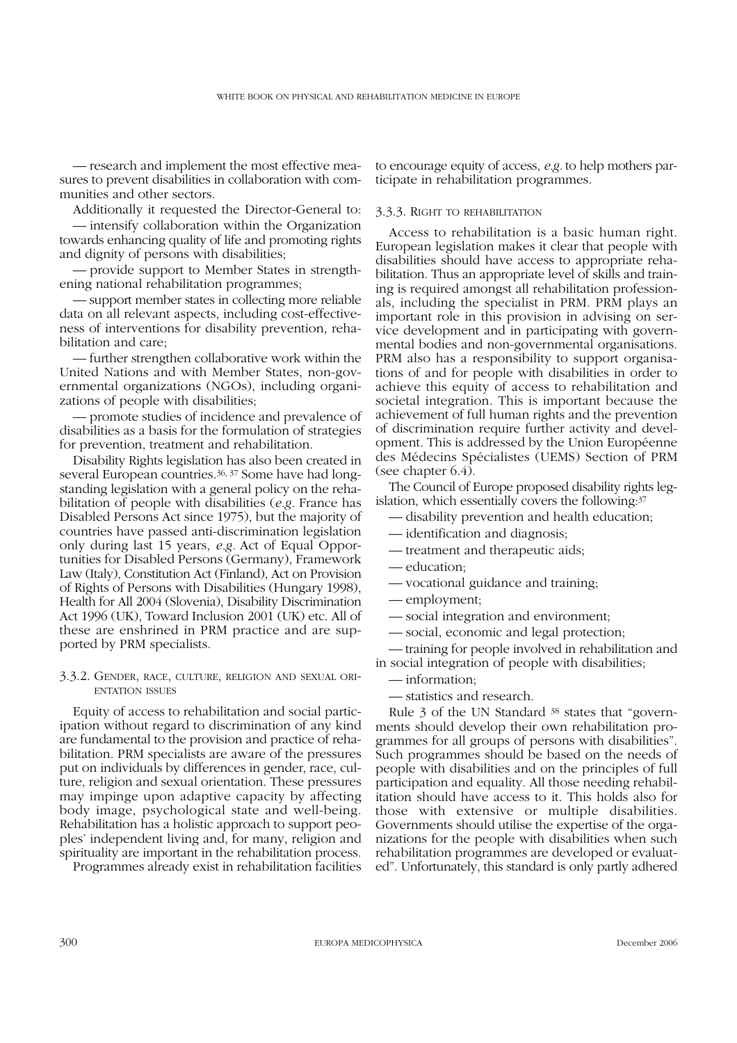— research and implement the most effective measures to prevent disabilities in collaboration with communities and other sectors.

Additionally it requested the Director-General to:

— intensify collaboration within the Organization towards enhancing quality of life and promoting rights and dignity of persons with disabilities;

— provide support to Member States in strengthening national rehabilitation programmes;

— support member states in collecting more reliable data on all relevant aspects, including cost-effectiveness of interventions for disability prevention, rehabilitation and care;

— further strengthen collaborative work within the United Nations and with Member States, non-governmental organizations (NGOs), including organizations of people with disabilities;

— promote studies of incidence and prevalence of disabilities as a basis for the formulation of strategies for prevention, treatment and rehabilitation.

Disability Rights legislation has also been created in several European countries.[36, 37] Some have had longstanding legislation with a general policy on the rehabilitation of people with disabilities (*e.g.* France has Disabled Persons Act since 1975), but the majority of countries have passed anti-discrimination legislation only during last 15 years, *e.g*. Act of Equal Opportunities for Disabled Persons (Germany), Framework Law (Italy), Constitution Act (Finland), Act on Provision of Rights of Persons with Disabilities (Hungary 1998), Health for All 2004 (Slovenia), Disability Discrimination Act 1996 (UK), Toward Inclusion 2001 (UK) etc. All of these are enshrined in PRM practice and are supported by PRM specialists.

### 3.3.2. Gender, race, culture, religion and sexual orientation issues

Equity of access to rehabilitation and social participation without regard to discrimination of any kind are fundamental to the provision and practice of rehabilitation. PRM specialists are aware of the pressures put on individuals by differences in gender, race, culture, religion and sexual orientation. These pressures may impinge upon adaptive capacity by affecting body image, psychological state and well-being. Rehabilitation has a holistic approach to support peoples' independent living and, for many, religion and spirituality are important in the rehabilitation process.

Programmes already exist in rehabilitation facilities to encourage equity of access, *e.g.* to help mothers participate in rehabilitation programmes.

### 3.3.3. Right to rehabilitation

Access to rehabilitation is a basic human right. European legislation makes it clear that people with disabilities should have access to appropriate rehabilitation. Thus an appropriate level of skills and training is required amongst all rehabilitation professionals, including the specialist in PRM. PRM plays an important role in this provision in advising on service development and in participating with governmental bodies and non-governmental organisations. PRM also has a responsibility to support organisations of and for people with disabilities in order to achieve this equity of access to rehabilitation and societal integration. This is important because the achievement of full human rights and the prevention of discrimination require further activity and development. This is addressed by the Union Européenne des Médecins Spécialistes (UEMS) Section of PRM (see chapter 6.4).

The Council of Europe proposed disability rights legislation, which essentially covers the following:[37]

— disability prevention and health education;

— identification and diagnosis;

— treatment and therapeutic aids;

— education;

— vocational guidance and training;

— employment;

— social integration and environment;

— social, economic and legal protection;

— training for people involved in rehabilitation and in social integration of people with disabilities;

— information;

— statistics and research.

Rule 3 of the UN Standard [38] states that "governments should develop their own rehabilitation programmes for all groups of persons with disabilities". Such programmes should be based on the needs of people with disabilities and on the principles of full participation and equality. All those needing rehabilitation should have access to it. This holds also for those with extensive or multiple disabilities. Governments should utilise the expertise of the organizations for the people with disabilities when such rehabilitation programmes are developed or evaluated". Unfortunately, this standard is only partly adhered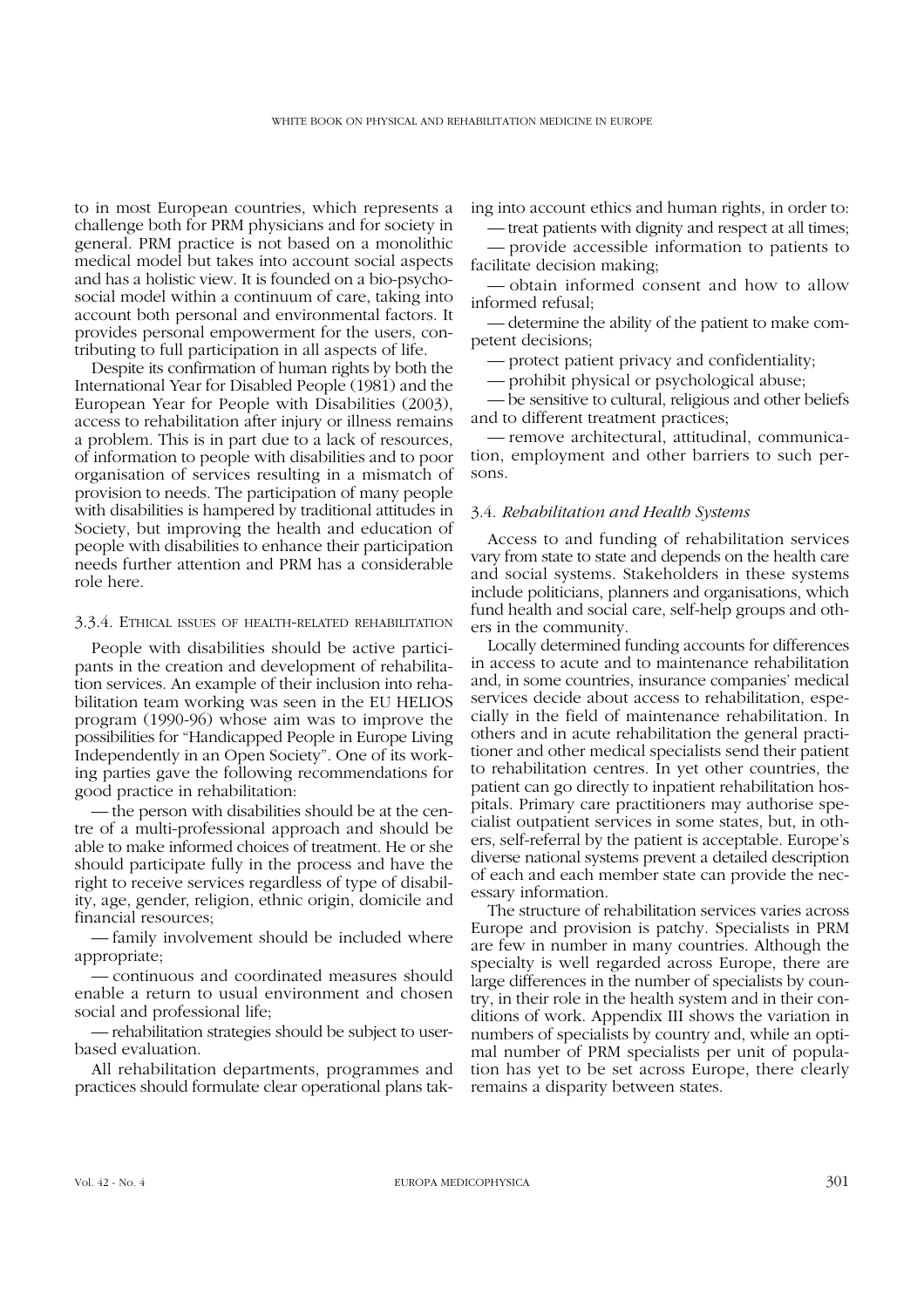to in most European countries, which represents a challenge both for PRM physicians and for society in general. PRM practice is not based on a monolithic medical model but takes into account social aspects and has a holistic view. It is founded on a bio-psycho-social model within a continuum of care, taking into account both personal and environmental factors. It provides personal empowerment for the users, contributing to full participation in all aspects of life.

Despite its confirmation of human rights by both the International Year for Disabled People (1981) and the European Year for People with Disabilities (2003), access to rehabilitation after injury or illness remains a problem. This is in part due to a lack of resources, of information to people with disabilities and to poor organisation of services resulting in a mismatch of provision to needs. The participation of many people with disabilities is hampered by traditional attitudes in Society, but improving the health and education of people with disabilities to enhance their participation needs further attention and PRM has a considerable role here.

#### 3.3.4. Ethical issues of health-related rehabilitation

People with disabilities should be active participants in the creation and development of rehabilitation services. An example of their inclusion into rehabilitation team working was seen in the EU HELIOS program (1990-96) whose aim was to improve the possibilities for "Handicapped People in Europe Living Independently in an Open Society". One of its working parties gave the following recommendations for good practice in rehabilitation:

— the person with disabilities should be at the centre of a multi-professional approach and should be able to make informed choices of treatment. He or she should participate fully in the process and have the right to receive services regardless of type of disability, age, gender, religion, ethnic origin, domicile and financial resources;

— family involvement should be included where appropriate;

— continuous and coordinated measures should enable a return to usual environment and chosen social and professional life;

— rehabilitation strategies should be subject to user-based evaluation.

All rehabilitation departments, programmes and practices should formulate clear operational plans taking into account ethics and human rights, in order to:

— treat patients with dignity and respect at all times;

— provide accessible information to patients to facilitate decision making;

— obtain informed consent and how to allow informed refusal;

— determine the ability of the patient to make competent decisions;

— protect patient privacy and confidentiality;

— prohibit physical or psychological abuse;

— be sensitive to cultural, religious and other beliefs and to different treatment practices;

— remove architectural, attitudinal, communication, employment and other barriers to such persons.

### 3.4. *Rehabilitation and Health Systems*

Access to and funding of rehabilitation services vary from state to state and depends on the health care and social systems. Stakeholders in these systems include politicians, planners and organisations, which fund health and social care, self-help groups and others in the community.

Locally determined funding accounts for differences in access to acute and to maintenance rehabilitation and, in some countries, insurance companies' medical services decide about access to rehabilitation, especially in the field of maintenance rehabilitation. In others and in acute rehabilitation the general practitioner and other medical specialists send their patient to rehabilitation centres. In yet other countries, the patient can go directly to inpatient rehabilitation hospitals. Primary care practitioners may authorise specialist outpatient services in some states, but, in others, self-referral by the patient is acceptable. Europe's diverse national systems prevent a detailed description of each and each member state can provide the necessary information.

The structure of rehabilitation services varies across Europe and provision is patchy. Specialists in PRM are few in number in many countries. Although the specialty is well regarded across Europe, there are large differences in the number of specialists by country, in their role in the health system and in their conditions of work. Appendix III shows the variation in numbers of specialists by country and, while an optimal number of PRM specialists per unit of population has yet to be set across Europe, there clearly remains a disparity between states.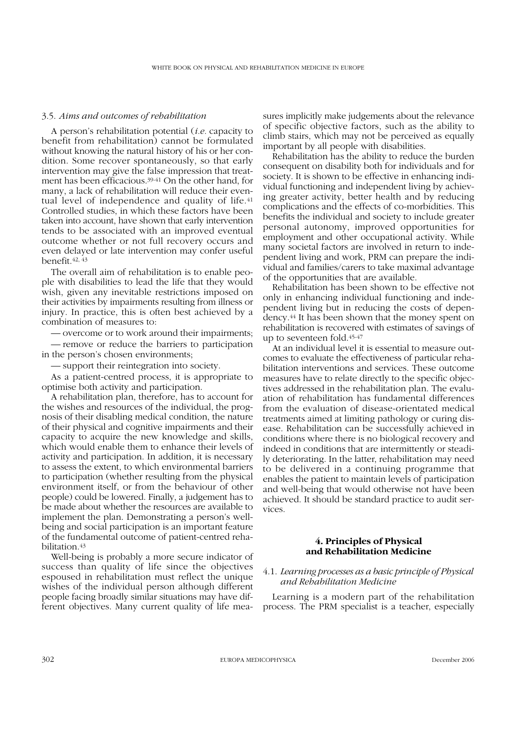### 3.5. *Aims and outcomes of rehabilitation*

A person's rehabilitation potential (*i.e.* capacity to benefit from rehabilitation) cannot be formulated without knowing the natural history of his or her condition. Some recover spontaneously, so that early intervention may give the false impression that treatment has been efficacious.[39-41] On the other hand, for many, a lack of rehabilitation will reduce their eventual level of independence and quality of life.[41] Controlled studies, in which these factors have been taken into account, have shown that early intervention tends to be associated with an improved eventual outcome whether or not full recovery occurs and even delayed or late intervention may confer useful benefit.[42, 43]

The overall aim of rehabilitation is to enable people with disabilities to lead the life that they would wish, given any inevitable restrictions imposed on their activities by impairments resulting from illness or injury. In practice, this is often best achieved by a combination of measures to:

— overcome or to work around their impairments;

— remove or reduce the barriers to participation in the person's chosen environments;

— support their reintegration into society.

As a patient-centred process, it is appropriate to optimise both activity and participation.

A rehabilitation plan, therefore, has to account for the wishes and resources of the individual, the prognosis of their disabling medical condition, the nature of their physical and cognitive impairments and their capacity to acquire the new knowledge and skills, which would enable them to enhance their levels of activity and participation. In addition, it is necessary to assess the extent, to which environmental barriers to participation (whether resulting from the physical environment itself, or from the behaviour of other people) could be lowered. Finally, a judgement has to be made about whether the resources are available to implement the plan. Demonstrating a person's well-being and social participation is an important feature of the fundamental outcome of patient-centred rehabilitation.[43]

Well-being is probably a more secure indicator of success than quality of life since the objectives espoused in rehabilitation must reflect the unique wishes of the individual person although different people facing broadly similar situations may have different objectives. Many current quality of life measures implicitly make judgements about the relevance of specific objective factors, such as the ability to climb stairs, which may not be perceived as equally important by all people with disabilities.

Rehabilitation has the ability to reduce the burden consequent on disability both for individuals and for society. It is shown to be effective in enhancing individual functioning and independent living by achieving greater activity, better health and by reducing complications and the effects of co-morbidities. This benefits the individual and society to include greater personal autonomy, improved opportunities for employment and other occupational activity. While many societal factors are involved in return to independent living and work, PRM can prepare the individual and families/carers to take maximal advantage of the opportunities that are available.

Rehabilitation has been shown to be effective not only in enhancing individual functioning and independent living but in reducing the costs of dependency.[44] It has been shown that the money spent on rehabilitation is recovered with estimates of savings of up to seventeen fold.[45-47]

At an individual level it is essential to measure outcomes to evaluate the effectiveness of particular rehabilitation interventions and services. These outcome measures have to relate directly to the specific objectives addressed in the rehabilitation plan. The evaluation of rehabilitation has fundamental differences from the evaluation of disease-orientated medical treatments aimed at limiting pathology or curing disease. Rehabilitation can be successfully achieved in conditions where there is no biological recovery and indeed in conditions that are intermittently or steadily deteriorating. In the latter, rehabilitation may need to be delivered in a continuing programme that enables the patient to maintain levels of participation and well-being that would otherwise not have been achieved. It should be standard practice to audit services.

## 4. Principles of Physical and Rehabilitation Medicine

### 4.1. *Learning processes as a basic principle of Physical and Rehabilitation Medicine*

Learning is a modern part of the rehabilitation process. The PRM specialist is a teacher, especially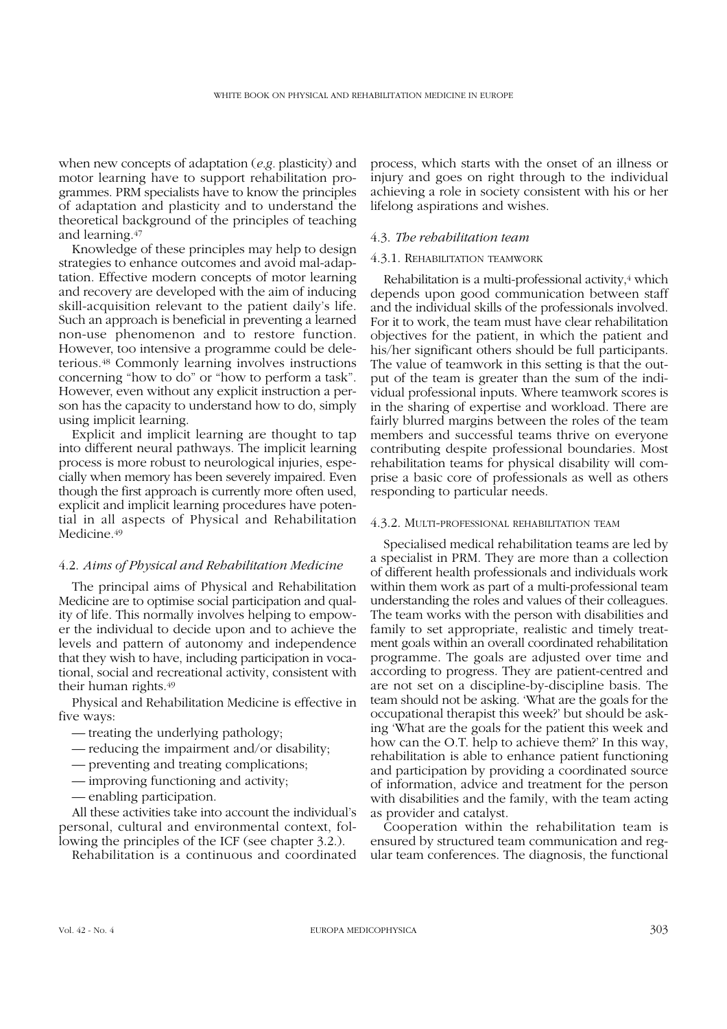when new concepts of adaptation (*e.g.* plasticity) and motor learning have to support rehabilitation programmes. PRM specialists have to know the principles of adaptation and plasticity and to understand the theoretical background of the principles of teaching and learning.[47]

Knowledge of these principles may help to design strategies to enhance outcomes and avoid mal-adaptation. Effective modern concepts of motor learning and recovery are developed with the aim of inducing skill-acquisition relevant to the patient daily's life. Such an approach is beneficial in preventing a learned non-use phenomenon and to restore function. However, too intensive a programme could be deleterious.[48] Commonly learning involves instructions concerning "how to do" or "how to perform a task". However, even without any explicit instruction a person has the capacity to understand how to do, simply using implicit learning.

Explicit and implicit learning are thought to tap into different neural pathways. The implicit learning process is more robust to neurological injuries, especially when memory has been severely impaired. Even though the first approach is currently more often used, explicit and implicit learning procedures have potential in all aspects of Physical and Rehabilitation Medicine.[49]

### 4.2. *Aims of Physical and Rehabilitation Medicine*

The principal aims of Physical and Rehabilitation Medicine are to optimise social participation and quality of life. This normally involves helping to empower the individual to decide upon and to achieve the levels and pattern of autonomy and independence that they wish to have, including participation in vocational, social and recreational activity, consistent with their human rights.[49]

Physical and Rehabilitation Medicine is effective in five ways:

- — treating the underlying pathology;
- — reducing the impairment and/or disability;
- — preventing and treating complications;
- — improving functioning and activity;
- — enabling participation.

All these activities take into account the individual's personal, cultural and environmental context, following the principles of the ICF (see chapter 3.2.).

Rehabilitation is a continuous and coordinated process, which starts with the onset of an illness or injury and goes on right through to the individual achieving a role in society consistent with his or her lifelong aspirations and wishes.

### 4.3. *The rehabilitation team*

#### 4.3.1. Rehabilitation teamwork

Rehabilitation is a multi-professional activity,[4] which depends upon good communication between staff and the individual skills of the professionals involved. For it to work, the team must have clear rehabilitation objectives for the patient, in which the patient and his/her significant others should be full participants. The value of teamwork in this setting is that the output of the team is greater than the sum of the individual professional inputs. Where teamwork scores is in the sharing of expertise and workload. There are fairly blurred margins between the roles of the team members and successful teams thrive on everyone contributing despite professional boundaries. Most rehabilitation teams for physical disability will comprise a basic core of professionals as well as others responding to particular needs.

#### 4.3.2. Multi-professional rehabilitation team

Specialised medical rehabilitation teams are led by a specialist in PRM. They are more than a collection of different health professionals and individuals work within them work as part of a multi-professional team understanding the roles and values of their colleagues. The team works with the person with disabilities and family to set appropriate, realistic and timely treatment goals within an overall coordinated rehabilitation programme. The goals are adjusted over time and according to progress. They are patient-centred and are not set on a discipline-by-discipline basis. The team should not be asking. 'What are the goals for the occupational therapist this week?' but should be asking 'What are the goals for the patient this week and how can the O.T. help to achieve them?' In this way, rehabilitation is able to enhance patient functioning and participation by providing a coordinated source of information, advice and treatment for the person with disabilities and the family, with the team acting as provider and catalyst.

Cooperation within the rehabilitation team is ensured by structured team communication and regular team conferences. The diagnosis, the functional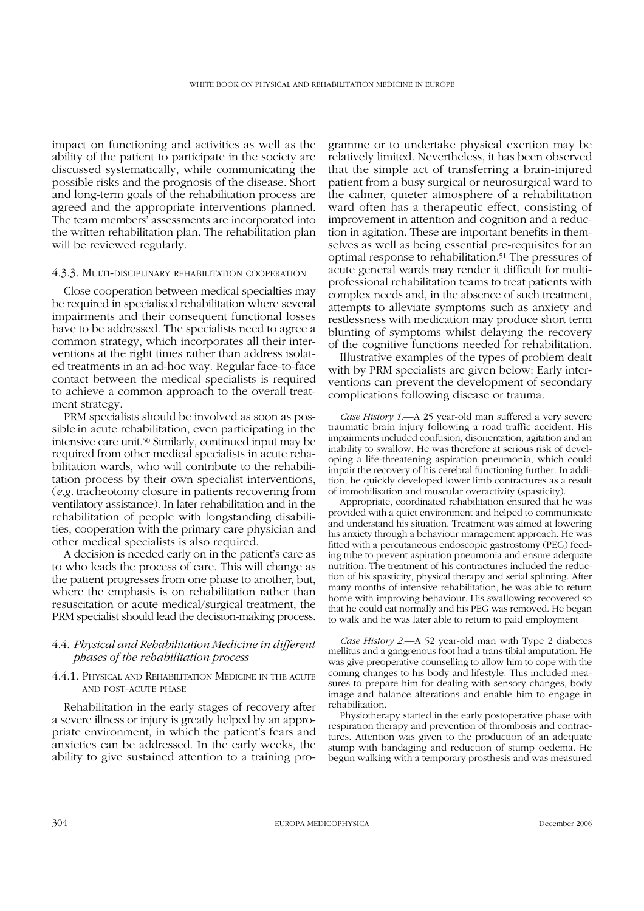impact on functioning and activities as well as the ability of the patient to participate in the society are discussed systematically, while communicating the possible risks and the prognosis of the disease. Short and long-term goals of the rehabilitation process are agreed and the appropriate interventions planned. The team members' assessments are incorporated into the written rehabilitation plan. The rehabilitation plan will be reviewed regularly.

#### 4.3.3. Multi-disciplinary rehabilitation cooperation

Close cooperation between medical specialties may be required in specialised rehabilitation where several impairments and their consequent functional losses have to be addressed. The specialists need to agree a common strategy, which incorporates all their interventions at the right times rather than address isolated treatments in an ad-hoc way. Regular face-to-face contact between the medical specialists is required to achieve a common approach to the overall treatment strategy.

PRM specialists should be involved as soon as possible in acute rehabilitation, even participating in the intensive care unit.[50] Similarly, continued input may be required from other medical specialists in acute rehabilitation wards, who will contribute to the rehabilitation process by their own specialist interventions, (*e.g.* tracheotomy closure in patients recovering from ventilatory assistance). In later rehabilitation and in the rehabilitation of people with longstanding disabilities, cooperation with the primary care physician and other medical specialists is also required.

A decision is needed early on in the patient's care as to who leads the process of care. This will change as the patient progresses from one phase to another, but, where the emphasis is on rehabilitation rather than resuscitation or acute medical/surgical treatment, the PRM specialist should lead the decision-making process.

### 4.4. *Physical and Rehabilitation Medicine in different phases of the rehabilitation process*

#### 4.4.1. Physical and Rehabilitation Medicine in the acute and post-acute phase

Rehabilitation in the early stages of recovery after a severe illness or injury is greatly helped by an appropriate environment, in which the patient's fears and anxieties can be addressed. In the early weeks, the ability to give sustained attention to a training programme or to undertake physical exertion may be relatively limited. Nevertheless, it has been observed that the simple act of transferring a brain-injured patient from a busy surgical or neurosurgical ward to the calmer, quieter atmosphere of a rehabilitation ward often has a therapeutic effect, consisting of improvement in attention and cognition and a reduction in agitation. These are important benefits in themselves as well as being essential pre-requisites for an optimal response to rehabilitation.[51] The pressures of acute general wards may render it difficult for multiprofessional rehabilitation teams to treat patients with complex needs and, in the absence of such treatment, attempts to alleviate symptoms such as anxiety and restlessness with medication may produce short term blunting of symptoms whilst delaying the recovery of the cognitive functions needed for rehabilitation.

Illustrative examples of the types of problem dealt with by PRM specialists are given below: Early interventions can prevent the development of secondary complications following disease or trauma.

*Case History 1.*—A 25 year-old man suffered a very severe traumatic brain injury following a road traffic accident. His impairments included confusion, disorientation, agitation and an inability to swallow. He was therefore at serious risk of developing a life-threatening aspiration pneumonia, which could impair the recovery of his cerebral functioning further. In addition, he quickly developed lower limb contractures as a result of immobilisation and muscular overactivity (spasticity).

Appropriate, coordinated rehabilitation ensured that he was provided with a quiet environment and helped to communicate and understand his situation. Treatment was aimed at lowering his anxiety through a behaviour management approach. He was fitted with a percutaneous endoscopic gastrostomy (PEG) feeding tube to prevent aspiration pneumonia and ensure adequate nutrition. The treatment of his contractures included the reduction of his spasticity, physical therapy and serial splinting. After many months of intensive rehabilitation, he was able to return home with improving behaviour. His swallowing recovered so that he could eat normally and his PEG was removed. He began to walk and he was later able to return to paid employment

*Case History 2.*—A 52 year-old man with Type 2 diabetes mellitus and a gangrenous foot had a trans-tibial amputation. He was give preoperative counselling to allow him to cope with the coming changes to his body and lifestyle. This included measures to prepare him for dealing with sensory changes, body image and balance alterations and enable him to engage in rehabilitation.

Physiotherapy started in the early postoperative phase with respiration therapy and prevention of thrombosis and contractures. Attention was given to the production of an adequate stump with bandaging and reduction of stump oedema. He begun walking with a temporary prosthesis and was measured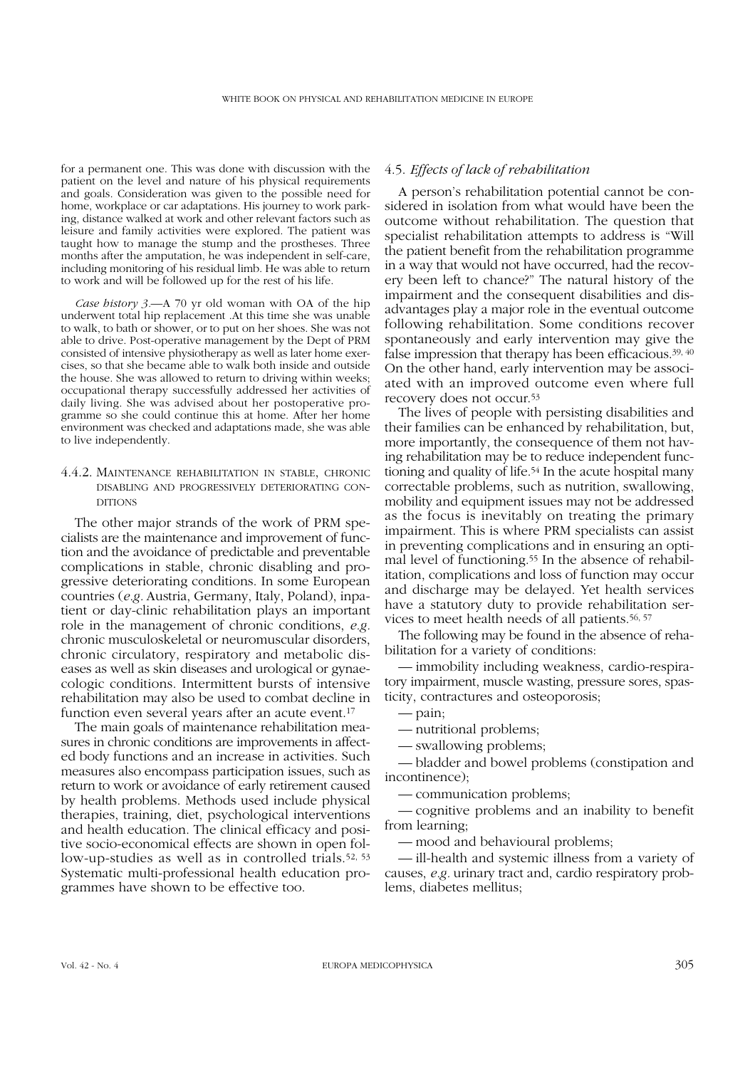for a permanent one. This was done with discussion with the patient on the level and nature of his physical requirements and goals. Consideration was given to the possible need for home, workplace or car adaptations. His journey to work parking, distance walked at work and other relevant factors such as leisure and family activities were explored. The patient was taught how to manage the stump and the prostheses. Three months after the amputation, he was independent in self-care, including monitoring of his residual limb. He was able to return to work and will be followed up for the rest of his life.

*Case history 3*.—A 70 yr old woman with OA of the hip underwent total hip replacement .At this time she was unable to walk, to bath or shower, or to put on her shoes. She was not able to drive. Post-operative management by the Dept of PRM consisted of intensive physiotherapy as well as later home exercises, so that she became able to walk both inside and outside the house. She was allowed to return to driving within weeks; occupational therapy successfully addressed her activities of daily living. She was advised about her postoperative programme so she could continue this at home. After her home environment was checked and adaptations made, she was able to live independently.

#### 4.4.2. Maintenance rehabilitation in stable, chronic disabling and progressively deteriorating conditions

The other major strands of the work of PRM specialists are the maintenance and improvement of function and the avoidance of predictable and preventable complications in stable, chronic disabling and progressive deteriorating conditions. In some European countries (*e.g*. Austria, Germany, Italy, Poland), inpatient or day-clinic rehabilitation plays an important role in the management of chronic conditions, *e.g*. chronic musculoskeletal or neuromuscular disorders, chronic circulatory, respiratory and metabolic diseases as well as skin diseases and urological or gynaecologic conditions. Intermittent bursts of intensive rehabilitation may also be used to combat decline in function even several years after an acute event.[17]

The main goals of maintenance rehabilitation measures in chronic conditions are improvements in affected body functions and an increase in activities. Such measures also encompass participation issues, such as return to work or avoidance of early retirement caused by health problems. Methods used include physical therapies, training, diet, psychological interventions and health education. The clinical efficacy and positive socio-economical effects are shown in open follow-up-studies as well as in controlled trials.[52, 53] Systematic multi-professional health education programmes have shown to be effective too.

### 4.5. *Effects of lack of rehabilitation*

A person's rehabilitation potential cannot be considered in isolation from what would have been the outcome without rehabilitation. The question that specialist rehabilitation attempts to address is "Will the patient benefit from the rehabilitation programme in a way that would not have occurred, had the recovery been left to chance?" The natural history of the impairment and the consequent disabilities and disadvantages play a major role in the eventual outcome following rehabilitation. Some conditions recover spontaneously and early intervention may give the false impression that therapy has been efficacious.[39, 40] On the other hand, early intervention may be associated with an improved outcome even where full recovery does not occur.[53]

The lives of people with persisting disabilities and their families can be enhanced by rehabilitation, but, more importantly, the consequence of them not having rehabilitation may be to reduce independent functioning and quality of life.[54] In the acute hospital many correctable problems, such as nutrition, swallowing, mobility and equipment issues may not be addressed as the focus is inevitably on treating the primary impairment. This is where PRM specialists can assist in preventing complications and in ensuring an optimal level of functioning.[55] In the absence of rehabilitation, complications and loss of function may occur and discharge may be delayed. Yet health services have a statutory duty to provide rehabilitation services to meet health needs of all patients.[56, 57]

The following may be found in the absence of rehabilitation for a variety of conditions:

— immobility including weakness, cardio-respiratory impairment, muscle wasting, pressure sores, spasticity, contractures and osteoporosis;

— pain;

— nutritional problems;

— swallowing problems;

— bladder and bowel problems (constipation and incontinence);

— communication problems;

— cognitive problems and an inability to benefit from learning;

— mood and behavioural problems;

— ill-health and systemic illness from a variety of causes, *e.g*. urinary tract and, cardio respiratory problems, diabetes mellitus;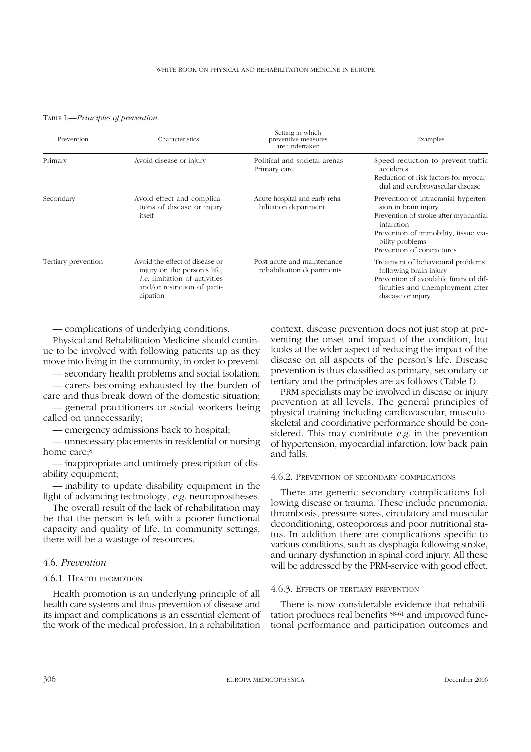TABLE I.—*Principles of prevention.*

| Prevention | Characteristics | Setting in which preventive measures are undertaken | Examples |
|---|---|---|---|
| Primary | Avoid disease or injury | Political and societal arenas<br>Primary care | Speed reduction to prevent traffic accidents<br>Reduction of risk factors for myocardial and cerebrovascular disease |
| Secondary | Avoid effect and complications of disease or injury itself | Acute hospital and early rehabilitation department | Prevention of intracranial hypertension in brain injury<br>Prevention of stroke after myocardial infarction<br>Prevention of immobility, tissue viability problems<br>Prevention of contractures |
| Tertiary prevention | Avoid the effect of disease or injury on the person's life, *i.e.* limitation of activities and/or restriction of participation | Post-acute and maintenance rehabilitation departments | Treatment of behavioural problems following brain injury<br>Prevention of avoidable financial difficulties and unemployment after disease or injury |

— complications of underlying conditions.

Physical and Rehabilitation Medicine should continue to be involved with following patients up as they move into living in the community, in order to prevent:

— secondary health problems and social isolation;

— carers becoming exhausted by the burden of care and thus break down of the domestic situation;

— general practitioners or social workers being called on unnecessarily;

— emergency admissions back to hospital;

— unnecessary placements in residential or nursing home care;[8]

— inappropriate and untimely prescription of disability equipment;

— inability to update disability equipment in the light of advancing technology, *e.g.* neuroprostheses.

The overall result of the lack of rehabilitation may be that the person is left with a poorer functional capacity and quality of life. In community settings, there will be a wastage of resources.

## 4.6. *Prevention*

### 4.6.1. Health promotion

Health promotion is an underlying principle of all health care systems and thus prevention of disease and its impact and complications is an essential element of the work of the medical profession. In a rehabilitation context, disease prevention does not just stop at preventing the onset and impact of the condition, but looks at the wider aspect of reducing the impact of the disease on all aspects of the person's life. Disease prevention is thus classified as primary, secondary or tertiary and the principles are as follows (Table I).

PRM specialists may be involved in disease or injury prevention at all levels. The general principles of physical training including cardiovascular, musculoskeletal and coordinative performance should be considered. This may contribute *e.g.* in the prevention of hypertension, myocardial infarction, low back pain and falls.

### 4.6.2. Prevention of secondary complications

There are generic secondary complications following disease or trauma. These include pneumonia, thrombosis, pressure sores, circulatory and muscular deconditioning, osteoporosis and poor nutritional status. In addition there are complications specific to various conditions, such as dysphagia following stroke, and urinary dysfunction in spinal cord injury. All these will be addressed by the PRM-service with good effect.

### 4.6.3. Effects of tertiary prevention

There is now considerable evidence that rehabilitation produces real benefits [58-61] and improved functional performance and participation outcomes and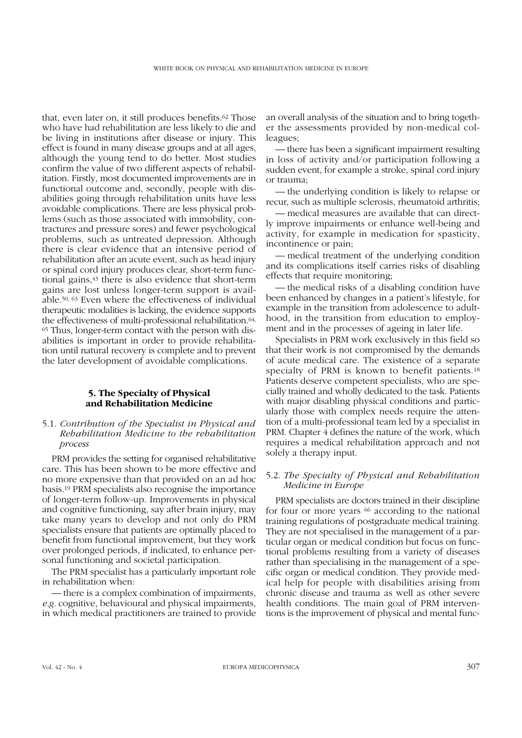that, even later on, it still produces benefits.[62] Those who have had rehabilitation are less likely to die and be living in institutions after disease or injury. This effect is found in many disease groups and at all ages, although the young tend to do better. Most studies confirm the value of two different aspects of rehabilitation. Firstly, most documented improvements are in functional outcome and, secondly, people with disabilities going through rehabilitation units have less avoidable complications. There are less physical problems (such as those associated with immobility, contractures and pressure sores) and fewer psychological problems, such as untreated depression. Although there is clear evidence that an intensive period of rehabilitation after an acute event, such as head injury or spinal cord injury produces clear, short-term functional gains,[43] there is also evidence that short-term gains are lost unless longer-term support is available.[50, 63] Even where the effectiveness of individual therapeutic modalities is lacking, the evidence supports the effectiveness of multi-professional rehabilitation.[64, 65] Thus, longer-term contact with the person with disabilities is important in order to provide rehabilitation until natural recovery is complete and to prevent the later development of avoidable complications.

## 5. The Specialty of Physical and Rehabilitation Medicine

### 5.1. *Contribution of the Specialist in Physical and Rehabilitation Medicine to the rehabilitation process*

PRM provides the setting for organised rehabilitative care. This has been shown to be more effective and no more expensive than that provided on an ad hoc basis.[19] PRM specialists also recognise the importance of longer-term follow-up. Improvements in physical and cognitive functioning, say after brain injury, may take many years to develop and not only do PRM specialists ensure that patients are optimally placed to benefit from functional improvement, but they work over prolonged periods, if indicated, to enhance personal functioning and societal participation.

The PRM specialist has a particularly important role in rehabilitation when:

— there is a complex combination of impairments, *e.g.* cognitive, behavioural and physical impairments, in which medical practitioners are trained to provide an overall analysis of the situation and to bring together the assessments provided by non-medical colleagues;

— there has been a significant impairment resulting in loss of activity and/or participation following a sudden event, for example a stroke, spinal cord injury or trauma;

— the underlying condition is likely to relapse or recur, such as multiple sclerosis, rheumatoid arthritis;

— medical measures are available that can directly improve impairments or enhance well-being and activity, for example in medication for spasticity, incontinence or pain;

— medical treatment of the underlying condition and its complications itself carries risks of disabling effects that require monitoring;

— the medical risks of a disabling condition have been enhanced by changes in a patient's lifestyle, for example in the transition from adolescence to adulthood, in the transition from education to employment and in the processes of ageing in later life.

Specialists in PRM work exclusively in this field so that their work is not compromised by the demands of acute medical care. The existence of a separate specialty of PRM is known to benefit patients.[18] Patients deserve competent specialists, who are specially trained and wholly dedicated to the task. Patients with major disabling physical conditions and particularly those with complex needs require the attention of a multi-professional team led by a specialist in PRM. Chapter 4 defines the nature of the work, which requires a medical rehabilitation approach and not solely a therapy input.

### 5.2. *The Specialty of Physical and Rehabilitation Medicine in Europe*

PRM specialists are doctors trained in their discipline for four or more years [66] according to the national training regulations of postgraduate medical training. They are not specialised in the management of a particular organ or medical condition but focus on functional problems resulting from a variety of diseases rather than specialising in the management of a specific organ or medical condition. They provide medical help for people with disabilities arising from chronic disease and trauma as well as other severe health conditions. The main goal of PRM interventions is the improvement of physical and mental func-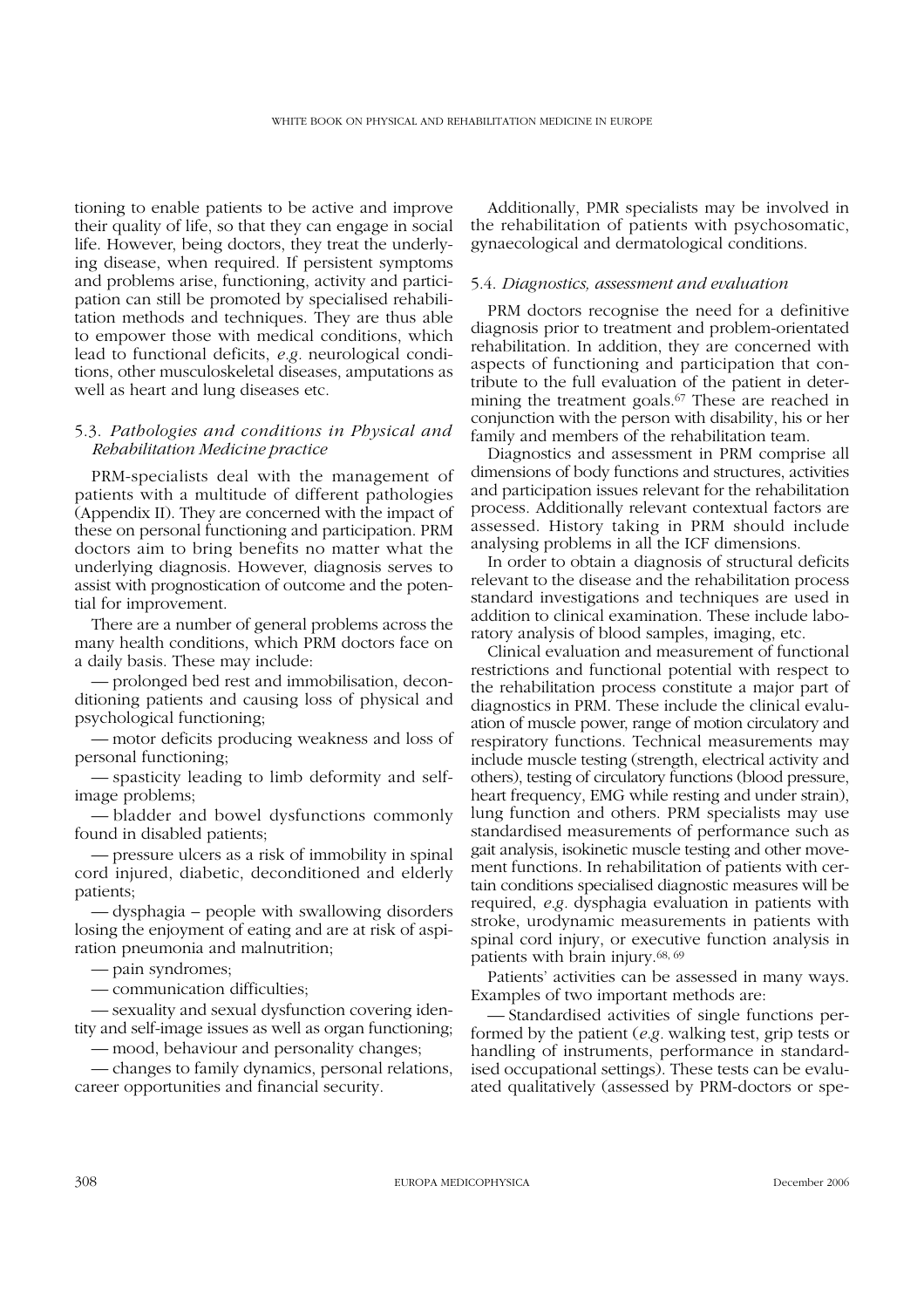tioning to enable patients to be active and improve their quality of life, so that they can engage in social life. However, being doctors, they treat the underlying disease, when required. If persistent symptoms and problems arise, functioning, activity and participation can still be promoted by specialised rehabilitation methods and techniques. They are thus able to empower those with medical conditions, which lead to functional deficits, *e.g.* neurological conditions, other musculoskeletal diseases, amputations as well as heart and lung diseases etc.

### 5.3. *Pathologies and conditions in Physical and Rehabilitation Medicine practice*

PRM-specialists deal with the management of patients with a multitude of different pathologies (Appendix II). They are concerned with the impact of these on personal functioning and participation. PRM doctors aim to bring benefits no matter what the underlying diagnosis. However, diagnosis serves to assist with prognostication of outcome and the potential for improvement.

There are a number of general problems across the many health conditions, which PRM doctors face on a daily basis. These may include:

— prolonged bed rest and immobilisation, deconditioning patients and causing loss of physical and psychological functioning;

— motor deficits producing weakness and loss of personal functioning;

— spasticity leading to limb deformity and self-image problems;

— bladder and bowel dysfunctions commonly found in disabled patients;

— pressure ulcers as a risk of immobility in spinal cord injured, diabetic, deconditioned and elderly patients;

— dysphagia – people with swallowing disorders losing the enjoyment of eating and are at risk of aspiration pneumonia and malnutrition;

— pain syndromes;

— communication difficulties;

— sexuality and sexual dysfunction covering identity and self-image issues as well as organ functioning;

— mood, behaviour and personality changes;

— changes to family dynamics, personal relations, career opportunities and financial security.

Additionally, PMR specialists may be involved in the rehabilitation of patients with psychosomatic, gynaecological and dermatological conditions.

### 5.4. *Diagnostics, assessment and evaluation*

PRM doctors recognise the need for a definitive diagnosis prior to treatment and problem-orientated rehabilitation. In addition, they are concerned with aspects of functioning and participation that contribute to the full evaluation of the patient in determining the treatment goals.[67] These are reached in conjunction with the person with disability, his or her family and members of the rehabilitation team.

Diagnostics and assessment in PRM comprise all dimensions of body functions and structures, activities and participation issues relevant for the rehabilitation process. Additionally relevant contextual factors are assessed. History taking in PRM should include analysing problems in all the ICF dimensions.

In order to obtain a diagnosis of structural deficits relevant to the disease and the rehabilitation process standard investigations and techniques are used in addition to clinical examination. These include laboratory analysis of blood samples, imaging, etc.

Clinical evaluation and measurement of functional restrictions and functional potential with respect to the rehabilitation process constitute a major part of diagnostics in PRM. These include the clinical evaluation of muscle power, range of motion circulatory and respiratory functions. Technical measurements may include muscle testing (strength, electrical activity and others), testing of circulatory functions (blood pressure, heart frequency, EMG while resting and under strain), lung function and others. PRM specialists may use standardised measurements of performance such as gait analysis, isokinetic muscle testing and other movement functions. In rehabilitation of patients with certain conditions specialised diagnostic measures will be required, *e.g.* dysphagia evaluation in patients with stroke, urodynamic measurements in patients with spinal cord injury, or executive function analysis in patients with brain injury.[68, 69]

Patients' activities can be assessed in many ways. Examples of two important methods are:

— Standardised activities of single functions performed by the patient (*e.g.* walking test, grip tests or handling of instruments, performance in standardised occupational settings). These tests can be evaluated qualitatively (assessed by PRM-doctors or spe-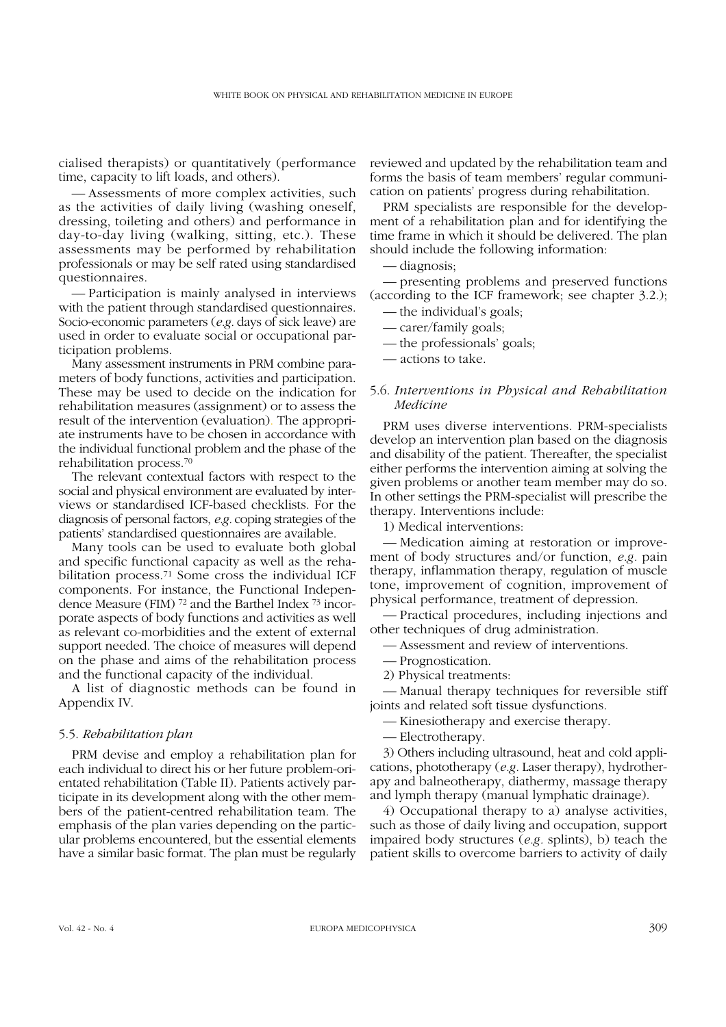cialised therapists) or quantitatively (performance time, capacity to lift loads, and others).

— Assessments of more complex activities, such as the activities of daily living (washing oneself, dressing, toileting and others) and performance in day-to-day living (walking, sitting, etc.). These assessments may be performed by rehabilitation professionals or may be self rated using standardised questionnaires.

— Participation is mainly analysed in interviews with the patient through standardised questionnaires. Socio-economic parameters (*e.g.* days of sick leave) are used in order to evaluate social or occupational participation problems.

Many assessment instruments in PRM combine parameters of body functions, activities and participation. These may be used to decide on the indication for rehabilitation measures (assignment) or to assess the result of the intervention (evaluation). The appropriate instruments have to be chosen in accordance with the individual functional problem and the phase of the rehabilitation process.[70]

The relevant contextual factors with respect to the social and physical environment are evaluated by interviews or standardised ICF-based checklists. For the diagnosis of personal factors, *e.g.* coping strategies of the patients' standardised questionnaires are available.

Many tools can be used to evaluate both global and specific functional capacity as well as the rehabilitation process.[71] Some cross the individual ICF components. For instance, the Functional Independence Measure (FIM) [72] and the Barthel Index [73] incorporate aspects of body functions and activities as well as relevant co-morbidities and the extent of external support needed. The choice of measures will depend on the phase and aims of the rehabilitation process and the functional capacity of the individual.

A list of diagnostic methods can be found in Appendix IV.

### 5.5. *Rehabilitation plan*

PRM devise and employ a rehabilitation plan for each individual to direct his or her future problem-orientated rehabilitation (Table II). Patients actively participate in its development along with the other members of the patient-centred rehabilitation team. The emphasis of the plan varies depending on the particular problems encountered, but the essential elements have a similar basic format. The plan must be regularly reviewed and updated by the rehabilitation team and forms the basis of team members' regular communication on patients' progress during rehabilitation.

PRM specialists are responsible for the development of a rehabilitation plan and for identifying the time frame in which it should be delivered. The plan should include the following information:

— diagnosis;

— presenting problems and preserved functions (according to the ICF framework; see chapter 3.2.);

— the individual's goals;

— carer/family goals;

— the professionals' goals;

— actions to take.

### 5.6. *Interventions in Physical and Rehabilitation Medicine*

PRM uses diverse interventions. PRM-specialists develop an intervention plan based on the diagnosis and disability of the patient. Thereafter, the specialist either performs the intervention aiming at solving the given problems or another team member may do so. In other settings the PRM-specialist will prescribe the therapy. Interventions include:

1) Medical interventions:

— Medication aiming at restoration or improvement of body structures and/or function, *e.g.* pain therapy, inflammation therapy, regulation of muscle tone, improvement of cognition, improvement of physical performance, treatment of depression.

— Practical procedures, including injections and other techniques of drug administration.

— Assessment and review of interventions.

— Prognostication.

2) Physical treatments:

— Manual therapy techniques for reversible stiff joints and related soft tissue dysfunctions.

— Kinesiotherapy and exercise therapy.

— Electrotherapy.

3) Others including ultrasound, heat and cold applications, phototherapy (*e.g.* Laser therapy), hydrotherapy and balneotherapy, diathermy, massage therapy and lymph therapy (manual lymphatic drainage).

4) Occupational therapy to a) analyse activities, such as those of daily living and occupation, support impaired body structures (*e.g.* splints), b) teach the patient skills to overcome barriers to activity of daily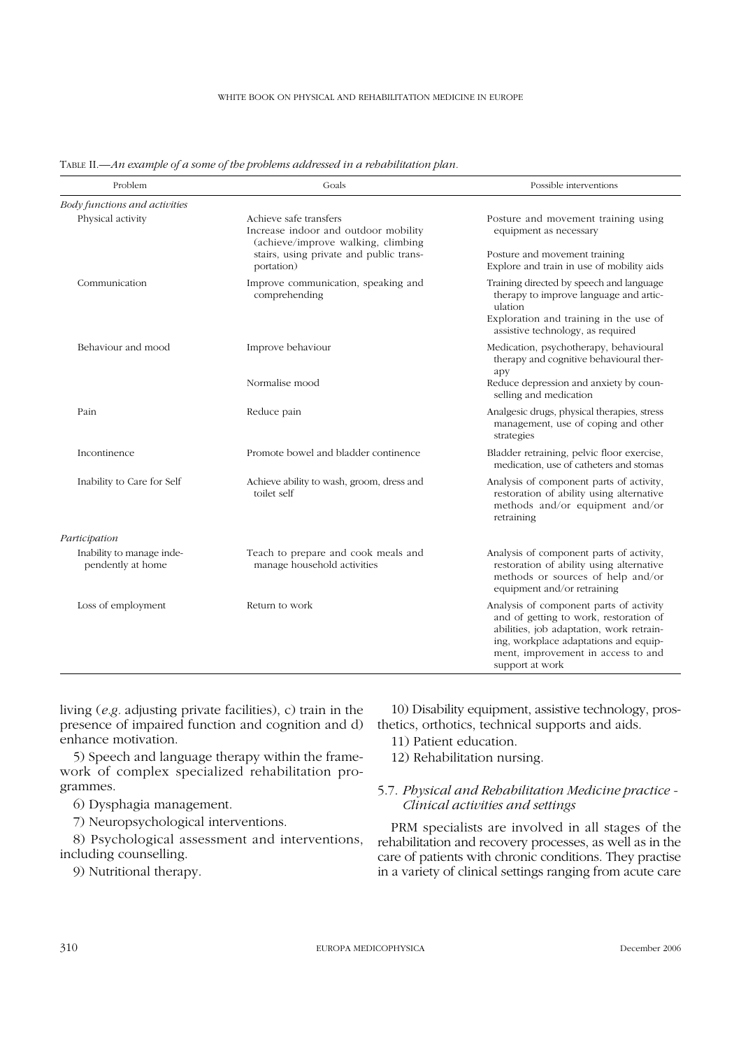TABLE II.—*An example of a some of the problems addressed in a rehabilitation plan.*

| Problem | Goals | Possible interventions |
|---|---|---|
| *Body functions and activities* | | |
| Physical activity | Achieve safe transfers | Posture and movement training using equipment as necessary |
| | Increase indoor and outdoor mobility (achieve/improve walking, climbing stairs, using private and public transportation) | Posture and movement training<br>Explore and train in use of mobility aids |
| Communication | Improve communication, speaking and comprehending | Training directed by speech and language therapy to improve language and articulation<br>Exploration and training in the use of assistive technology, as required |
| Behaviour and mood | Improve behaviour | Medication, psychotherapy, behavioural therapy and cognitive behavioural therapy |
| | Normalise mood | Reduce depression and anxiety by counselling and medication |
| Pain | Reduce pain | Analgesic drugs, physical therapies, stress management, use of coping and other strategies |
| Incontinence | Promote bowel and bladder continence | Bladder retraining, pelvic floor exercise, medication, use of catheters and stomas |
| Inability to Care for Self | Achieve ability to wash, groom, dress and toilet self | Analysis of component parts of activity, restoration of ability using alternative methods and/or equipment and/or retraining |
| *Participation* | | |
| Inability to manage independently at home | Teach to prepare and cook meals and manage household activities | Analysis of component parts of activity, restoration of ability using alternative methods or sources of help and/or equipment and/or retraining |
| Loss of employment | Return to work | Analysis of component parts of activity and of getting to work, restoration of abilities, job adaptation, work retraining, workplace adaptations and equipment, improvement in access to and support at work |

living (*e.g.* adjusting private facilities), c) train in the presence of impaired function and cognition and d) enhance motivation.

5) Speech and language therapy within the framework of complex specialized rehabilitation programmes.

6) Dysphagia management.

7) Neuropsychological interventions.

8) Psychological assessment and interventions, including counselling.

9) Nutritional therapy.

10) Disability equipment, assistive technology, prosthetics, orthotics, technical supports and aids.

11) Patient education.

12) Rehabilitation nursing.

### 5.7. *Physical and Rehabilitation Medicine practice - Clinical activities and settings*

PRM specialists are involved in all stages of the rehabilitation and recovery processes, as well as in the care of patients with chronic conditions. They practise in a variety of clinical settings ranging from acute care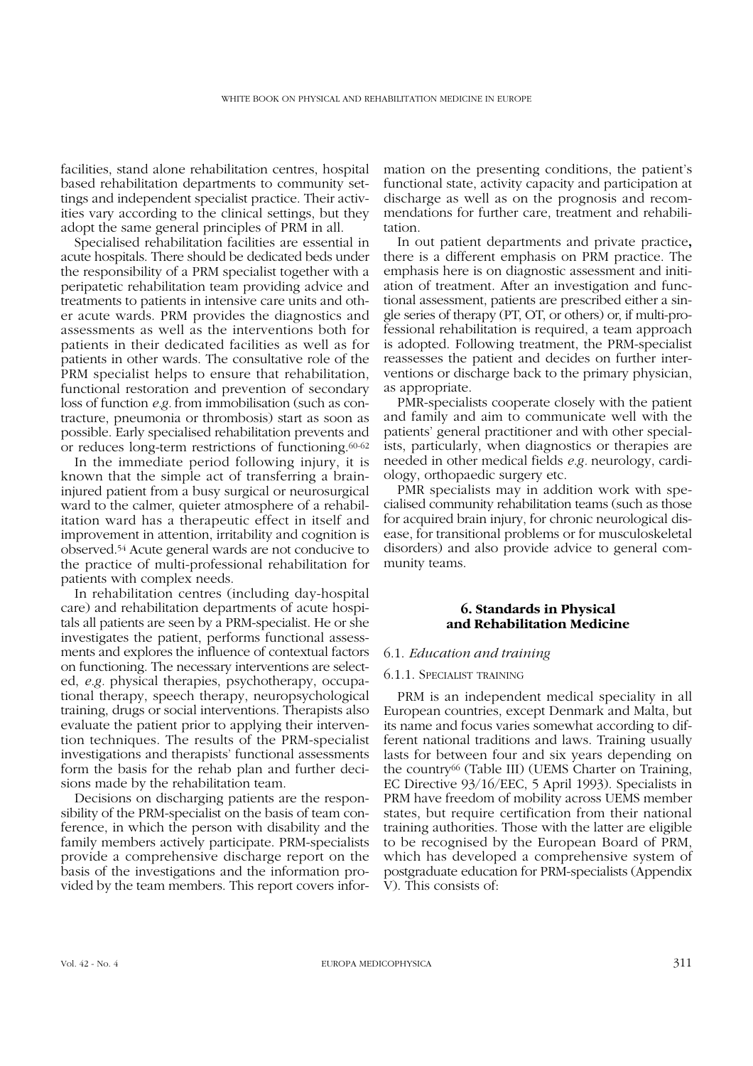facilities, stand alone rehabilitation centres, hospital based rehabilitation departments to community settings and independent specialist practice. Their activities vary according to the clinical settings, but they adopt the same general principles of PRM in all.

Specialised rehabilitation facilities are essential in acute hospitals. There should be dedicated beds under the responsibility of a PRM specialist together with a peripatetic rehabilitation team providing advice and treatments to patients in intensive care units and other acute wards. PRM provides the diagnostics and assessments as well as the interventions both for patients in their dedicated facilities as well as for patients in other wards. The consultative role of the PRM specialist helps to ensure that rehabilitation, functional restoration and prevention of secondary loss of function *e.g.* from immobilisation (such as contracture, pneumonia or thrombosis) start as soon as possible. Early specialised rehabilitation prevents and or reduces long-term restrictions of functioning.[60-62]

In the immediate period following injury, it is known that the simple act of transferring a brain-injured patient from a busy surgical or neurosurgical ward to the calmer, quieter atmosphere of a rehabilitation ward has a therapeutic effect in itself and improvement in attention, irritability and cognition is observed.[54] Acute general wards are not conducive to the practice of multi-professional rehabilitation for patients with complex needs.

In rehabilitation centres (including day-hospital care) and rehabilitation departments of acute hospitals all patients are seen by a PRM-specialist. He or she investigates the patient, performs functional assessments and explores the influence of contextual factors on functioning. The necessary interventions are selected, *e.g.* physical therapies, psychotherapy, occupational therapy, speech therapy, neuropsychological training, drugs or social interventions. Therapists also evaluate the patient prior to applying their intervention techniques. The results of the PRM-specialist investigations and therapists' functional assessments form the basis for the rehab plan and further decisions made by the rehabilitation team.

Decisions on discharging patients are the responsibility of the PRM-specialist on the basis of team conference, in which the person with disability and the family members actively participate. PRM-specialists provide a comprehensive discharge report on the basis of the investigations and the information provided by the team members. This report covers information on the presenting conditions, the patient's functional state, activity capacity and participation at discharge as well as on the prognosis and recommendations for further care, treatment and rehabilitation.

In out patient departments and private practice**,** there is a different emphasis on PRM practice. The emphasis here is on diagnostic assessment and initiation of treatment. After an investigation and functional assessment, patients are prescribed either a single series of therapy (PT, OT, or others) or, if multi-professional rehabilitation is required, a team approach is adopted. Following treatment, the PRM-specialist reassesses the patient and decides on further interventions or discharge back to the primary physician, as appropriate.

PMR-specialists cooperate closely with the patient and family and aim to communicate well with the patients' general practitioner and with other specialists, particularly, when diagnostics or therapies are needed in other medical fields *e.g.* neurology, cardiology, orthopaedic surgery etc.

PMR specialists may in addition work with specialised community rehabilitation teams (such as those for acquired brain injury, for chronic neurological disease, for transitional problems or for musculoskeletal disorders) and also provide advice to general community teams.

## 6. Standards in Physical and Rehabilitation Medicine

### 6.1. *Education and training*

#### 6.1.1. Specialist training

PRM is an independent medical speciality in all European countries, except Denmark and Malta, but its name and focus varies somewhat according to different national traditions and laws. Training usually lasts for between four and six years depending on the country[66] (Table III) (UEMS Charter on Training, EC Directive 93/16/EEC, 5 April 1993). Specialists in PRM have freedom of mobility across UEMS member states, but require certification from their national training authorities. Those with the latter are eligible to be recognised by the European Board of PRM, which has developed a comprehensive system of postgraduate education for PRM-specialists (Appendix V). This consists of: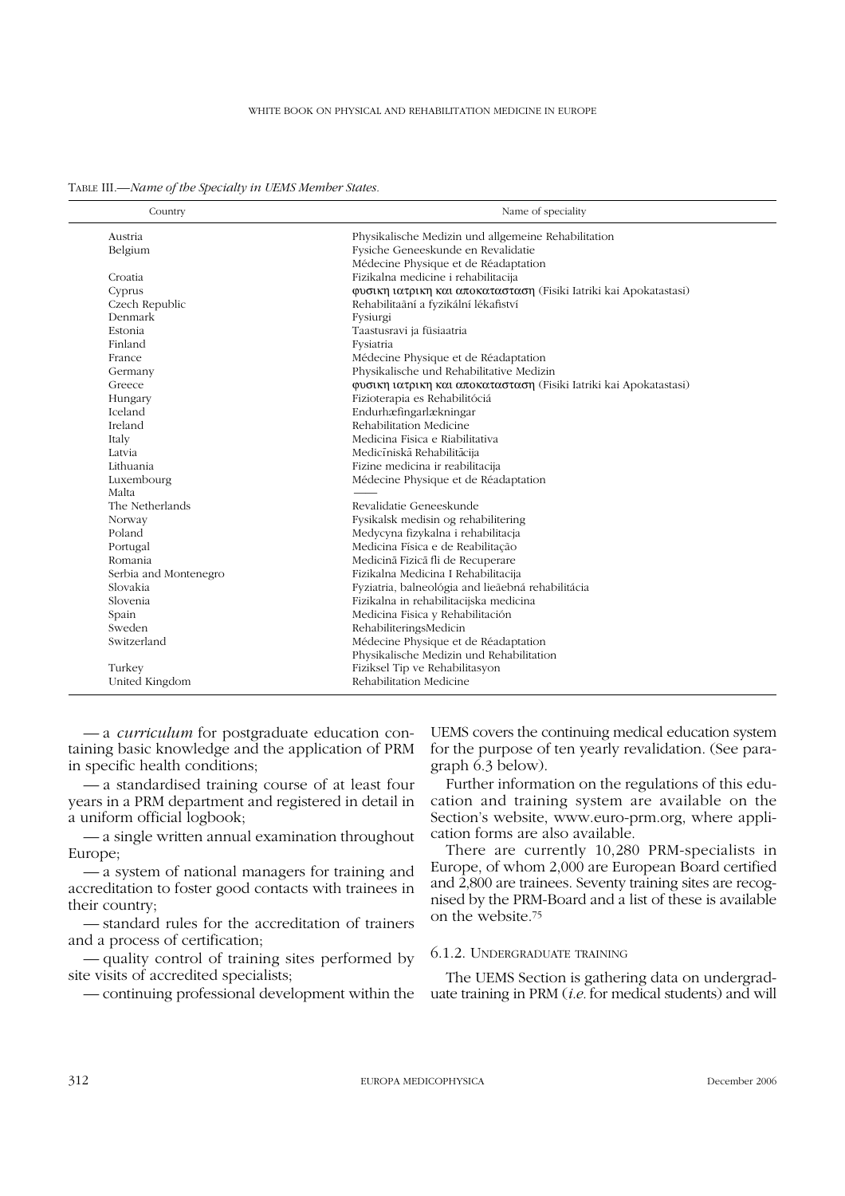TABLE III.—*Name of the Specialty in UEMS Member States.*

| Country | Name of speciality |
|---|---|
| Austria | Physikalische Medizin und allgemeine Rehabilitation |
| Belgium | Fysiche Geneeskunde en Revalidatie<br>Médecine Physique et de Réadaptation |
| Croatia | Fizikalna medicine i rehabilitacija |
| Cyprus | φυσικη ιατρικη και αποκατασταση (Fisiki Iatriki kai Apokatastasi) |
| Czech Republic | Rehabilitaãní a fyzikální lékafiství |
| Denmark | Fysiurgi |
| Estonia | Taastusravi ja füsiaatria |
| Finland | Fysiatria |
| France | Médecine Physique et de Réadaptation |
| Germany | Physikalische und Rehabilitative Medizin |
| Greece | φυσικη ιατρικη και αποκατασταση (Fisiki Iatriki kai Apokatastasi) |
| Hungary | Fizioterapia es Rehabilitóciá |
| Iceland | Endurhæfingarlækningar |
| Ireland | Rehabilitation Medicine |
| Italy | Medicina Fisica e Riabilitativa |
| Latvia | Medicīniskā Rehabilitācija |
| Lithuania | Fizine medicina ir reabilitacija |
| Luxembourg | Médecine Physique et de Réadaptation |
| Malta | —— |
| The Netherlands | Revalidatie Geneeskunde |
| Norway | Fysikalsk medisin og rehabilitering |
| Poland | Medycyna fizykalna i rehabilitacja |
| Portugal | Medicina Física e de Reabilitação |
| Romania | Medicinā Fizicā fli de Recuperare |
| Serbia and Montenegro | Fizikalna Medicina I Rehabilitacija |
| Slovakia | Fyziatria, balneológia and lieãebná rehabilitácia |
| Slovenia | Fizikalna in rehabilitacijska medicina |
| Spain | Medicina Fisica y Rehabilitación |
| Sweden | RehabiliteringsMedicin |
| Switzerland | Médecine Physique et de Réadaptation<br>Physikalische Medizin und Rehabilitation |
| Turkey | Fiziksel Tip ve Rehabilitasyon |
| United Kingdom | Rehabilitation Medicine |

— a *curriculum* for postgraduate education containing basic knowledge and the application of PRM in specific health conditions;

— a standardised training course of at least four years in a PRM department and registered in detail in a uniform official logbook;

— a single written annual examination throughout Europe;

— a system of national managers for training and accreditation to foster good contacts with trainees in their country;

— standard rules for the accreditation of trainers and a process of certification;

— quality control of training sites performed by site visits of accredited specialists;

— continuing professional development within the UEMS covers the continuing medical education system for the purpose of ten yearly revalidation. (See paragraph 6.3 below).

Further information on the regulations of this education and training system are available on the Section's website, www.euro-prm.org, where application forms are also available.

There are currently 10,280 PRM-specialists in Europe, of whom 2,000 are European Board certified and 2,800 are trainees. Seventy training sites are recognised by the PRM-Board and a list of these is available on the website.[75]

### 6.1.2. Undergraduate training

The UEMS Section is gathering data on undergraduate training in PRM (*i.e.* for medical students) and will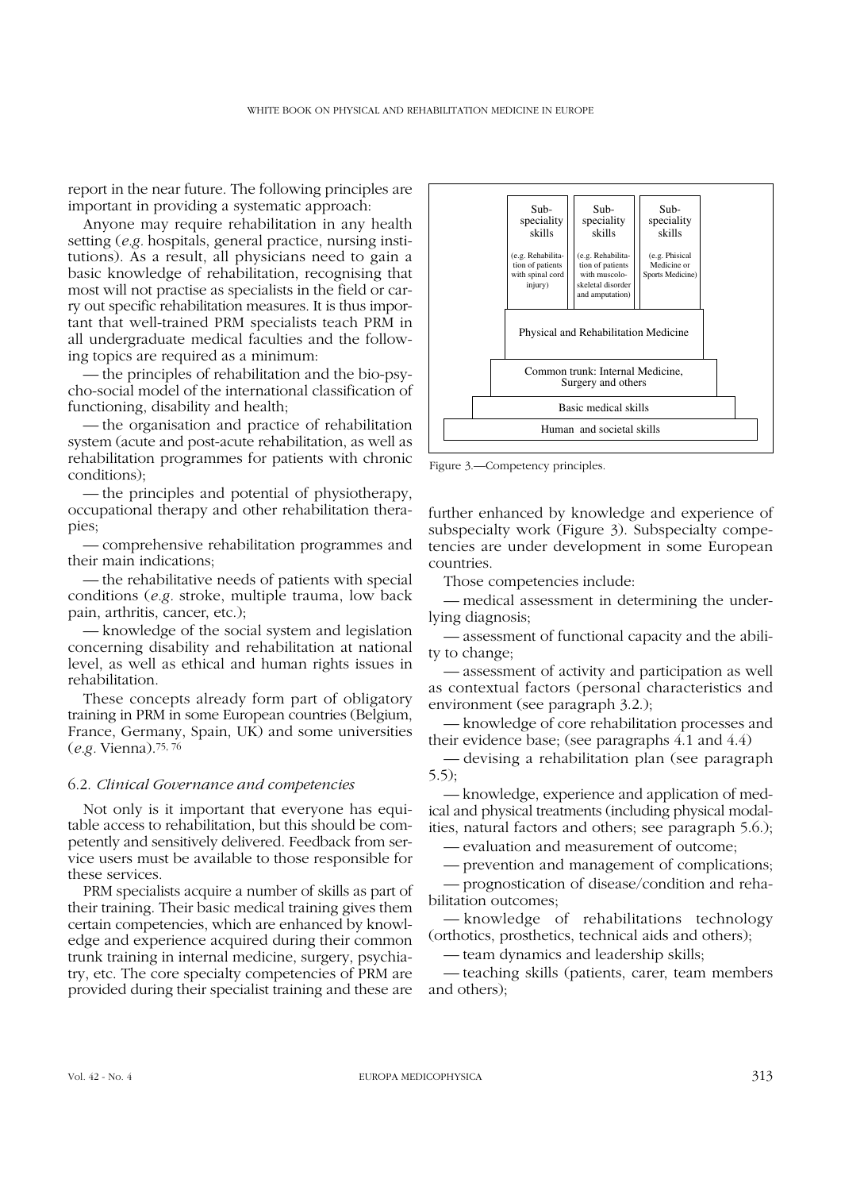report in the near future. The following principles are important in providing a systematic approach:

Anyone may require rehabilitation in any health setting (*e.g.* hospitals, general practice, nursing institutions). As a result, all physicians need to gain a basic knowledge of rehabilitation, recognising that most will not practise as specialists in the field or carry out specific rehabilitation measures. It is thus important that well-trained PRM specialists teach PRM in all undergraduate medical faculties and the following topics are required as a minimum:

— the principles of rehabilitation and the bio-psycho-social model of the international classification of functioning, disability and health;

— the organisation and practice of rehabilitation system (acute and post-acute rehabilitation, as well as rehabilitation programmes for patients with chronic conditions);

— the principles and potential of physiotherapy, occupational therapy and other rehabilitation therapies;

— comprehensive rehabilitation programmes and their main indications;

— the rehabilitative needs of patients with special conditions (*e.g.* stroke, multiple trauma, low back pain, arthritis, cancer, etc.);

— knowledge of the social system and legislation concerning disability and rehabilitation at national level, as well as ethical and human rights issues in rehabilitation.

These concepts already form part of obligatory training in PRM in some European countries (Belgium, France, Germany, Spain, UK) and some universities (*e.g.* Vienna).[75, 76]

### 6.2. *Clinical Governance and competencies*

Not only is it important that everyone has equitable access to rehabilitation, but this should be competently and sensitively delivered. Feedback from service users must be available to those responsible for these services.

PRM specialists acquire a number of skills as part of their training. Their basic medical training gives them certain competencies, which are enhanced by knowledge and experience acquired during their common trunk training in internal medicine, surgery, psychiatry, etc. The core specialty competencies of PRM are provided during their specialist training and these are further enhanced by knowledge and experience of subspecialty work (Figure 3). Subspecialty competencies are under development in some European countries.

| Sub-speciality skills (e.g. Rehabilitation of patients with spinal cord injury) | Sub-speciality skills (e.g. Rehabilitation of patients with muscolo-skeletal disorder and amputation) | Sub-speciality skills (e.g. Phisical Medicine or Sports Medicine) |
|---|---|---|
| Physical and Rehabilitation Medicine | | |
| Common trunk: Internal Medicine, Surgery and others | | |
| Basic medical skills | | |
| Human and societal skills | | |

Figure 3.—Competency principles.

Those competencies include:

— medical assessment in determining the underlying diagnosis;

— assessment of functional capacity and the ability to change;

— assessment of activity and participation as well as contextual factors (personal characteristics and environment (see paragraph 3.2.);

— knowledge of core rehabilitation processes and their evidence base; (see paragraphs 4.1 and 4.4)

— devising a rehabilitation plan (see paragraph 5.5);

— knowledge, experience and application of medical and physical treatments (including physical modalities, natural factors and others; see paragraph 5.6.);

— evaluation and measurement of outcome;

— prevention and management of complications;

— prognostication of disease/condition and rehabilitation outcomes;

— knowledge of rehabilitations technology (orthotics, prosthetics, technical aids and others);

— team dynamics and leadership skills;

— teaching skills (patients, carer, team members and others);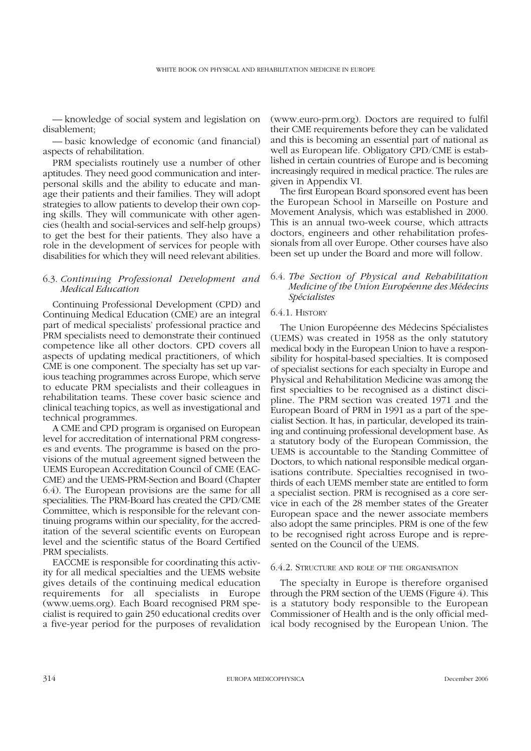— knowledge of social system and legislation on disablement;

— basic knowledge of economic (and financial) aspects of rehabilitation.

PRM specialists routinely use a number of other aptitudes. They need good communication and interpersonal skills and the ability to educate and manage their patients and their families. They will adopt strategies to allow patients to develop their own coping skills. They will communicate with other agencies (health and social-services and self-help groups) to get the best for their patients. They also have a role in the development of services for people with disabilities for which they will need relevant abilities.

### 6.3. *Continuing Professional Development and Medical Education*

Continuing Professional Development (CPD) and Continuing Medical Education (CME) are an integral part of medical specialists' professional practice and PRM specialists need to demonstrate their continued competence like all other doctors. CPD covers all aspects of updating medical practitioners, of which CME is one component. The specialty has set up various teaching programmes across Europe, which serve to educate PRM specialists and their colleagues in rehabilitation teams. These cover basic science and clinical teaching topics, as well as investigational and technical programmes.

A CME and CPD program is organised on European level for accreditation of international PRM congresses and events. The programme is based on the provisions of the mutual agreement signed between the UEMS European Accreditation Council of CME (EACCME) and the UEMS-PRM-Section and Board (Chapter 6.4). The European provisions are the same for all specialities. The PRM-Board has created the CPD/CME Committee, which is responsible for the relevant continuing programs within our speciality, for the accreditation of the several scientific events on European level and the scientific status of the Board Certified PRM specialists.

EACCME is responsible for coordinating this activity for all medical specialties and the UEMS website gives details of the continuing medical education requirements for all specialists in Europe (www.uems.org). Each Board recognised PRM specialist is required to gain 250 educational credits over a five-year period for the purposes of revalidation (www.euro-prm.org). Doctors are required to fulfil their CME requirements before they can be validated and this is becoming an essential part of national as well as European life. Obligatory CPD/CME is established in certain countries of Europe and is becoming increasingly required in medical practice. The rules are given in Appendix VI.

The first European Board sponsored event has been the European School in Marseille on Posture and Movement Analysis, which was established in 2000. This is an annual two-week course, which attracts doctors, engineers and other rehabilitation professionals from all over Europe. Other courses have also been set up under the Board and more will follow.

### 6.4. *The Section of Physical and Rehabilitation Medicine of the Union Européenne des Médecins Spécialistes*

#### 6.4.1. History

The Union Européenne des Médecins Spécialistes (UEMS) was created in 1958 as the only statutory medical body in the European Union to have a responsibility for hospital-based specialties. It is composed of specialist sections for each specialty in Europe and Physical and Rehabilitation Medicine was among the first specialties to be recognised as a distinct discipline. The PRM section was created 1971 and the European Board of PRM in 1991 as a part of the specialist Section. It has, in particular, developed its training and continuing professional development base. As a statutory body of the European Commission, the UEMS is accountable to the Standing Committee of Doctors, to which national responsible medical organisations contribute. Specialties recognised in two-thirds of each UEMS member state are entitled to form a specialist section. PRM is recognised as a core service in each of the 28 member states of the Greater European space and the newer associate members also adopt the same principles. PRM is one of the few to be recognised right across Europe and is represented on the Council of the UEMS.

#### 6.4.2. Structure and role of the organisation

The specialty in Europe is therefore organised through the PRM section of the UEMS (Figure 4). This is a statutory body responsible to the European Commissioner of Health and is the only official medical body recognised by the European Union. The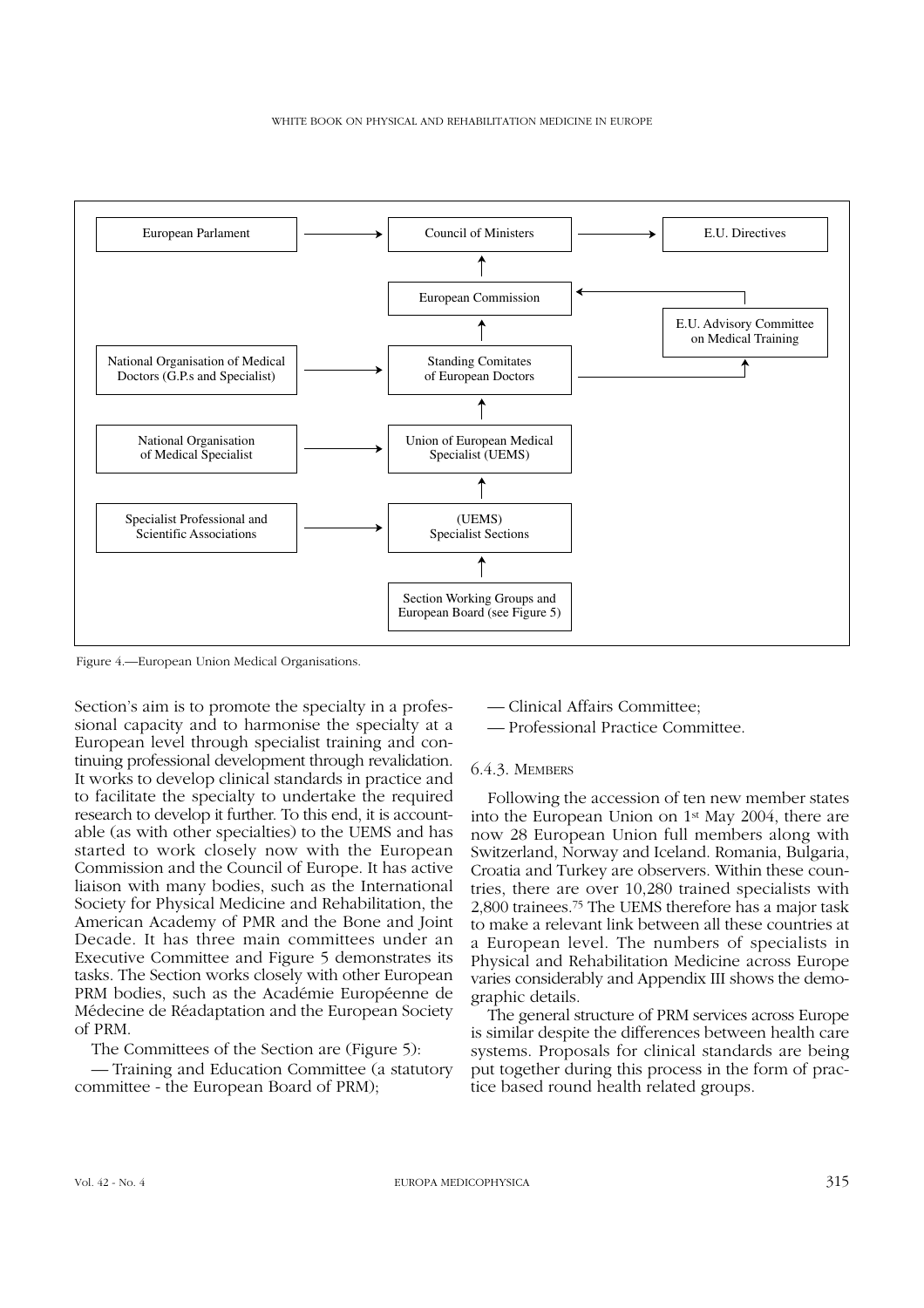European Parlament → Council of Ministers → E.U. Directives

European Commission → Council of Ministers

E.U. Advisory Committee on Medical Training → European Commission

National Organisation of Medical Doctors (G.P.s and Specialist) → Standing Comitates of European Doctors

Standing Comitates of European Doctors → European Commission

Standing Comitates of European Doctors → E.U. Advisory Committee on Medical Training

National Organisation of Medical Specialist → Union of European Medical Specialist (UEMS)

Union of European Medical Specialist (UEMS) → Standing Comitates of European Doctors

Specialist Professional and Scientific Associations → (UEMS) Specialist Sections

(UEMS) Specialist Sections → Union of European Medical Specialist (UEMS)

Section Working Groups and European Board (see Figure 5) → (UEMS) Specialist Sections

Figure 4.—European Union Medical Organisations.

Section's aim is to promote the specialty in a professional capacity and to harmonise the specialty at a European level through specialist training and continuing professional development through revalidation. It works to develop clinical standards in practice and to facilitate the specialty to undertake the required research to develop it further. To this end, it is accountable (as with other specialties) to the UEMS and has started to work closely now with the European Commission and the Council of Europe. It has active liaison with many bodies, such as the International Society for Physical Medicine and Rehabilitation, the American Academy of PMR and the Bone and Joint Decade. It has three main committees under an Executive Committee and Figure 5 demonstrates its tasks. The Section works closely with other European PRM bodies, such as the Académie Européenne de Médecine de Réadaptation and the European Society of PRM.

The Committees of the Section are (Figure 5):

— Training and Education Committee (a statutory committee - the European Board of PRM);

— Clinical Affairs Committee;

— Professional Practice Committee.

### 6.4.3. Members

Following the accession of ten new member states into the European Union on 1st May 2004, there are now 28 European Union full members along with Switzerland, Norway and Iceland. Romania, Bulgaria, Croatia and Turkey are observers. Within these countries, there are over 10,280 trained specialists with 2,800 trainees.[75] The UEMS therefore has a major task to make a relevant link between all these countries at a European level. The numbers of specialists in Physical and Rehabilitation Medicine across Europe varies considerably and Appendix III shows the demographic details.

The general structure of PRM services across Europe is similar despite the differences between health care systems. Proposals for clinical standards are being put together during this process in the form of practice based round health related groups.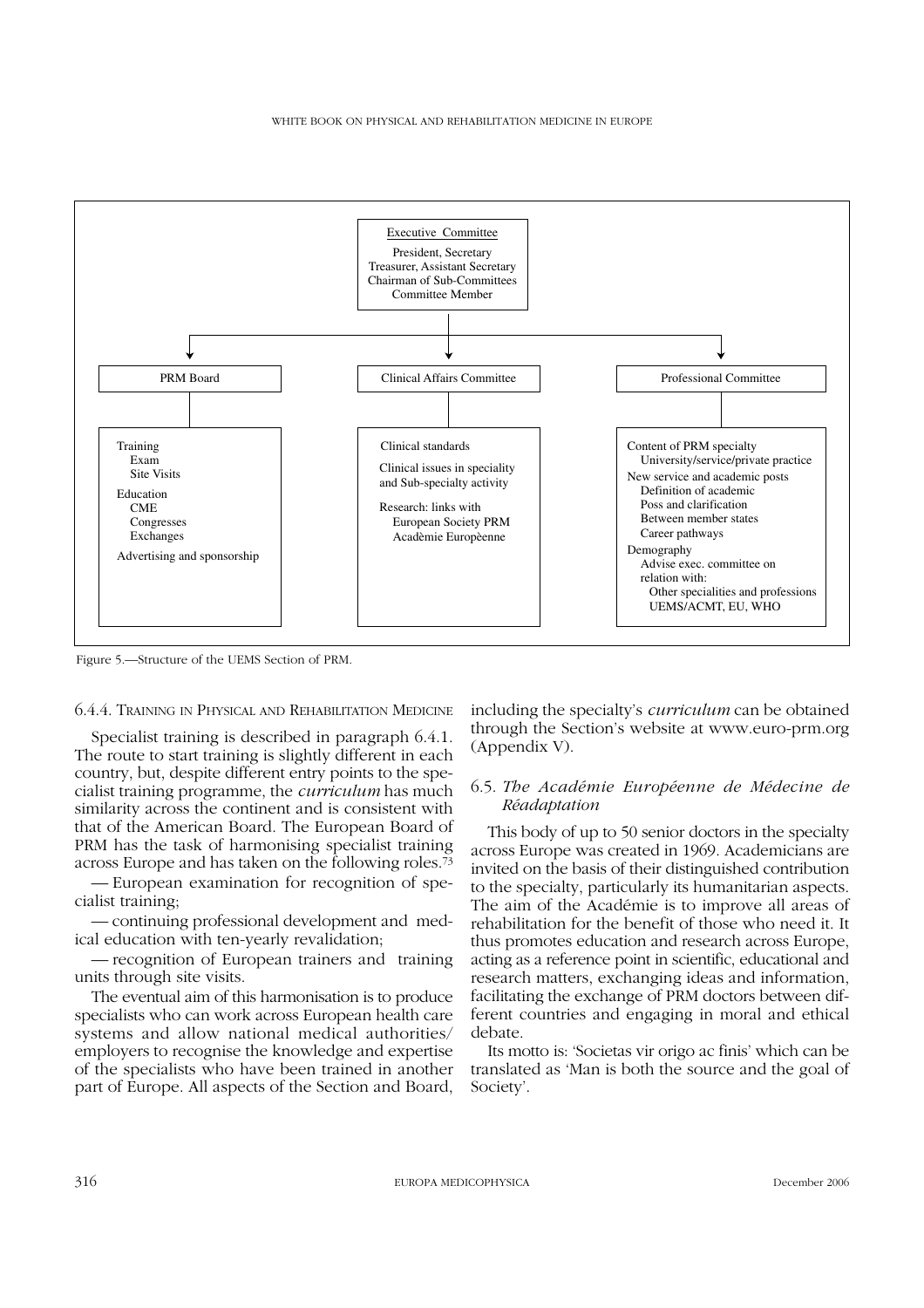Executive Committee

President, Secretary
Treasurer, Assistant Secretary
Chairman of Sub-Committees
Committee Member

| PRM Board | Clinical Affairs Committee | Professional Committee |
|---|---|---|
| Training<br>Exam<br>Site Visits<br>Education<br>CME<br>Congresses<br>Exchanges<br>Advertising and sponsorship | Clinical standards<br>Clinical issues in speciality and Sub-specialty activity<br>Research: links with European Society PRM Acadèmie Europèenne | Content of PRM specialty<br>University/service/private practice<br>New service and academic posts<br>Definition of academic Poss and clarification Between member states<br>Career pathways<br>Demography<br>Advise exec. committee on relation with:<br>Other specialities and professions<br>UEMS/ACMT, EU, WHO |

Figure 5.—Structure of the UEMS Section of PRM.

### 6.4.4. Training in Physical and Rehabilitation Medicine

Specialist training is described in paragraph 6.4.1. The route to start training is slightly different in each country, but, despite different entry points to the specialist training programme, the *curriculum* has much similarity across the continent and is consistent with that of the American Board. The European Board of PRM has the task of harmonising specialist training across Europe and has taken on the following roles.[73]

— European examination for recognition of specialist training;

— continuing professional development and medical education with ten-yearly revalidation;

— recognition of European trainers and training units through site visits.

The eventual aim of this harmonisation is to produce specialists who can work across European health care systems and allow national medical authorities/employers to recognise the knowledge and expertise of the specialists who have been trained in another part of Europe. All aspects of the Section and Board, including the specialty's *curriculum* can be obtained through the Section's website at www.euro-prm.org (Appendix V).

### 6.5. *The Académie Européenne de Médecine de Réadaptation*

This body of up to 50 senior doctors in the specialty across Europe was created in 1969. Academicians are invited on the basis of their distinguished contribution to the specialty, particularly its humanitarian aspects. The aim of the Académie is to improve all areas of rehabilitation for the benefit of those who need it. It thus promotes education and research across Europe, acting as a reference point in scientific, educational and research matters, exchanging ideas and information, facilitating the exchange of PRM doctors between different countries and engaging in moral and ethical debate.

Its motto is: 'Societas vir origo ac finis' which can be translated as 'Man is both the source and the goal of Society'.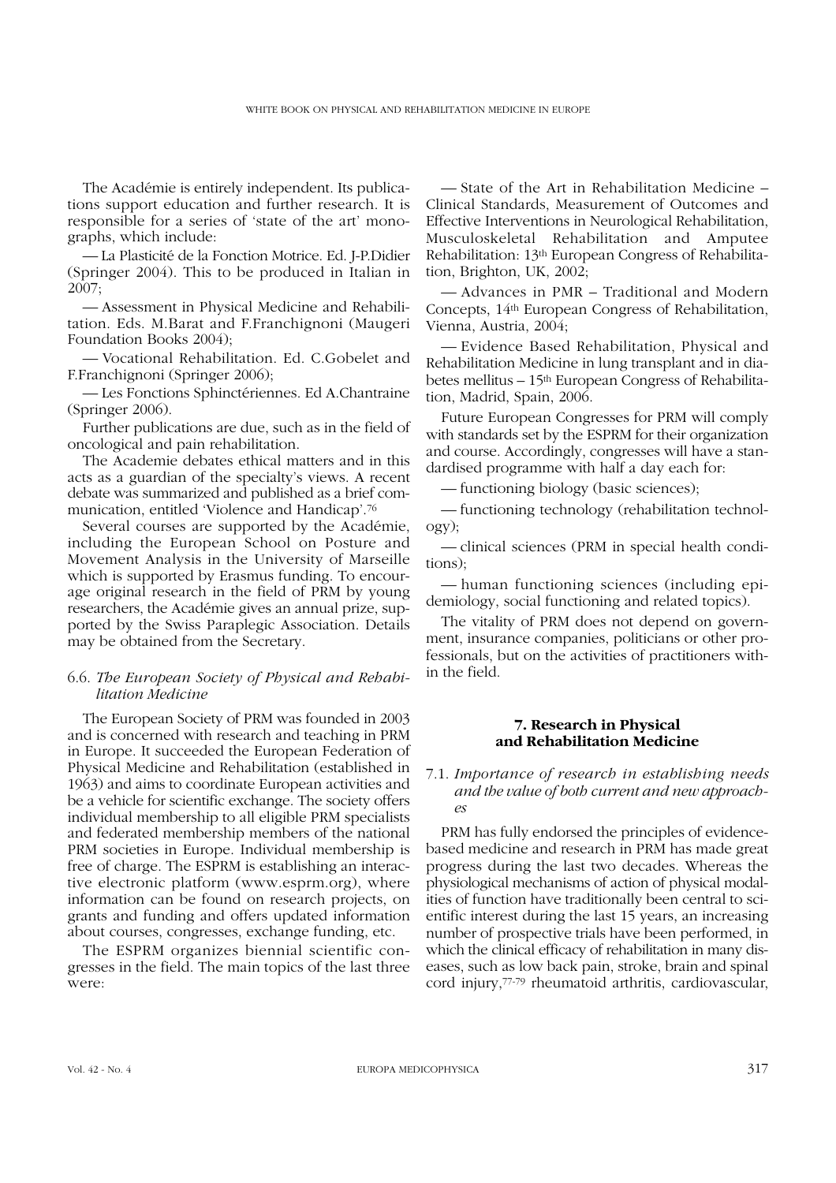The Académie is entirely independent. Its publications support education and further research. It is responsible for a series of 'state of the art' monographs, which include:

— La Plasticité de la Fonction Motrice. Ed. J-P.Didier (Springer 2004). This to be produced in Italian in 2007;

— Assessment in Physical Medicine and Rehabilitation. Eds. M.Barat and F.Franchignoni (Maugeri Foundation Books 2004);

— Vocational Rehabilitation. Ed. C.Gobelet and F.Franchignoni (Springer 2006);

— Les Fonctions Sphinctériennes. Ed A.Chantraine (Springer 2006).

Further publications are due, such as in the field of oncological and pain rehabilitation.

The Academie debates ethical matters and in this acts as a guardian of the specialty's views. A recent debate was summarized and published as a brief communication, entitled 'Violence and Handicap'.[76]

Several courses are supported by the Académie, including the European School on Posture and Movement Analysis in the University of Marseille which is supported by Erasmus funding. To encourage original research in the field of PRM by young researchers, the Académie gives an annual prize, supported by the Swiss Paraplegic Association. Details may be obtained from the Secretary.

### 6.6. *The European Society of Physical and Rehabilitation Medicine*

The European Society of PRM was founded in 2003 and is concerned with research and teaching in PRM in Europe. It succeeded the European Federation of Physical Medicine and Rehabilitation (established in 1963) and aims to coordinate European activities and be a vehicle for scientific exchange. The society offers individual membership to all eligible PRM specialists and federated membership members of the national PRM societies in Europe. Individual membership is free of charge. The ESPRM is establishing an interactive electronic platform (www.esprm.org), where information can be found on research projects, on grants and funding and offers updated information about courses, congresses, exchange funding, etc.

The ESPRM organizes biennial scientific congresses in the field. The main topics of the last three were:

— State of the Art in Rehabilitation Medicine – Clinical Standards, Measurement of Outcomes and Effective Interventions in Neurological Rehabilitation, Musculoskeletal Rehabilitation and Amputee Rehabilitation: 13th European Congress of Rehabilitation, Brighton, UK, 2002;

— Advances in PMR – Traditional and Modern Concepts, 14th European Congress of Rehabilitation, Vienna, Austria, 2004;

— Evidence Based Rehabilitation, Physical and Rehabilitation Medicine in lung transplant and in diabetes mellitus – 15th European Congress of Rehabilitation, Madrid, Spain, 2006.

Future European Congresses for PRM will comply with standards set by the ESPRM for their organization and course. Accordingly, congresses will have a standardised programme with half a day each for:

— functioning biology (basic sciences);

— functioning technology (rehabilitation technology);

— clinical sciences (PRM in special health conditions);

— human functioning sciences (including epidemiology, social functioning and related topics).

The vitality of PRM does not depend on government, insurance companies, politicians or other professionals, but on the activities of practitioners within the field.

## 7. Research in Physical and Rehabilitation Medicine

### 7.1. *Importance of research in establishing needs and the value of both current and new approaches*

PRM has fully endorsed the principles of evidence-based medicine and research in PRM has made great progress during the last two decades. Whereas the physiological mechanisms of action of physical modalities of function have traditionally been central to scientific interest during the last 15 years, an increasing number of prospective trials have been performed, in which the clinical efficacy of rehabilitation in many diseases, such as low back pain, stroke, brain and spinal cord injury,[77-79] rheumatoid arthritis, cardiovascular,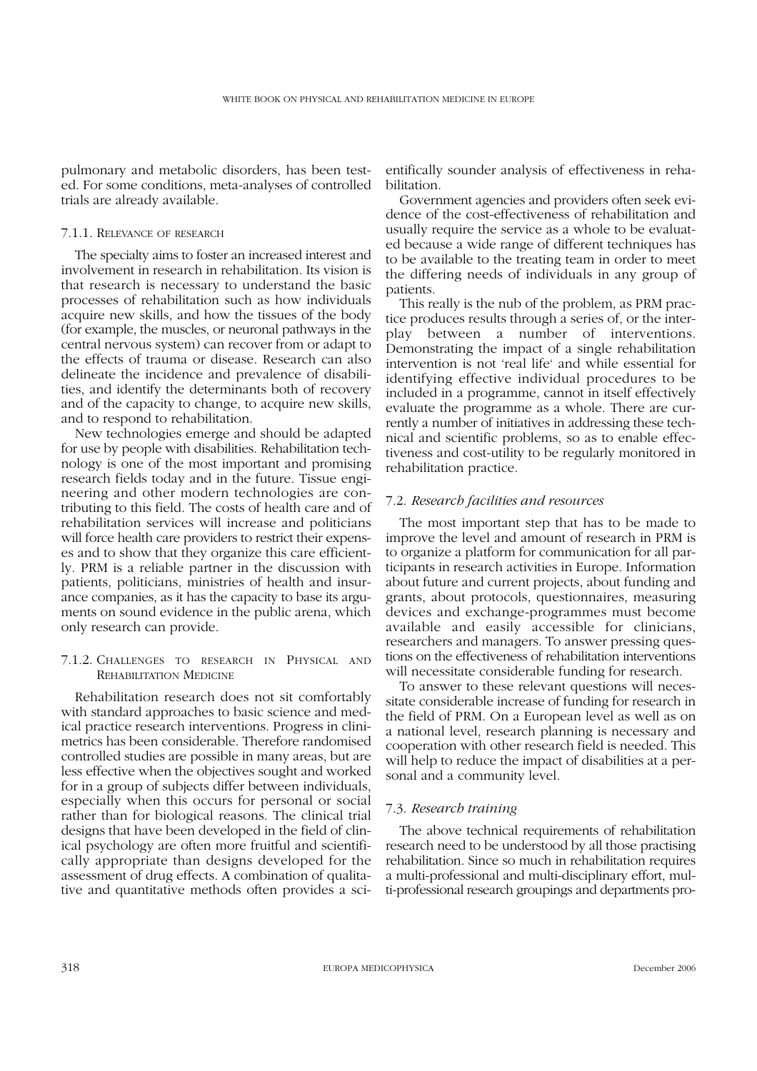pulmonary and metabolic disorders, has been tested. For some conditions, meta-analyses of controlled trials are already available.

#### 7.1.1. Relevance of research

The specialty aims to foster an increased interest and involvement in research in rehabilitation. Its vision is that research is necessary to understand the basic processes of rehabilitation such as how individuals acquire new skills, and how the tissues of the body (for example, the muscles, or neuronal pathways in the central nervous system) can recover from or adapt to the effects of trauma or disease. Research can also delineate the incidence and prevalence of disabilities, and identify the determinants both of recovery and of the capacity to change, to acquire new skills, and to respond to rehabilitation.

New technologies emerge and should be adapted for use by people with disabilities. Rehabilitation technology is one of the most important and promising research fields today and in the future. Tissue engineering and other modern technologies are contributing to this field. The costs of health care and of rehabilitation services will increase and politicians will force health care providers to restrict their expenses and to show that they organize this care efficiently. PRM is a reliable partner in the discussion with patients, politicians, ministries of health and insurance companies, as it has the capacity to base its arguments on sound evidence in the public arena, which only research can provide.

#### 7.1.2. Challenges to research in Physical and Rehabilitation Medicine

Rehabilitation research does not sit comfortably with standard approaches to basic science and medical practice research interventions. Progress in clinimetrics has been considerable. Therefore randomised controlled studies are possible in many areas, but are less effective when the objectives sought and worked for in a group of subjects differ between individuals, especially when this occurs for personal or social rather than for biological reasons. The clinical trial designs that have been developed in the field of clinical psychology are often more fruitful and scientifically appropriate than designs developed for the assessment of drug effects. A combination of qualitative and quantitative methods often provides a scientifically sounder analysis of effectiveness in rehabilitation.

Government agencies and providers often seek evidence of the cost-effectiveness of rehabilitation and usually require the service as a whole to be evaluated because a wide range of different techniques has to be available to the treating team in order to meet the differing needs of individuals in any group of patients.

This really is the nub of the problem, as PRM practice produces results through a series of, or the interplay between a number of interventions. Demonstrating the impact of a single rehabilitation intervention is not 'real life' and while essential for identifying effective individual procedures to be included in a programme, cannot in itself effectively evaluate the programme as a whole. There are currently a number of initiatives in addressing these technical and scientific problems, so as to enable effectiveness and cost-utility to be regularly monitored in rehabilitation practice.

### 7.2. *Research facilities and resources*

The most important step that has to be made to improve the level and amount of research in PRM is to organize a platform for communication for all participants in research activities in Europe. Information about future and current projects, about funding and grants, about protocols, questionnaires, measuring devices and exchange-programmes must become available and easily accessible for clinicians, researchers and managers. To answer pressing questions on the effectiveness of rehabilitation interventions will necessitate considerable funding for research.

To answer to these relevant questions will necessitate considerable increase of funding for research in the field of PRM. On a European level as well as on a national level, research planning is necessary and cooperation with other research field is needed. This will help to reduce the impact of disabilities at a personal and a community level.

### 7.3. *Research training*

The above technical requirements of rehabilitation research need to be understood by all those practising rehabilitation. Since so much in rehabilitation requires a multi-professional and multi-disciplinary effort, multi-professional research groupings and departments pro-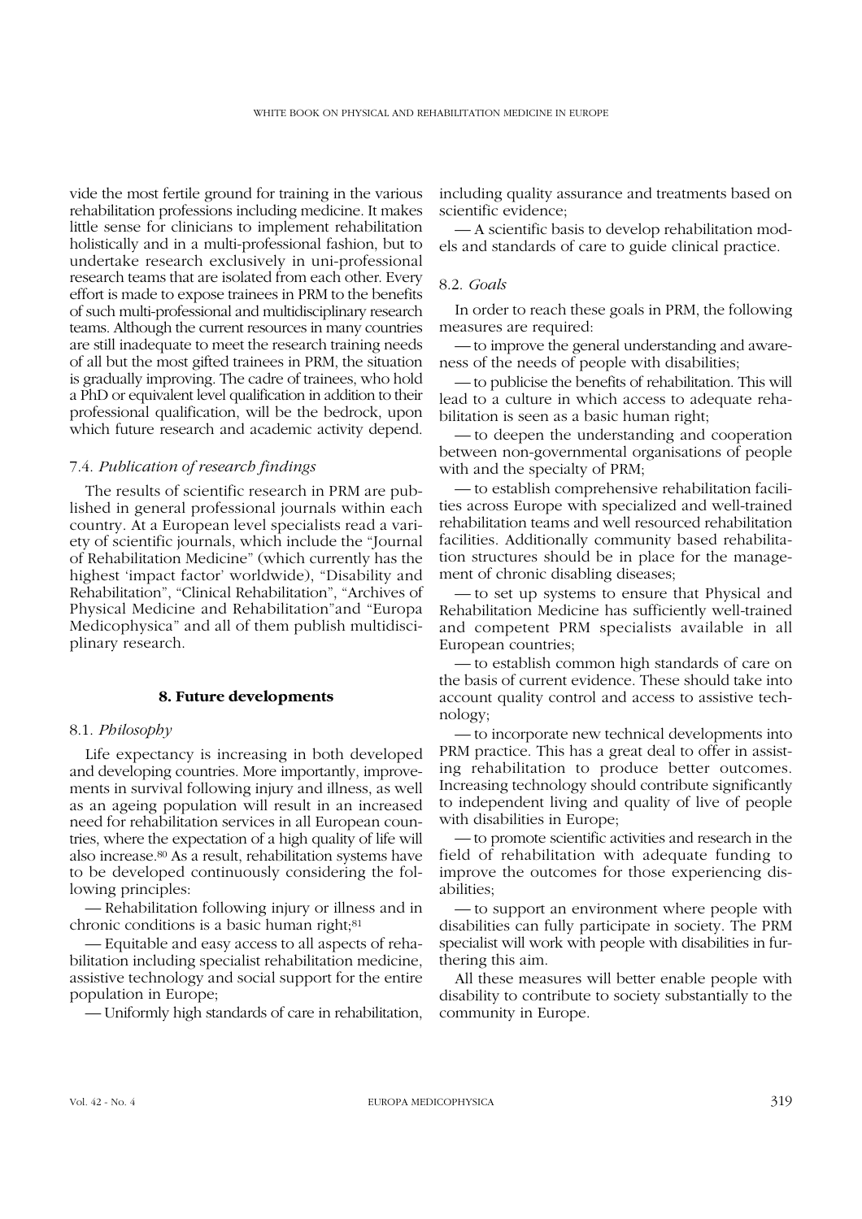vide the most fertile ground for training in the various rehabilitation professions including medicine. It makes little sense for clinicians to implement rehabilitation holistically and in a multi-professional fashion, but to undertake research exclusively in uni-professional research teams that are isolated from each other. Every effort is made to expose trainees in PRM to the benefits of such multi-professional and multidisciplinary research teams. Although the current resources in many countries are still inadequate to meet the research training needs of all but the most gifted trainees in PRM, the situation is gradually improving. The cadre of trainees, who hold a PhD or equivalent level qualification in addition to their professional qualification, will be the bedrock, upon which future research and academic activity depend.

### 7.4. *Publication of research findings*

The results of scientific research in PRM are published in general professional journals within each country. At a European level specialists read a variety of scientific journals, which include the "Journal of Rehabilitation Medicine" (which currently has the highest 'impact factor' worldwide), "Disability and Rehabilitation", "Clinical Rehabilitation", "Archives of Physical Medicine and Rehabilitation"and "Europa Medicophysica" and all of them publish multidisciplinary research.

## 8. Future developments

### 8.1. *Philosophy*

Life expectancy is increasing in both developed and developing countries. More importantly, improvements in survival following injury and illness, as well as an ageing population will result in an increased need for rehabilitation services in all European countries, where the expectation of a high quality of life will also increase.[80] As a result, rehabilitation systems have to be developed continuously considering the following principles:

— Rehabilitation following injury or illness and in chronic conditions is a basic human right;[81]

— Equitable and easy access to all aspects of rehabilitation including specialist rehabilitation medicine, assistive technology and social support for the entire population in Europe;

— Uniformly high standards of care in rehabilitation, including quality assurance and treatments based on scientific evidence;

— A scientific basis to develop rehabilitation models and standards of care to guide clinical practice.

### 8.2. *Goals*

In order to reach these goals in PRM, the following measures are required:

— to improve the general understanding and awareness of the needs of people with disabilities;

— to publicise the benefits of rehabilitation. This will lead to a culture in which access to adequate rehabilitation is seen as a basic human right;

— to deepen the understanding and cooperation between non-governmental organisations of people with and the specialty of PRM;

— to establish comprehensive rehabilitation facilities across Europe with specialized and well-trained rehabilitation teams and well resourced rehabilitation facilities. Additionally community based rehabilitation structures should be in place for the management of chronic disabling diseases;

— to set up systems to ensure that Physical and Rehabilitation Medicine has sufficiently well-trained and competent PRM specialists available in all European countries;

— to establish common high standards of care on the basis of current evidence. These should take into account quality control and access to assistive technology;

— to incorporate new technical developments into PRM practice. This has a great deal to offer in assisting rehabilitation to produce better outcomes. Increasing technology should contribute significantly to independent living and quality of live of people with disabilities in Europe;

— to promote scientific activities and research in the field of rehabilitation with adequate funding to improve the outcomes for those experiencing disabilities;

— to support an environment where people with disabilities can fully participate in society. The PRM specialist will work with people with disabilities in furthering this aim.

All these measures will better enable people with disability to contribute to society substantially to the community in Europe.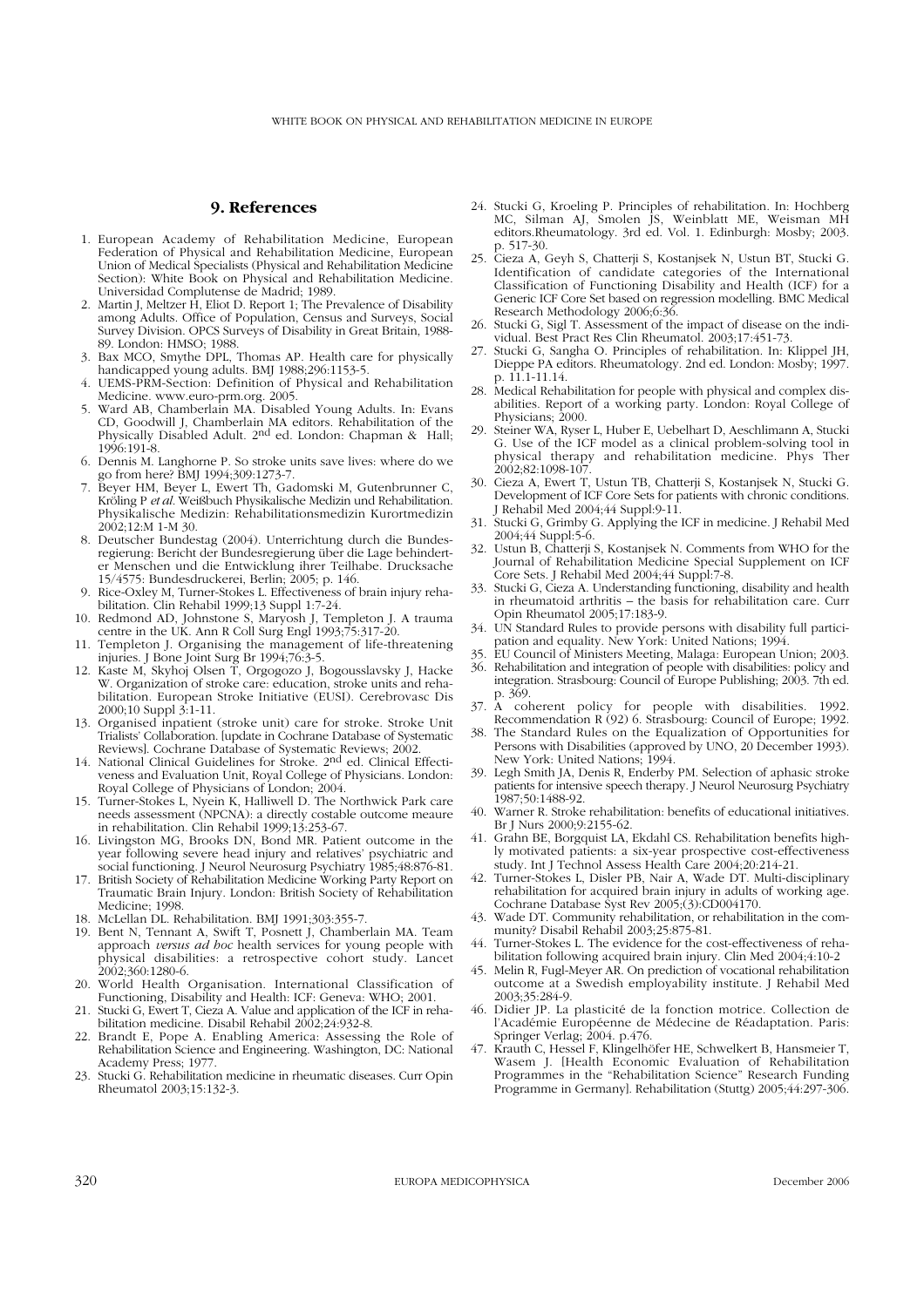## 9. References

1. European Academy of Rehabilitation Medicine, European Federation of Physical and Rehabilitation Medicine, European Union of Medical Specialists (Physical and Rehabilitation Medicine Section): White Book on Physical and Rehabilitation Medicine. Universidad Complutense de Madrid; 1989.
2. Martin J, Meltzer H, Eliot D. Report 1; The Prevalence of Disability among Adults. Office of Population, Census and Surveys, Social Survey Division. OPCS Surveys of Disability in Great Britain, 1988-89. London: HMSO; 1988.
3. Bax MCO, Smythe DPL, Thomas AP. Health care for physically handicapped young adults. BMJ 1988;296:1153-5.
4. UEMS-PRM-Section: Definition of Physical and Rehabilitation Medicine. www.euro-prm.org. 2005.
5. Ward AB, Chamberlain MA. Disabled Young Adults. In: Evans CD, Goodwill J, Chamberlain MA editors. Rehabilitation of the Physically Disabled Adult. 2nd ed. London: Chapman & Hall; 1996:191-8.
6. Dennis M. Langhorne P. So stroke units save lives: where do we go from here? BMJ 1994;309:1273-7.
7. Beyer HM, Beyer L, Ewert Th, Gadomski M, Gutenbrunner C, Kröling P *et al.* Weißbuch Physikalische Medizin und Rehabilitation. Physikalische Medizin: Rehabilitationsmedizin Kurortmedizin 2002;12:M 1-M 30.
8. Deutscher Bundestag (2004). Unterrichtung durch die Bundesregierung: Bericht der Bundesregierung über die Lage behinderter Menschen und die Entwicklung ihrer Teilhabe. Drucksache 15/4575: Bundesdruckerei, Berlin; 2005; p. 146.
9. Rice-Oxley M, Turner-Stokes L. Effectiveness of brain injury rehabilitation. Clin Rehabil 1999;13 Suppl 1:7-24.
10. Redmond AD, Johnstone S, Maryosh J, Templeton J. A trauma centre in the UK. Ann R Coll Surg Engl 1993;75:317-20.
11. Templeton J. Organising the management of life-threatening injuries. J Bone Joint Surg Br 1994;76:3-5.
12. Kaste M, Skyhoj Olsen T, Orgogozo J, Bogousslavsky J, Hacke W. Organization of stroke care: education, stroke units and rehabilitation. European Stroke Initiative (EUSI). Cerebrovasc Dis 2000;10 Suppl 3:1-11.
13. Organised inpatient (stroke unit) care for stroke. Stroke Unit Trialists' Collaboration. [update in Cochrane Database of Systematic Reviews]. Cochrane Database of Systematic Reviews; 2002.
14. National Clinical Guidelines for Stroke. 2nd ed. Clinical Effectiveness and Evaluation Unit, Royal College of Physicians. London: Royal College of Physicians of London; 2004.
15. Turner-Stokes L, Nyein K, Halliwell D. The Northwick Park care needs assessment (NPCNA): a directly costable outcome meaure in rehabilitation. Clin Rehabil 1999;13:253-67.
16. Livingston MG, Brooks DN, Bond MR. Patient outcome in the year following severe head injury and relatives' psychiatric and social functioning. J Neurol Neurosurg Psychiatry 1985;48:876-81.
17. British Society of Rehabilitation Medicine Working Party Report on Traumatic Brain Injury. London: British Society of Rehabilitation Medicine; 1998.
18. McLellan DL. Rehabilitation. BMJ 1991;303:355-7.
19. Bent N, Tennant A, Swift T, Posnett J, Chamberlain MA. Team approach *versus ad hoc* health services for young people with physical disabilities: a retrospective cohort study. Lancet 2002;360:1280-6.
20. World Health Organisation. International Classification of Functioning, Disability and Health: ICF: Geneva: WHO; 2001.
21. Stucki G, Ewert T, Cieza A. Value and application of the ICF in rehabilitation medicine. Disabil Rehabil 2002;24:932-8.
22. Brandt E, Pope A. Enabling America: Assessing the Role of Rehabilitation Science and Engineering. Washington, DC: National Academy Press; 1977.
23. Stucki G. Rehabilitation medicine in rheumatic diseases. Curr Opin Rheumatol 2003;15:132-3.
24. Stucki G, Kroeling P. Principles of rehabilitation. In: Hochberg MC, Silman AJ, Smolen JS, Weinblatt ME, Weisman MH editors.Rheumatology. 3rd ed. Vol. 1. Edinburgh: Mosby; 2003. p. 517-30.
25. Cieza A, Geyh S, Chatterji S, Kostanjsek N, Ustun BT, Stucki G. Identification of candidate categories of the International Classification of Functioning Disability and Health (ICF) for a Generic ICF Core Set based on regression modelling. BMC Medical Research Methodology 2006;6:36.
26. Stucki G, Sigl T. Assessment of the impact of disease on the individual. Best Pract Res Clin Rheumatol. 2003;17:451-73.
27. Stucki G, Sangha O. Principles of rehabilitation. In: Klippel JH, Dieppe PA editors. Rheumatology. 2nd ed. London: Mosby; 1997. p. 11.1-11.14.
28. Medical Rehabilitation for people with physical and complex disabilities. Report of a working party. London: Royal College of Physicians; 2000.
29. Steiner WA, Ryser L, Huber E, Uebelhart D, Aeschlimann A, Stucki G. Use of the ICF model as a clinical problem-solving tool in physical therapy and rehabilitation medicine. Phys Ther 2002;82:1098-107.
30. Cieza A, Ewert T, Ustun TB, Chatterji S, Kostanjsek N, Stucki G. Development of ICF Core Sets for patients with chronic conditions. J Rehabil Med 2004;44 Suppl:9-11.
31. Stucki G, Grimby G. Applying the ICF in medicine. J Rehabil Med 2004;44 Suppl:5-6.
32. Ustun B, Chatterji S, Kostanjsek N. Comments from WHO for the Journal of Rehabilitation Medicine Special Supplement on ICF Core Sets. J Rehabil Med 2004;44 Suppl:7-8.
33. Stucki G, Cieza A. Understanding functioning, disability and health in rheumatoid arthritis – the basis for rehabilitation care. Curr Opin Rheumatol 2005;17:183-9.
34. UN Standard Rules to provide persons with disability full participation and equality. New York: United Nations; 1994.
35. EU Council of Ministers Meeting, Malaga: European Union; 2003.
36. Rehabilitation and integration of people with disabilities: policy and integration. Strasbourg: Council of Europe Publishing; 2003. 7th ed. p. 369.
37. A coherent policy for people with disabilities. 1992. Recommendation R (92) 6. Strasbourg: Council of Europe; 1992.
38. The Standard Rules on the Equalization of Opportunities for Persons with Disabilities (approved by UNO, 20 December 1993). New York: United Nations; 1994.
39. Legh Smith JA, Denis R, Enderby PM. Selection of aphasic stroke patients for intensive speech therapy. J Neurol Neurosurg Psychiatry 1987;50:1488-92.
40. Warner R. Stroke rehabilitation: benefits of educational initiatives. Br J Nurs 2000;9:2155-62.
41. Grahn BE, Borgquist LA, Ekdahl CS. Rehabilitation benefits highly motivated patients: a six-year prospective cost-effectiveness study. Int J Technol Assess Health Care 2004;20:214-21.
42. Turner-Stokes L, Disler PB, Nair A, Wade DT. Multi-disciplinary rehabilitation for acquired brain injury in adults of working age. Cochrane Database Syst Rev 2005;(3):CD004170.
43. Wade DT. Community rehabilitation, or rehabilitation in the community? Disabil Rehabil 2003;25:875-81.
44. Turner-Stokes L. The evidence for the cost-effectiveness of rehabilitation following acquired brain injury. Clin Med 2004;4:10-2
45. Melin R, Fugl-Meyer AR. On prediction of vocational rehabilitation outcome at a Swedish employability institute. J Rehabil Med 2003;35:284-9.
46. Didier JP. La plasticité de la fonction motrice. Collection de l'Académie Européenne de Médecine de Réadaptation. Paris: Springer Verlag; 2004. p.476.
47. Krauth C, Hessel F, Klingelhöfer HE, Schwelkert B, Hansmeier T, Wasem J. [Health Economic Evaluation of Rehabilitation Programmes in the "Rehabilitation Science" Research Funding Programme in Germany]. Rehabilitation (Stuttg) 2005;44:297-306.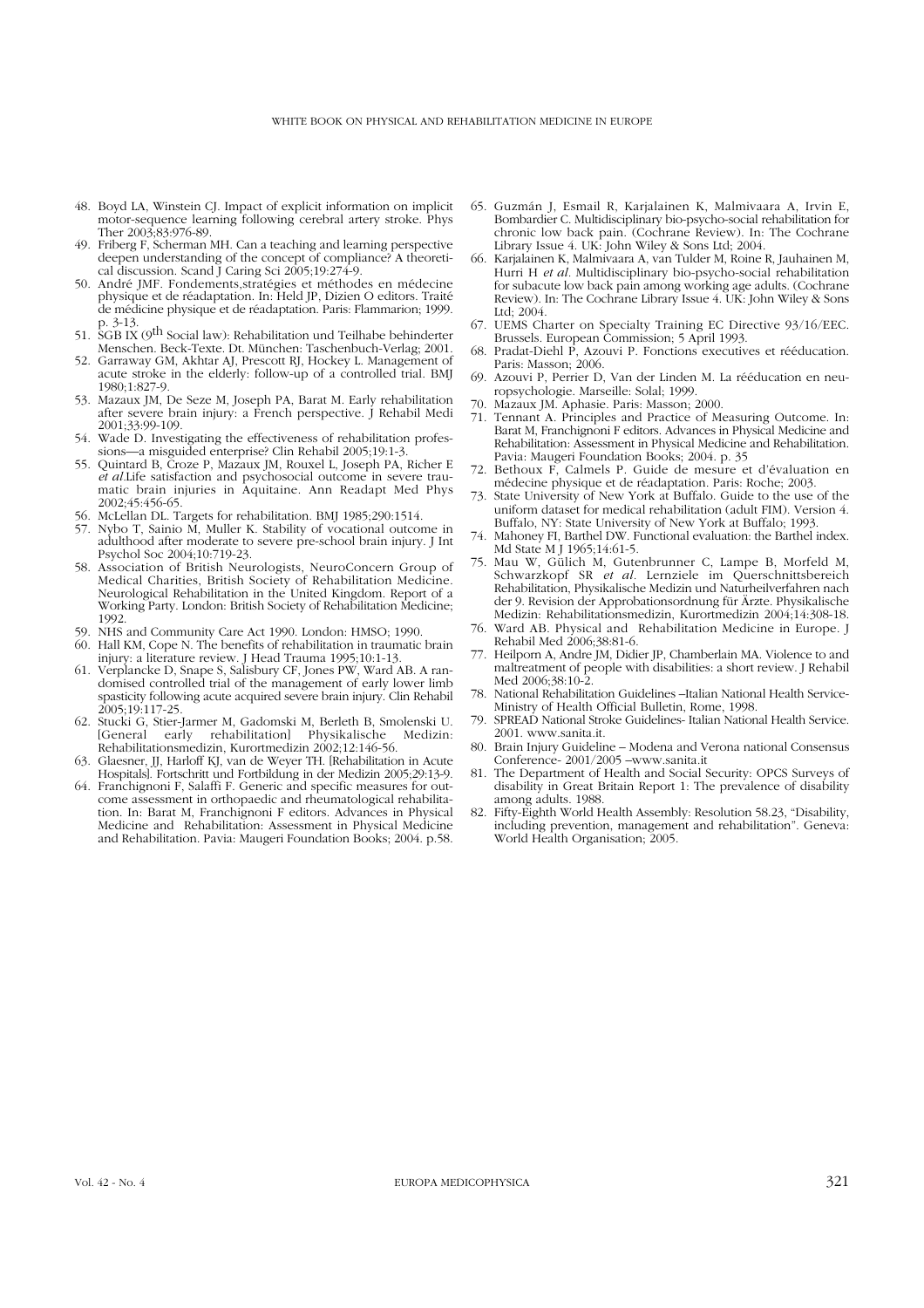48. Boyd LA, Winstein CJ. Impact of explicit information on implicit motor-sequence learning following cerebral artery stroke. Phys Ther 2003;83:976-89.
49. Friberg F, Scherman MH. Can a teaching and learning perspective deepen understanding of the concept of compliance? A theoretical discussion. Scand J Caring Sci 2005;19:274-9.
50. André JMF. Fondements,stratégies et méthodes en médecine physique et de réadaptation. In: Held JP, Dizien O editors. Traité de médicine physique et de réadaptation. Paris: Flammarion; 1999. p. 3-13.
51. SGB IX (9th Social law): Rehabilitation und Teilhabe behinderter Menschen. Beck-Texte. Dt. München: Taschenbuch-Verlag; 2001.
52. Garraway GM, Akhtar AJ, Prescott RJ, Hockey L. Management of acute stroke in the elderly: follow-up of a controlled trial. BMJ 1980;1:827-9.
53. Mazaux JM, De Seze M, Joseph PA, Barat M. Early rehabilitation after severe brain injury: a French perspective. J Rehabil Medi 2001;33:99-109.
54. Wade D. Investigating the effectiveness of rehabilitation professions—a misguided enterprise? Clin Rehabil 2005;19:1-3.
55. Quintard B, Croze P, Mazaux JM, Rouxel L, Joseph PA, Richer E *et al.*Life satisfaction and psychosocial outcome in severe traumatic brain injuries in Aquitaine. Ann Readapt Med Phys 2002;45:456-65.
56. McLellan DL. Targets for rehabilitation. BMJ 1985;290:1514.
57. Nybo T, Sainio M, Muller K. Stability of vocational outcome in adulthood after moderate to severe pre-school brain injury. J Int Psychol Soc 2004;10:719-23.
58. Association of British Neurologists, NeuroConcern Group of Medical Charities, British Society of Rehabilitation Medicine. Neurological Rehabilitation in the United Kingdom. Report of a Working Party. London: British Society of Rehabilitation Medicine; 1992.
59. NHS and Community Care Act 1990. London: HMSO; 1990.
60. Hall KM, Cope N. The benefits of rehabilitation in traumatic brain injury: a literature review. J Head Trauma 1995;10:1-13.
61. Verplancke D, Snape S, Salisbury CF, Jones PW, Ward AB. A randomised controlled trial of the management of early lower limb spasticity following acute acquired severe brain injury. Clin Rehabil 2005;19:117-25.
62. Stucki G, Stier-Jarmer M, Gadomski M, Berleth B, Smolenski U. [General early rehabilitation] Physikalische Medizin: Rehabilitationsmedizin, Kurortmedizin 2002;12:146-56.
63. Glaesner, JJ, Harloff KJ, van de Weyer TH. [Rehabilitation in Acute Hospitals]. Fortschritt und Fortbildung in der Medizin 2005;29:13-9.
64. Franchignoni F, Salaffi F. Generic and specific measures for outcome assessment in orthopaedic and rheumatological rehabilitation. In: Barat M, Franchignoni F editors. Advances in Physical Medicine and Rehabilitation: Assessment in Physical Medicine and Rehabilitation. Pavia: Maugeri Foundation Books; 2004. p.58.
65. Guzmán J, Esmail R, Karjalainen K, Malmivaara A, Irvin E, Bombardier C. Multidisciplinary bio-psycho-social rehabilitation for chronic low back pain. (Cochrane Review). In: The Cochrane Library Issue 4. UK: John Wiley & Sons Ltd; 2004.
66. Karjalainen K, Malmivaara A, van Tulder M, Roine R, Jauhainen M, Hurri H *et al*. Multidisciplinary bio-psycho-social rehabilitation for subacute low back pain among working age adults. (Cochrane Review). In: The Cochrane Library Issue 4. UK: John Wiley & Sons Ltd; 2004.
67. UEMS Charter on Specialty Training EC Directive 93/16/EEC. Brussels. European Commission; 5 April 1993.
68. Pradat-Diehl P, Azouvi P. Fonctions executives et rééducation. Paris: Masson; 2006.
69. Azouvi P, Perrier D, Van der Linden M. La rééducation en neuropsychologie. Marseille: Solal; 1999.
70. Mazaux JM. Aphasie. Paris: Masson; 2000.
71. Tennant A. Principles and Practice of Measuring Outcome. In: Barat M, Franchignoni F editors. Advances in Physical Medicine and Rehabilitation: Assessment in Physical Medicine and Rehabilitation. Pavia: Maugeri Foundation Books; 2004. p. 35
72. Bethoux F, Calmels P. Guide de mesure et d'évaluation en médecine physique et de réadaptation. Paris: Roche; 2003.
73. State University of New York at Buffalo. Guide to the use of the uniform dataset for medical rehabilitation (adult FIM). Version 4. Buffalo, NY: State University of New York at Buffalo; 1993.
74. Mahoney FI, Barthel DW. Functional evaluation: the Barthel index. Md State M J 1965;14:61-5.
75. Mau W, Gülich M, Gutenbrunner C, Lampe B, Morfeld M, Schwarzkopf SR *et al*. Lernziele im Querschnittsbereich Rehabilitation, Physikalische Medizin und Naturheilverfahren nach der 9. Revision der Approbationsordnung für Ärzte. Physikalische Medizin: Rehabilitationsmedizin, Kurortmedizin 2004;14:308-18.
76. Ward AB. Physical and Rehabilitation Medicine in Europe. J Rehabil Med 2006;38:81-6.
77. Heilporn A, Andre JM, Didier JP, Chamberlain MA. Violence to and maltreatment of people with disabilities: a short review. J Rehabil Med 2006;38:10-2.
78. National Rehabilitation Guidelines –Italian National Health Service-Ministry of Health Official Bulletin, Rome, 1998.
79. SPREAD National Stroke Guidelines- Italian National Health Service. 2001. www.sanita.it.
80. Brain Injury Guideline – Modena and Verona national Consensus Conference- 2001/2005 –www.sanita.it
81. The Department of Health and Social Security: OPCS Surveys of disability in Great Britain Report 1: The prevalence of disability among adults. 1988.
82. Fifty-Eighth World Health Assembly: Resolution 58.23, "Disability, including prevention, management and rehabilitation". Geneva: World Health Organisation; 2005.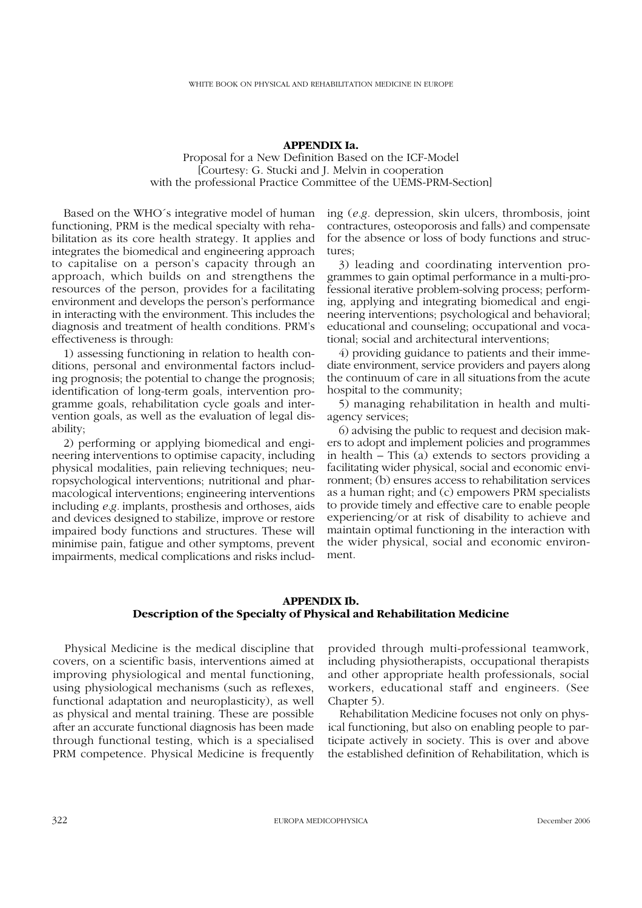## APPENDIX Ia.

Proposal for a New Definition Based on the ICF-Model
[Courtesy: G. Stucki and J. Melvin in cooperation with the professional Practice Committee of the UEMS-PRM-Section]

Based on the WHO´s integrative model of human functioning, PRM is the medical specialty with rehabilitation as its core health strategy. It applies and integrates the biomedical and engineering approach to capitalise on a person's capacity through an approach, which builds on and strengthens the resources of the person, provides for a facilitating environment and develops the person's performance in interacting with the environment. This includes the diagnosis and treatment of health conditions. PRM's effectiveness is through:

1) assessing functioning in relation to health conditions, personal and environmental factors including prognosis; the potential to change the prognosis; identification of long-term goals, intervention programme goals, rehabilitation cycle goals and intervention goals, as well as the evaluation of legal disability;

2) performing or applying biomedical and engineering interventions to optimise capacity, including physical modalities, pain relieving techniques; neuropsychological interventions; nutritional and pharmacological interventions; engineering interventions including *e.g.* implants, prosthesis and orthoses, aids and devices designed to stabilize, improve or restore impaired body functions and structures. These will minimise pain, fatigue and other symptoms, prevent impairments, medical complications and risks including (*e.g.* depression, skin ulcers, thrombosis, joint contractures, osteoporosis and falls) and compensate for the absence or loss of body functions and structures;

3) leading and coordinating intervention programmes to gain optimal performance in a multi-professional iterative problem-solving process; performing, applying and integrating biomedical and engineering interventions; psychological and behavioral; educational and counseling; occupational and vocational; social and architectural interventions;

4) providing guidance to patients and their immediate environment, service providers and payers along the continuum of care in all situations from the acute hospital to the community;

5) managing rehabilitation in health and multi-agency services;

6) advising the public to request and decision makers to adopt and implement policies and programmes in health – This (a) extends to sectors providing a facilitating wider physical, social and economic environment; (b) ensures access to rehabilitation services as a human right; and (c) empowers PRM specialists to provide timely and effective care to enable people experiencing/or at risk of disability to achieve and maintain optimal functioning in the interaction with the wider physical, social and economic environment.

## APPENDIX Ib.
## Description of the Specialty of Physical and Rehabilitation Medicine

Physical Medicine is the medical discipline that covers, on a scientific basis, interventions aimed at improving physiological and mental functioning, using physiological mechanisms (such as reflexes, functional adaptation and neuroplasticity), as well as physical and mental training. These are possible after an accurate functional diagnosis has been made through functional testing, which is a specialised PRM competence. Physical Medicine is frequently provided through multi-professional teamwork, including physiotherapists, occupational therapists and other appropriate health professionals, social workers, educational staff and engineers. (See Chapter 5).

Rehabilitation Medicine focuses not only on physical functioning, but also on enabling people to participate actively in society. This is over and above the established definition of Rehabilitation, which is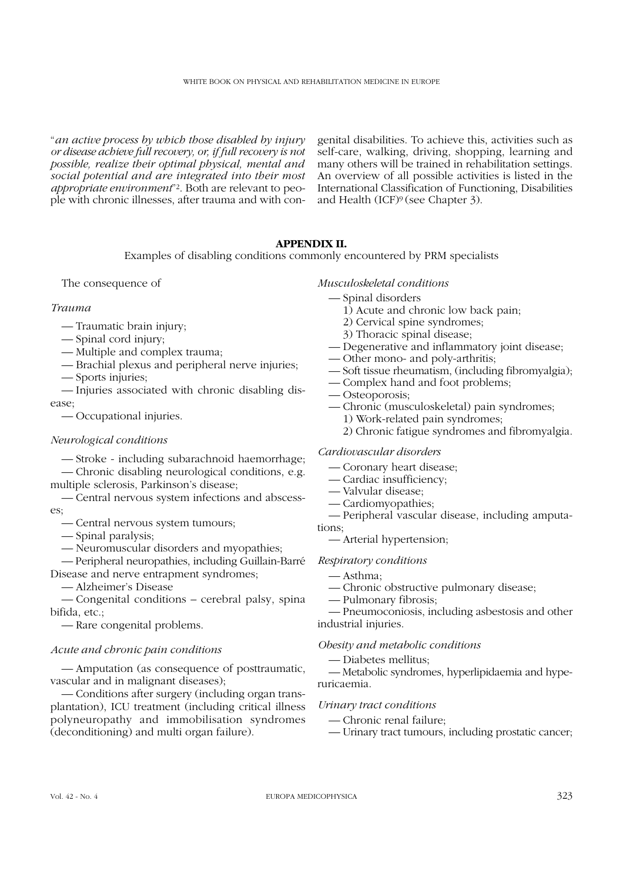"*an active process by which those disabled by injury or disease achieve full recovery, or, if full recovery is not possible, realize their optimal physical, mental and social potential and are integrated into their most appropriate environment*"[2]. Both are relevant to people with chronic illnesses, after trauma and with congenital disabilities. To achieve this, activities such as self-care, walking, driving, shopping, learning and many others will be trained in rehabilitation settings. An overview of all possible activities is listed in the International Classification of Functioning, Disabilities and Health (ICF)[9] (see Chapter 3).

## APPENDIX II.

Examples of disabling conditions commonly encountered by PRM specialists

The consequence of

*Trauma*

— Traumatic brain injury;
— Spinal cord injury;
— Multiple and complex trauma;
— Brachial plexus and peripheral nerve injuries;
— Sports injuries;
— Injuries associated with chronic disabling disease;
— Occupational injuries.

*Neurological conditions*

— Stroke - including subarachnoid haemorrhage;
— Chronic disabling neurological conditions, e.g. multiple sclerosis, Parkinson's disease;
— Central nervous system infections and abscesses;
— Central nervous system tumours;
— Spinal paralysis;
— Neuromuscular disorders and myopathies;
— Peripheral neuropathies, including Guillain-Barré Disease and nerve entrapment syndromes;
— Alzheimer's Disease
— Congenital conditions – cerebral palsy, spina bifida, etc.;
— Rare congenital problems.

*Acute and chronic pain conditions*

— Amputation (as consequence of posttraumatic, vascular and in malignant diseases);
— Conditions after surgery (including organ transplantation), ICU treatment (including critical illness polyneuropathy and immobilisation syndromes (deconditioning) and multi organ failure).

*Musculoskeletal conditions*

— Spinal disorders
  1) Acute and chronic low back pain;
  2) Cervical spine syndromes;
  3) Thoracic spinal disease;
— Degenerative and inflammatory joint disease;
— Other mono- and poly-arthritis;
— Soft tissue rheumatism, (including fibromyalgia);
— Complex hand and foot problems;
— Osteoporosis;
— Chronic (musculoskeletal) pain syndromes;
  1) Work-related pain syndromes;
  2) Chronic fatigue syndromes and fibromyalgia.

*Cardiovascular disorders*

— Coronary heart disease;
— Cardiac insufficiency;
— Valvular disease;
— Cardiomyopathies;
— Peripheral vascular disease, including amputations;
— Arterial hypertension;

*Respiratory conditions*

— Asthma;
— Chronic obstructive pulmonary disease;
— Pulmonary fibrosis;
— Pneumoconiosis, including asbestosis and other industrial injuries.

*Obesity and metabolic conditions*

— Diabetes mellitus;
— Metabolic syndromes, hyperlipidaemia and hyperuricaemia.

*Urinary tract conditions*

— Chronic renal failure;
— Urinary tract tumours, including prostatic cancer;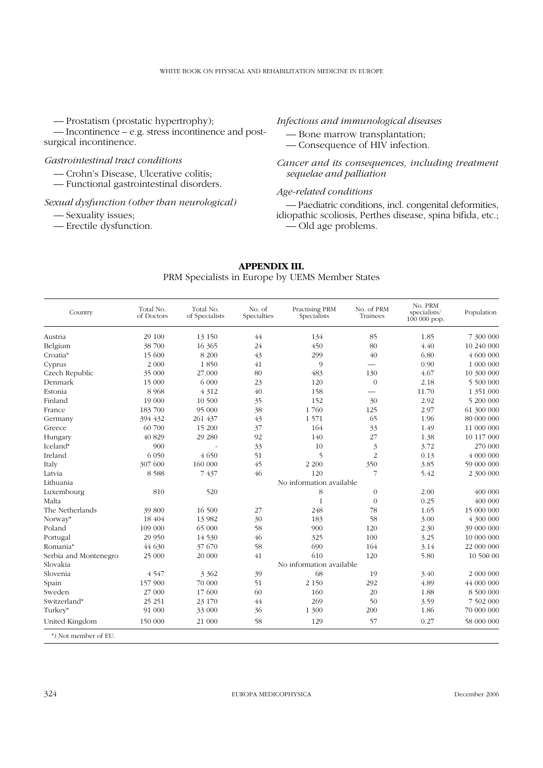— Prostatism (prostatic hypertrophy);

— Incontinence – e.g. stress incontinence and post-surgical incontinence.

*Gastrointestinal tract conditions*

— Crohn's Disease, Ulcerative colitis;

— Functional gastrointestinal disorders.

*Sexual dysfunction (other than neurological)*

— Sexuality issues;

— Erectile dysfunction.

*Infectious and immunological diseases*

— Bone marrow transplantation;

— Consequence of HIV infection.

*Cancer and its consequences, including treatment sequelae and palliation*

*Age-related conditions*

— Paediatric conditions, incl. congenital deformities, idiopathic scoliosis, Perthes disease, spina bifida, etc.;

— Old age problems.

## APPENDIX III.

PRM Specialists in Europe by UEMS Member States

| Country | Total No. of Doctors | Total No. of Specialists | No. of Specialties | Practising PRM Specialists | No. of PRM Trainees | No. PRM specialists/ 100 000 pop. | Population |
|---|---|---|---|---|---|---|---|
| Austria | 29 100 | 13 150 | 44 | 134 | 85 | 1.85 | 7 300 000 |
| Belgium | 38 700 | 16 365 | 24 | 450 | 80 | 4.40 | 10 240 000 |
| Croatia* | 15 600 | 8 200 | 43 | 299 | 40 | 6.80 | 4 600 000 |
| Cyprus | 2 000 | 1 850 | 41 | 9 | — | 0.90 | 1 000 000 |
| Czech Republic | 35 000 | 27.000 | 80 | 483 | 130 | 4.67 | 10 300 000 |
| Denmark | 15 000 | 6 000 | 23 | 120 | 0 | 2.18 | 5 500 000 |
| Estonia | 8 968 | 4 312 | 40 | 158 | — | 11.70 | 1 351 000 |
| Finland | 19 000 | 10 500 | 35 | 152 | 30 | 2.92 | 5 200 000 |
| France | 183 700 | 95 000 | 38 | 1 760 | 125 | 2.97 | 61 300 000 |
| Germany | 394 432 | 261 437 | 43 | 1 571 | 65 | 1.96 | 80 000 000 |
| Greece | 60 700 | 15 200 | 37 | 164 | 33 | 1.49 | 11 000 000 |
| Hungary | 40 829 | 29 280 | 92 | 140 | 27 | 1.38 | 10 117 000 |
| Iceland* | 900 | - | 33 | 10 | 3 | 3.72 | 270 000 |
| Ireland | 6 050 | 4 650 | 51 | 5 | 2 | 0.13 | 4 000 000 |
| Italy | 307 600 | 160 000 | 45 | 2 200 | 350 | 3.85 | 59 000 000 |
| Latvia | 8 588 | 7 437 | 46 | 120 | 7 | 5.42 | 2 300 000 |
| Lithuania | | | | No information available | | | |
| Luxembourg | 810 | 520 | | 8 | 0 | 2.00 | 400 000 |
| Malta | | | | 1 | 0 | 0.25 | 400 000 |
| The Netherlands | 39 800 | 16 500 | 27 | 248 | 78 | 1.65 | 15 000 000 |
| Norway* | 18 404 | 13 982 | 30 | 183 | 58 | 3.00 | 4 300 000 |
| Poland | 109 000 | 65 000 | 58 | 900 | 120 | 2.30 | 39 000 000 |
| Portugal | 29 950 | 14 530 | 46 | 325 | 100 | 3.25 | 10 000 000 |
| Romania* | 44 630 | 37 670 | 58 | 690 | 164 | 3.14 | 22 000 000 |
| Serbia and Montenegro | 25 000 | 20 000 | 41 | 610 | 120 | 5.80 | 10 500 00 |
| Slovakia | | | | No information available | | | |
| Slovenia | 4 547 | 3 362 | 39 | 68 | 19 | 3.40 | 2 000 000 |
| Spain | 157 900 | 70 000 | 51 | 2 150 | 292 | 4.89 | 44 000 000 |
| Sweden | 27 000 | 17 600 | 60 | 160 | 20 | 1.88 | 8 500 000 |
| Switzerland* | 25 251 | 23 170 | 44 | 269 | 50 | 3.59 | 7 502 000 |
| Turkey* | 91 000 | 33 000 | 36 | 1 300 | 200 | 1.86 | 70 000 000 |
| United Kingdom | 150 000 | 21 000 | 58 | 129 | 57 | 0.27 | 58 000 000 |

*) Not member of EU.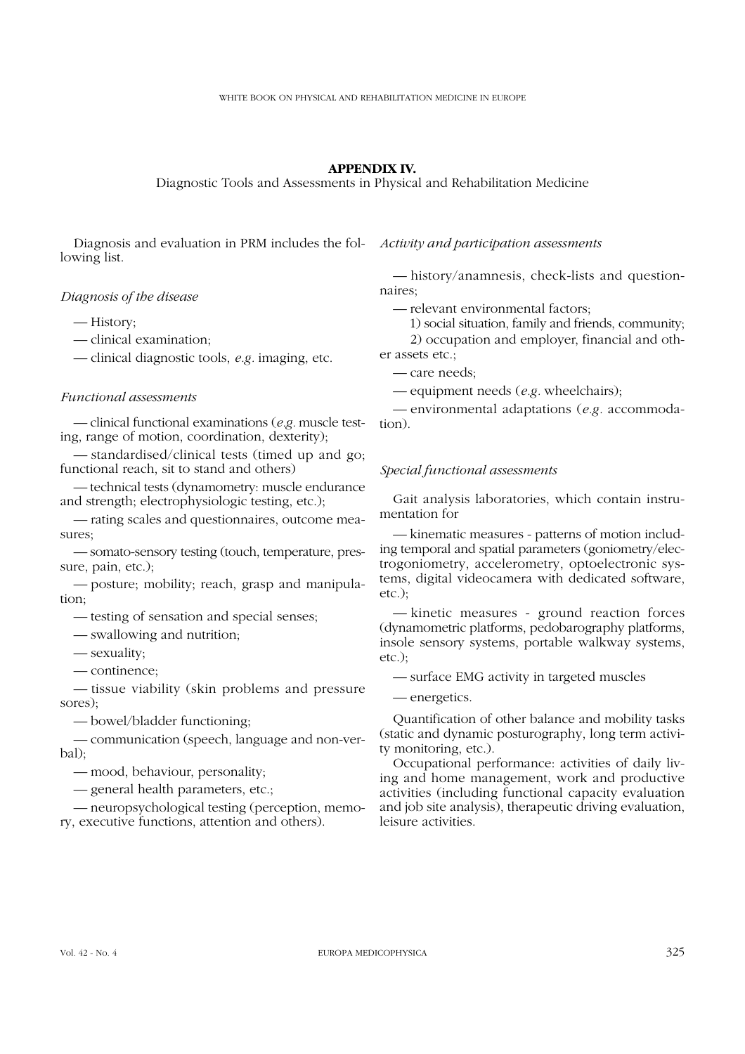## APPENDIX IV.

Diagnostic Tools and Assessments in Physical and Rehabilitation Medicine

Diagnosis and evaluation in PRM includes the following list.

*Diagnosis of the disease*

— History;

— clinical examination;

— clinical diagnostic tools, *e.g.* imaging, etc.

*Functional assessments*

— clinical functional examinations (*e.g.* muscle testing, range of motion, coordination, dexterity);

— standardised/clinical tests (timed up and go; functional reach, sit to stand and others)

— technical tests (dynamometry: muscle endurance and strength; electrophysiologic testing, etc.);

— rating scales and questionnaires, outcome measures;

— somato-sensory testing (touch, temperature, pressure, pain, etc.);

— posture; mobility; reach, grasp and manipulation;

— testing of sensation and special senses;

— swallowing and nutrition;

— sexuality;

— continence;

— tissue viability (skin problems and pressure sores);

— bowel/bladder functioning;

— communication (speech, language and non-verbal);

— mood, behaviour, personality;

— general health parameters, etc.;

— neuropsychological testing (perception, memory, executive functions, attention and others).

*Activity and participation assessments*

— history/anamnesis, check-lists and questionnaires;

— relevant environmental factors;

1) social situation, family and friends, community;

2) occupation and employer, financial and other assets etc.;

— care needs;

— equipment needs (*e.g.* wheelchairs);

— environmental adaptations (*e.g.* accommodation).

*Special functional assessments*

Gait analysis laboratories, which contain instrumentation for

— kinematic measures - patterns of motion including temporal and spatial parameters (goniometry/electrogoniometry, accelerometry, optoelectronic systems, digital videocamera with dedicated software, etc.);

— kinetic measures - ground reaction forces (dynamometric platforms, pedobarography platforms, insole sensory systems, portable walkway systems, etc.);

— surface EMG activity in targeted muscles

— energetics.

Quantification of other balance and mobility tasks (static and dynamic posturography, long term activity monitoring, etc.).

Occupational performance: activities of daily living and home management, work and productive activities (including functional capacity evaluation and job site analysis), therapeutic driving evaluation, leisure activities.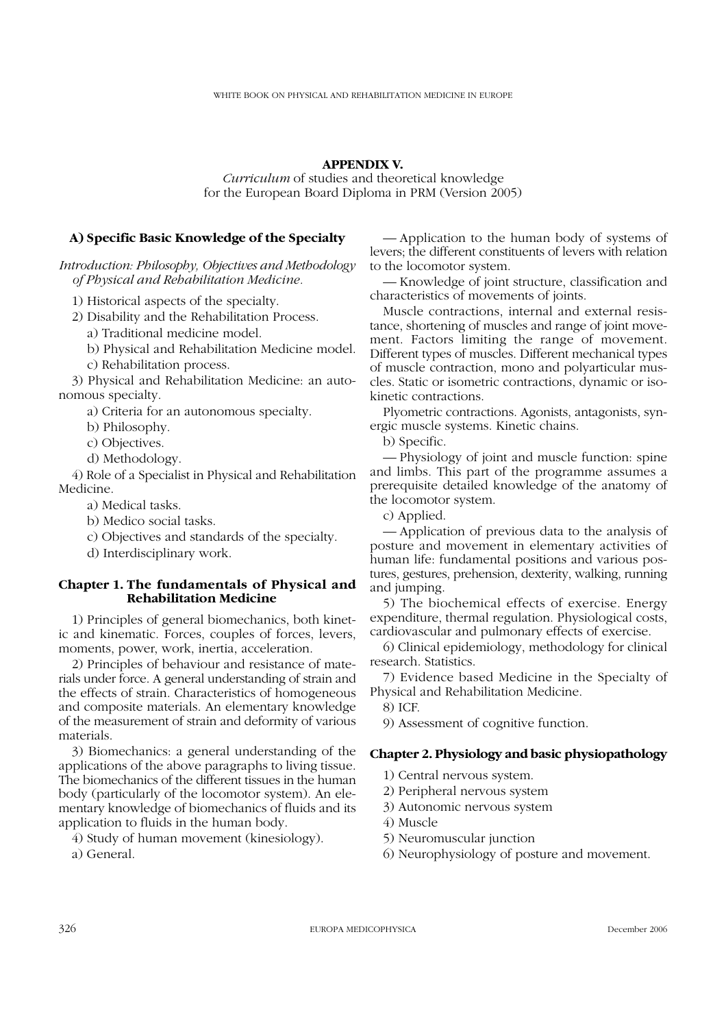## APPENDIX V.

*Curriculum* of studies and theoretical knowledge for the European Board Diploma in PRM (Version 2005)

### A) Specific Basic Knowledge of the Specialty

*Introduction: Philosophy, Objectives and Methodology of Physical and Rehabilitation Medicine.*

1) Historical aspects of the specialty.

2) Disability and the Rehabilitation Process.

a) Traditional medicine model.

b) Physical and Rehabilitation Medicine model.

c) Rehabilitation process.

3) Physical and Rehabilitation Medicine: an autonomous specialty.

a) Criteria for an autonomous specialty.

b) Philosophy.

c) Objectives.

d) Methodology.

4) Role of a Specialist in Physical and Rehabilitation Medicine.

a) Medical tasks.

b) Medico social tasks.

c) Objectives and standards of the specialty.

d) Interdisciplinary work.

### Chapter 1. The fundamentals of Physical and Rehabilitation Medicine

1) Principles of general biomechanics, both kinetic and kinematic. Forces, couples of forces, levers, moments, power, work, inertia, acceleration.

2) Principles of behaviour and resistance of materials under force. A general understanding of strain and the effects of strain. Characteristics of homogeneous and composite materials. An elementary knowledge of the measurement of strain and deformity of various materials.

3) Biomechanics: a general understanding of the applications of the above paragraphs to living tissue. The biomechanics of the different tissues in the human body (particularly of the locomotor system). An elementary knowledge of biomechanics of fluids and its application to fluids in the human body.

4) Study of human movement (kinesiology).

a) General.

— Application to the human body of systems of levers; the different constituents of levers with relation to the locomotor system.

— Knowledge of joint structure, classification and characteristics of movements of joints.

Muscle contractions, internal and external resistance, shortening of muscles and range of joint movement. Factors limiting the range of movement. Different types of muscles. Different mechanical types of muscle contraction, mono and polyarticular muscles. Static or isometric contractions, dynamic or isokinetic contractions.

Plyometric contractions. Agonists, antagonists, synergic muscle systems. Kinetic chains.

b) Specific.

— Physiology of joint and muscle function: spine and limbs. This part of the programme assumes a prerequisite detailed knowledge of the anatomy of the locomotor system.

c) Applied.

— Application of previous data to the analysis of posture and movement in elementary activities of human life: fundamental positions and various postures, gestures, prehension, dexterity, walking, running and jumping.

5) The biochemical effects of exercise. Energy expenditure, thermal regulation. Physiological costs, cardiovascular and pulmonary effects of exercise.

6) Clinical epidemiology, methodology for clinical research. Statistics.

7) Evidence based Medicine in the Specialty of Physical and Rehabilitation Medicine.

8) ICF.

9) Assessment of cognitive function.

### Chapter 2. Physiology and basic physiopathology

1) Central nervous system.

2) Peripheral nervous system

3) Autonomic nervous system

4) Muscle

5) Neuromuscular junction

6) Neurophysiology of posture and movement.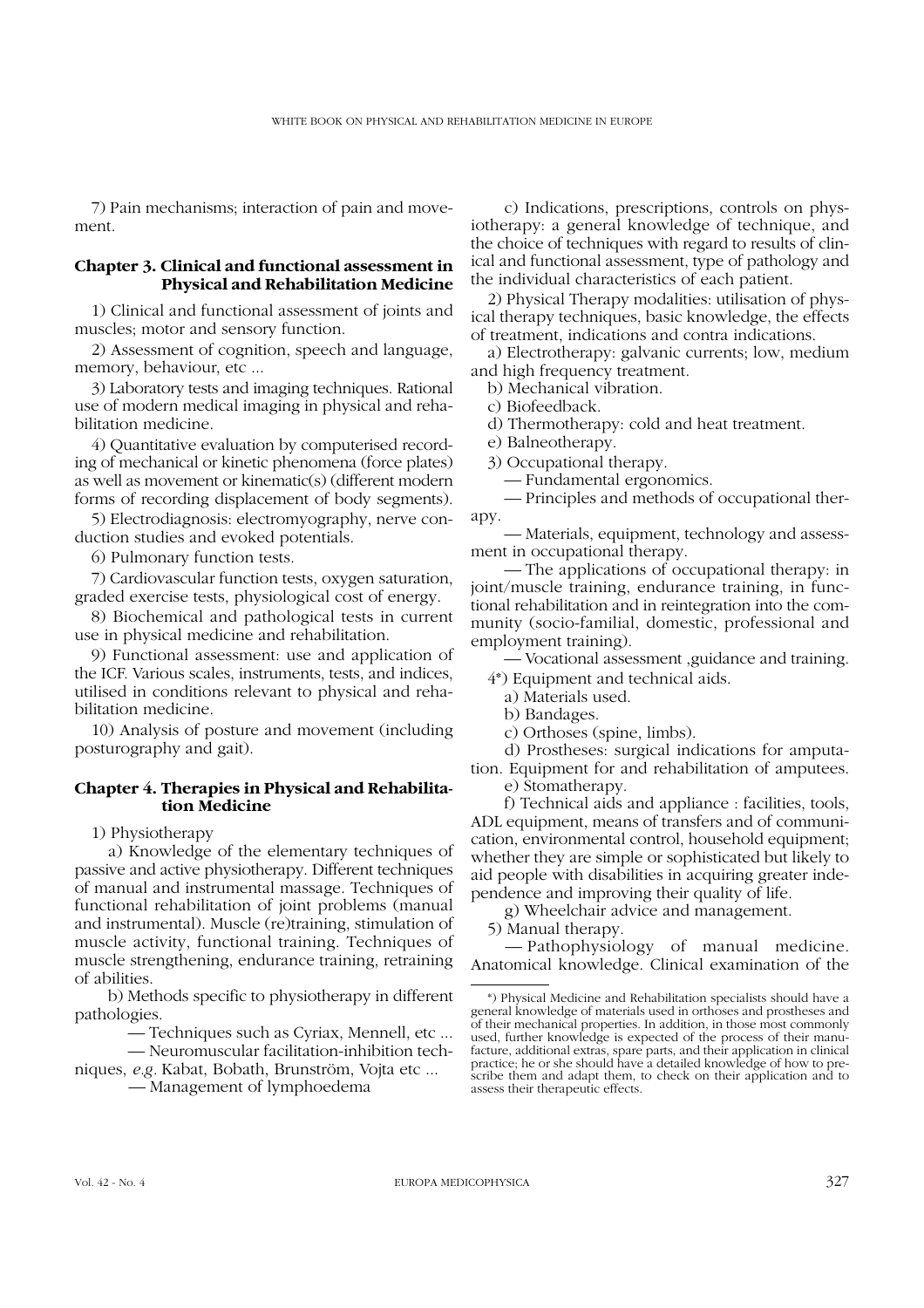7) Pain mechanisms; interaction of pain and movement.

### Chapter 3. Clinical and functional assessment in Physical and Rehabilitation Medicine

1) Clinical and functional assessment of joints and muscles; motor and sensory function.

2) Assessment of cognition, speech and language, memory, behaviour, etc ...

3) Laboratory tests and imaging techniques. Rational use of modern medical imaging in physical and rehabilitation medicine.

4) Quantitative evaluation by computerised recording of mechanical or kinetic phenomena (force plates) as well as movement or kinematic(s) (different modern forms of recording displacement of body segments).

5) Electrodiagnosis: electromyography, nerve conduction studies and evoked potentials.

6) Pulmonary function tests.

7) Cardiovascular function tests, oxygen saturation, graded exercise tests, physiological cost of energy.

8) Biochemical and pathological tests in current use in physical medicine and rehabilitation.

9) Functional assessment: use and application of the ICF. Various scales, instruments, tests, and indices, utilised in conditions relevant to physical and rehabilitation medicine.

10) Analysis of posture and movement (including posturography and gait).

### Chapter 4. Therapies in Physical and Rehabilitation Medicine

1) Physiotherapy

a) Knowledge of the elementary techniques of passive and active physiotherapy. Different techniques of manual and instrumental massage. Techniques of functional rehabilitation of joint problems (manual and instrumental). Muscle (re)training, stimulation of muscle activity, functional training. Techniques of muscle strengthening, endurance training, retraining of abilities.

b) Methods specific to physiotherapy in different pathologies.

— Techniques such as Cyriax, Mennell, etc ...

— Neuromuscular facilitation-inhibition techniques, *e.g.* Kabat, Bobath, Brunström, Vojta etc ...

— Management of lymphoedema

c) Indications, prescriptions, controls on physiotherapy: a general knowledge of technique, and the choice of techniques with regard to results of clinical and functional assessment, type of pathology and the individual characteristics of each patient.

2) Physical Therapy modalities: utilisation of physical therapy techniques, basic knowledge, the effects of treatment, indications and contra indications.

a) Electrotherapy: galvanic currents; low, medium and high frequency treatment.

b) Mechanical vibration.

c) Biofeedback.

d) Thermotherapy: cold and heat treatment.

e) Balneotherapy.

3) Occupational therapy.

— Fundamental ergonomics.

— Principles and methods of occupational therapy.

— Materials, equipment, technology and assessment in occupational therapy.

— The applications of occupational therapy: in joint/muscle training, endurance training, in functional rehabilitation and in reintegration into the community (socio-familial, domestic, professional and employment training).

— Vocational assessment ,guidance and training.

4*) Equipment and technical aids.

a) Materials used.

b) Bandages.

c) Orthoses (spine, limbs).

d) Prostheses: surgical indications for amputation. Equipment for and rehabilitation of amputees.

e) Stomatherapy.

f) Technical aids and appliance : facilities, tools, ADL equipment, means of transfers and of communication, environmental control, household equipment; whether they are simple or sophisticated but likely to aid people with disabilities in acquiring greater independence and improving their quality of life.

g) Wheelchair advice and management.

5) Manual therapy.

— Pathophysiology of manual medicine. Anatomical knowledge. Clinical examination of the

*) Physical Medicine and Rehabilitation specialists should have a general knowledge of materials used in orthoses and prostheses and of their mechanical properties. In addition, in those most commonly used, further knowledge is expected of the process of their manufacture, additional extras, spare parts, and their application in clinical practice; he or she should have a detailed knowledge of how to prescribe them and adapt them, to check on their application and to assess their therapeutic effects.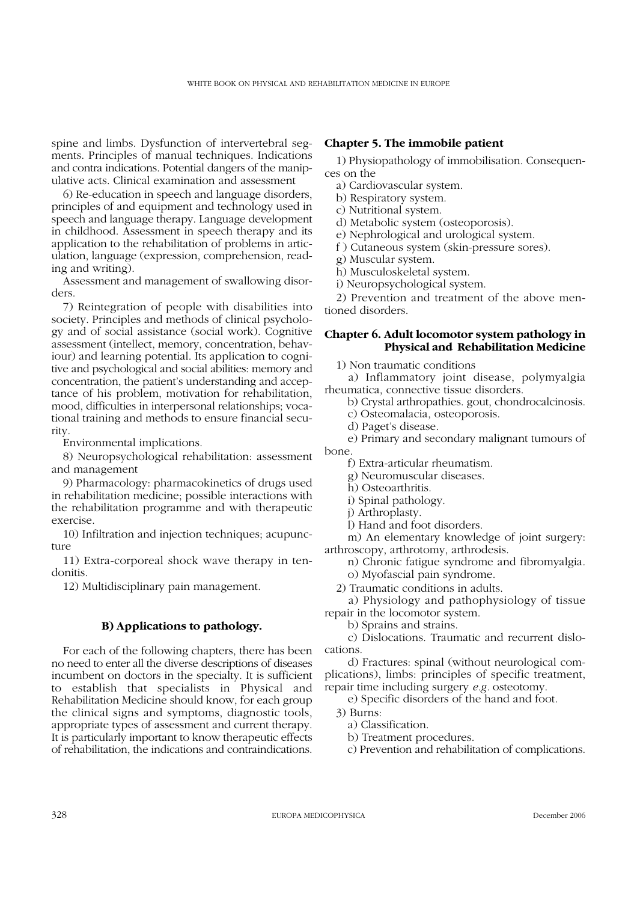spine and limbs. Dysfunction of intervertebral segments. Principles of manual techniques. Indications and contra indications. Potential dangers of the manipulative acts. Clinical examination and assessment

6) Re-education in speech and language disorders, principles of and equipment and technology used in speech and language therapy. Language development in childhood. Assessment in speech therapy and its application to the rehabilitation of problems in articulation, language (expression, comprehension, reading and writing).

Assessment and management of swallowing disorders.

7) Reintegration of people with disabilities into society. Principles and methods of clinical psychology and of social assistance (social work). Cognitive assessment (intellect, memory, concentration, behaviour) and learning potential. Its application to cognitive and psychological and social abilities: memory and concentration, the patient's understanding and acceptance of his problem, motivation for rehabilitation, mood, difficulties in interpersonal relationships; vocational training and methods to ensure financial security.

Environmental implications.

8) Neuropsychological rehabilitation: assessment and management

9) Pharmacology: pharmacokinetics of drugs used in rehabilitation medicine; possible interactions with the rehabilitation programme and with therapeutic exercise.

10) Infiltration and injection techniques; acupuncture

11) Extra-corporeal shock wave therapy in tendonitis.

12) Multidisciplinary pain management.

### B) Applications to pathology.

For each of the following chapters, there has been no need to enter all the diverse descriptions of diseases incumbent on doctors in the specialty. It is sufficient to establish that specialists in Physical and Rehabilitation Medicine should know, for each group the clinical signs and symptoms, diagnostic tools, appropriate types of assessment and current therapy. It is particularly important to know therapeutic effects of rehabilitation, the indications and contraindications.

#### Chapter 5. The immobile patient

1) Physiopathology of immobilisation. Consequences on the

a) Cardiovascular system.
b) Respiratory system.
c) Nutritional system.
d) Metabolic system (osteoporosis).
e) Nephrological and urological system.
f ) Cutaneous system (skin-pressure sores).
g) Muscular system.
h) Musculoskeletal system.
i) Neuropsychological system.

2) Prevention and treatment of the above mentioned disorders.

#### Chapter 6. Adult locomotor system pathology in Physical and Rehabilitation Medicine

1) Non traumatic conditions

a) Inflammatory joint disease, polymyalgia rheumatica, connective tissue disorders.
b) Crystal arthropathies. gout, chondrocalcinosis.
c) Osteomalacia, osteoporosis.
d) Paget's disease.
e) Primary and secondary malignant tumours of bone.
f) Extra-articular rheumatism.
g) Neuromuscular diseases.
h) Osteoarthritis.
i) Spinal pathology.
j) Arthroplasty.
l) Hand and foot disorders.
m) An elementary knowledge of joint surgery: arthroscopy, arthrotomy, arthrodesis.
n) Chronic fatigue syndrome and fibromyalgia.
o) Myofascial pain syndrome.

2) Traumatic conditions in adults.

a) Physiology and pathophysiology of tissue repair in the locomotor system.
b) Sprains and strains.
c) Dislocations. Traumatic and recurrent dislocations.
d) Fractures: spinal (without neurological complications), limbs: principles of specific treatment, repair time including surgery *e.g.* osteotomy.
e) Specific disorders of the hand and foot.

3) Burns:

a) Classification.
b) Treatment procedures.
c) Prevention and rehabilitation of complications.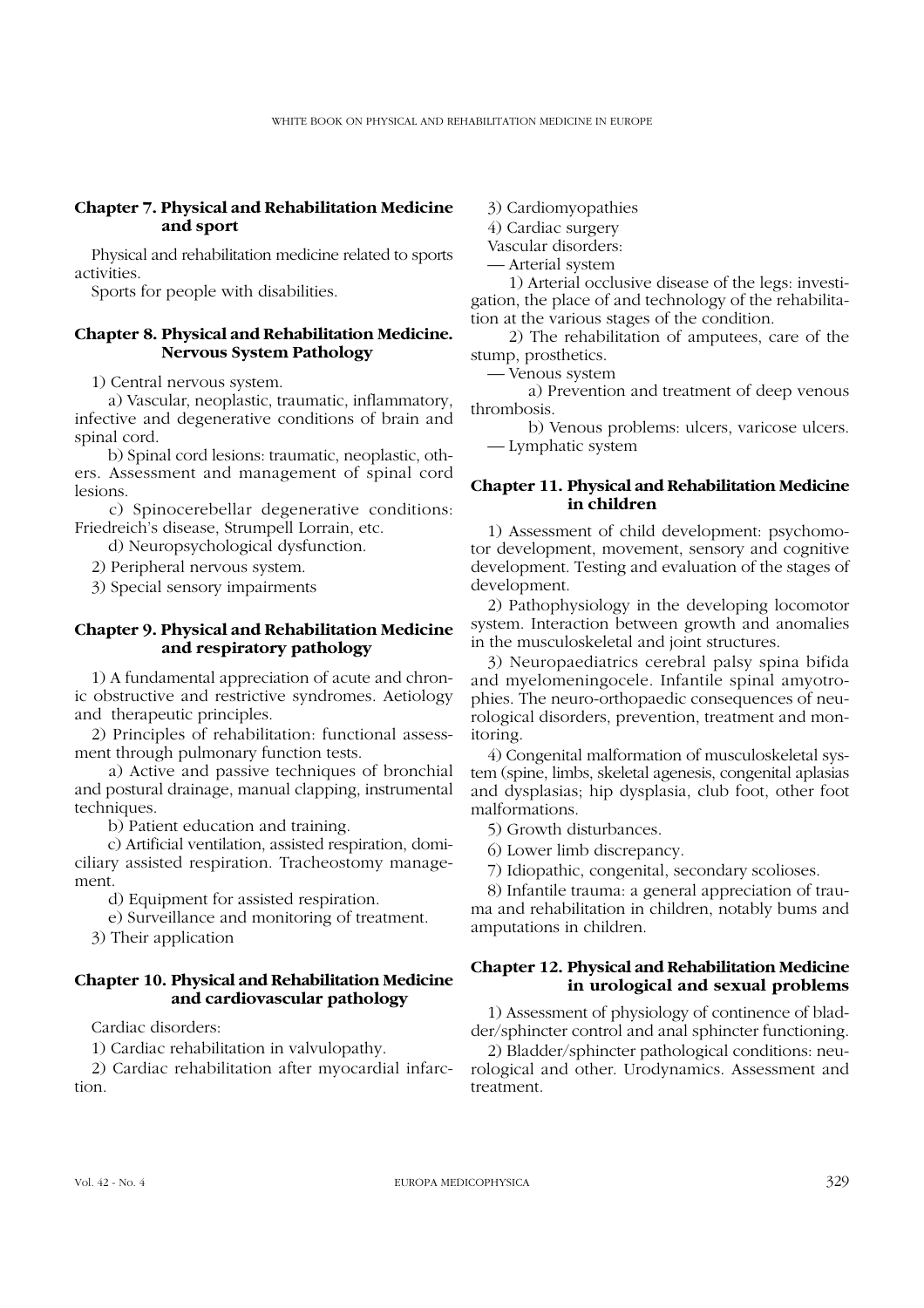## Chapter 7. Physical and Rehabilitation Medicine and sport

Physical and rehabilitation medicine related to sports activities.

Sports for people with disabilities.

## Chapter 8. Physical and Rehabilitation Medicine. Nervous System Pathology

1) Central nervous system.

a) Vascular, neoplastic, traumatic, inflammatory, infective and degenerative conditions of brain and spinal cord.

b) Spinal cord lesions: traumatic, neoplastic, others. Assessment and management of spinal cord lesions.

c) Spinocerebellar degenerative conditions: Friedreich's disease, Strumpell Lorrain, etc.

d) Neuropsychological dysfunction.

2) Peripheral nervous system.

3) Special sensory impairments

## Chapter 9. Physical and Rehabilitation Medicine and respiratory pathology

1) A fundamental appreciation of acute and chronic obstructive and restrictive syndromes. Aetiology and therapeutic principles.

2) Principles of rehabilitation: functional assessment through pulmonary function tests.

a) Active and passive techniques of bronchial and postural drainage, manual clapping, instrumental techniques.

b) Patient education and training.

c) Artificial ventilation, assisted respiration, domiciliary assisted respiration. Tracheostomy management.

d) Equipment for assisted respiration.

e) Surveillance and monitoring of treatment.

3) Their application

## Chapter 10. Physical and Rehabilitation Medicine and cardiovascular pathology

Cardiac disorders:

1) Cardiac rehabilitation in valvulopathy.

2) Cardiac rehabilitation after myocardial infarction.

3) Cardiomyopathies

4) Cardiac surgery

Vascular disorders:

— Arterial system

1) Arterial occlusive disease of the legs: investigation, the place of and technology of the rehabilitation at the various stages of the condition.

2) The rehabilitation of amputees, care of the stump, prosthetics.

— Venous system

a) Prevention and treatment of deep venous thrombosis.

b) Venous problems: ulcers, varicose ulcers.

— Lymphatic system

## Chapter 11. Physical and Rehabilitation Medicine in children

1) Assessment of child development: psychomotor development, movement, sensory and cognitive development. Testing and evaluation of the stages of development.

2) Pathophysiology in the developing locomotor system. Interaction between growth and anomalies in the musculoskeletal and joint structures.

3) Neuropaediatrics cerebral palsy spina bifida and myelomeningocele. Infantile spinal amyotrophies. The neuro-orthopaedic consequences of neurological disorders, prevention, treatment and monitoring.

4) Congenital malformation of musculoskeletal system (spine, limbs, skeletal agenesis, congenital aplasias and dysplasias; hip dysplasia, club foot, other foot malformations.

5) Growth disturbances.

6) Lower limb discrepancy.

7) Idiopathic, congenital, secondary scolioses.

8) Infantile trauma: a general appreciation of trauma and rehabilitation in children, notably bums and amputations in children.

## Chapter 12. Physical and Rehabilitation Medicine in urological and sexual problems

1) Assessment of physiology of continence of bladder/sphincter control and anal sphincter functioning.

2) Bladder/sphincter pathological conditions: neurological and other. Urodynamics. Assessment and treatment.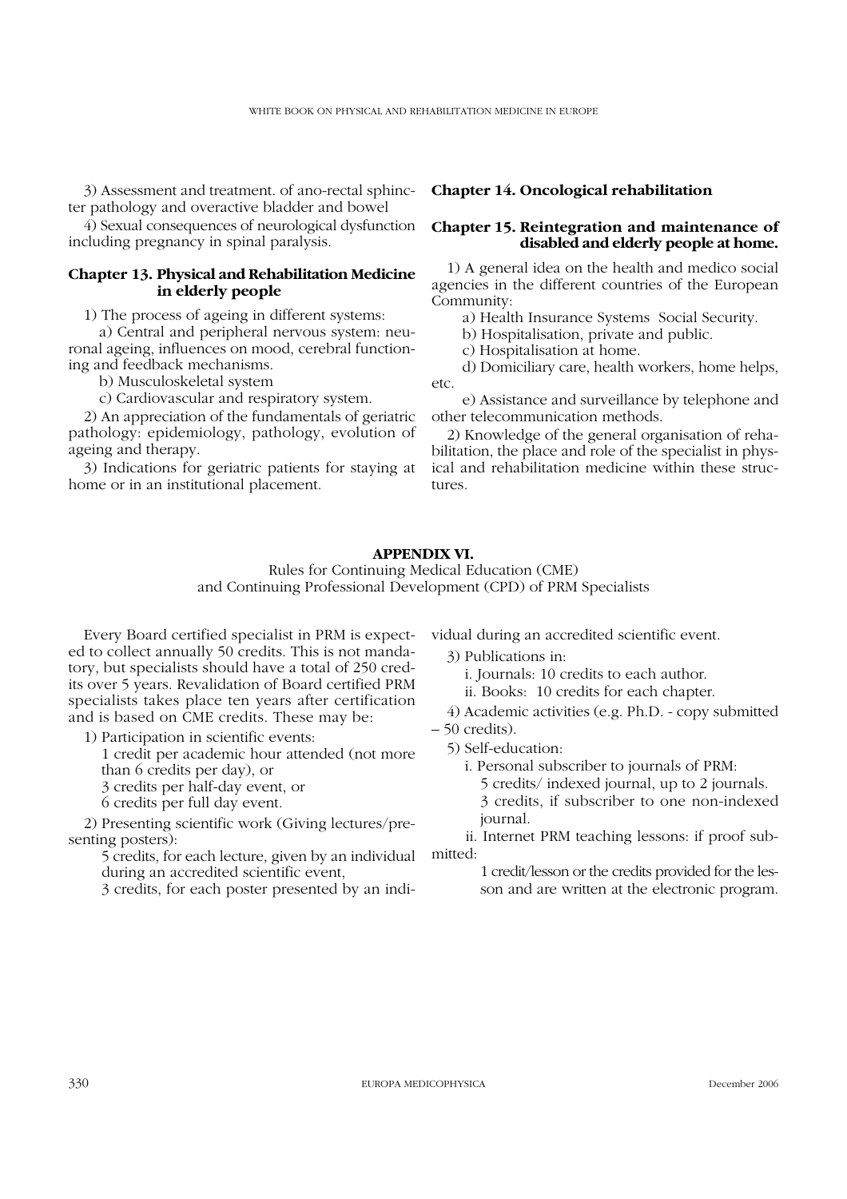3) Assessment and treatment. of ano-rectal sphincter pathology and overactive bladder and bowel

4) Sexual consequences of neurological dysfunction including pregnancy in spinal paralysis.

### Chapter 13. Physical and Rehabilitation Medicine in elderly people

1) The process of ageing in different systems:

a) Central and peripheral nervous system: neuronal ageing, influences on mood, cerebral functioning and feedback mechanisms.

b) Musculoskeletal system

c) Cardiovascular and respiratory system.

2) An appreciation of the fundamentals of geriatric pathology: epidemiology, pathology, evolution of ageing and therapy.

3) Indications for geriatric patients for staying at home or in an institutional placement.

### Chapter 14. Oncological rehabilitation

### Chapter 15. Reintegration and maintenance of disabled and elderly people at home.

1) A general idea on the health and medico social agencies in the different countries of the European Community:

a) Health Insurance Systems Social Security.

b) Hospitalisation, private and public.

c) Hospitalisation at home.

d) Domiciliary care, health workers, home helps, etc.

e) Assistance and surveillance by telephone and other telecommunication methods.

2) Knowledge of the general organisation of rehabilitation, the place and role of the specialist in physical and rehabilitation medicine within these structures.

## APPENDIX VI.

Rules for Continuing Medical Education (CME) and Continuing Professional Development (CPD) of PRM Specialists

Every Board certified specialist in PRM is expected to collect annually 50 credits. This is not mandatory, but specialists should have a total of 250 credits over 5 years. Revalidation of Board certified PRM specialists takes place ten years after certification and is based on CME credits. These may be:

1) Participation in scientific events:

1 credit per academic hour attended (not more than 6 credits per day), or

3 credits per half-day event, or

6 credits per full day event.

2) Presenting scientific work (Giving lectures/presenting posters):

5 credits, for each lecture, given by an individual during an accredited scientific event,

3 credits, for each poster presented by an individual during an accredited scientific event.

3) Publications in:

i. Journals: 10 credits to each author.

ii. Books: 10 credits for each chapter.

4) Academic activities (e.g. Ph.D. - copy submitted – 50 credits).

5) Self-education:

i. Personal subscriber to journals of PRM:

5 credits/ indexed journal, up to 2 journals.

3 credits, if subscriber to one non-indexed journal.

ii. Internet PRM teaching lessons: if proof submitted:

1 credit/lesson or the credits provided for the lesson and are written at the electronic program.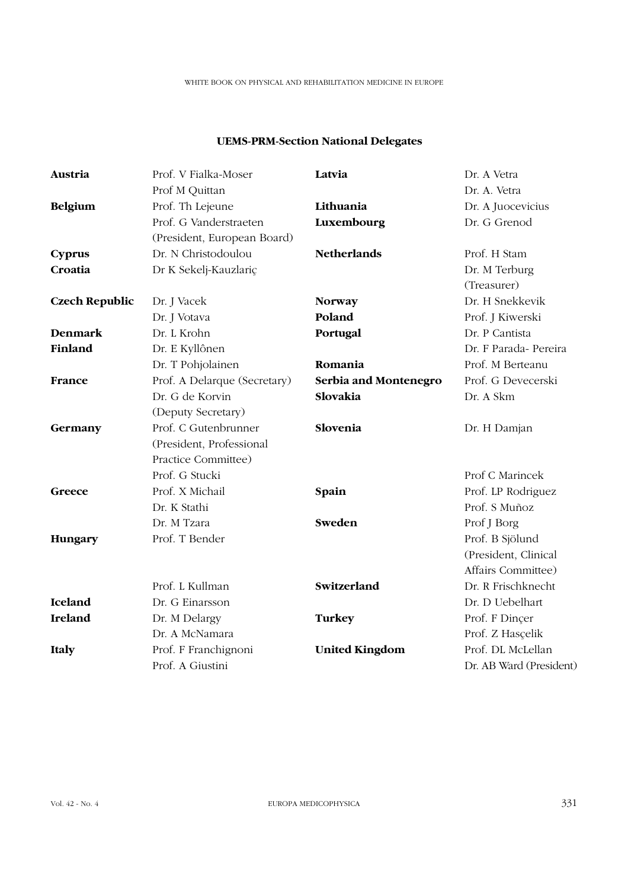**UEMS-PRM-Section National Delegates**

| Country | Delegates |
|---|---|
| **Austria** | Prof. V Fialka-Moser<br>Prof M Quittan |
| **Belgium** | Prof. Th Lejeune<br>Prof. G Vanderstraeten (President, European Board) |
| **Cyprus** | Dr. N Christodoulou |
| **Croatia** | Dr K Sekelj-Kauzlariç |
| **Czech Republic** | Dr. J Vacek<br>Dr. J Votava |
| **Denmark** | Dr. L Krohn |
| **Finland** | Dr. E Kyllônen<br>Dr. T Pohjolainen |
| **France** | Prof. A Delarque (Secretary)<br>Dr. G de Korvin (Deputy Secretary) |
| **Germany** | Prof. C Gutenbrunner (President, Professional Practice Committee)<br>Prof. G Stucki |
| **Greece** | Prof. X Michail<br>Dr. K Stathi<br>Dr. M Tzara |
| **Hungary** | Prof. T Bender<br>Prof. L Kullman |
| **Iceland** | Dr. G Einarsson |
| **Ireland** | Dr. M Delargy<br>Dr. A McNamara |
| **Italy** | Prof. F Franchignoni<br>Prof. A Giustini |
| **Latvia** | Dr. A Vetra<br>Dr. A. Vetra |
| **Lithuania** | Dr. A Juocevicius |
| **Luxembourg** | Dr. G Grenod |
| **Netherlands** | Prof. H Stam<br>Dr. M Terburg (Treasurer) |
| **Norway** | Dr. H Snekkevik |
| **Poland** | Prof. J Kiwerski |
| **Portugal** | Dr. P Cantista<br>Dr. F Parada- Pereira |
| **Romania** | Prof. M Berteanu |
| **Serbia and Montenegro** | Prof. G Devecerski |
| **Slovakia** | Dr. A Skm |
| **Slovenia** | Dr. H Damjan<br>Prof C Marincek |
| **Spain** | Prof. LP Rodriguez<br>Prof. S Muñoz |
| **Sweden** | Prof J Borg<br>Prof. B Sjölund (President, Clinical Affairs Committee) |
| **Switzerland** | Dr. R Frischknecht<br>Dr. D Uebelhart |
| **Turkey** | Prof. F Dinçer<br>Prof. Z Hasçelik |
| **United Kingdom** | Prof. DL McLellan<br>Dr. AB Ward (President) |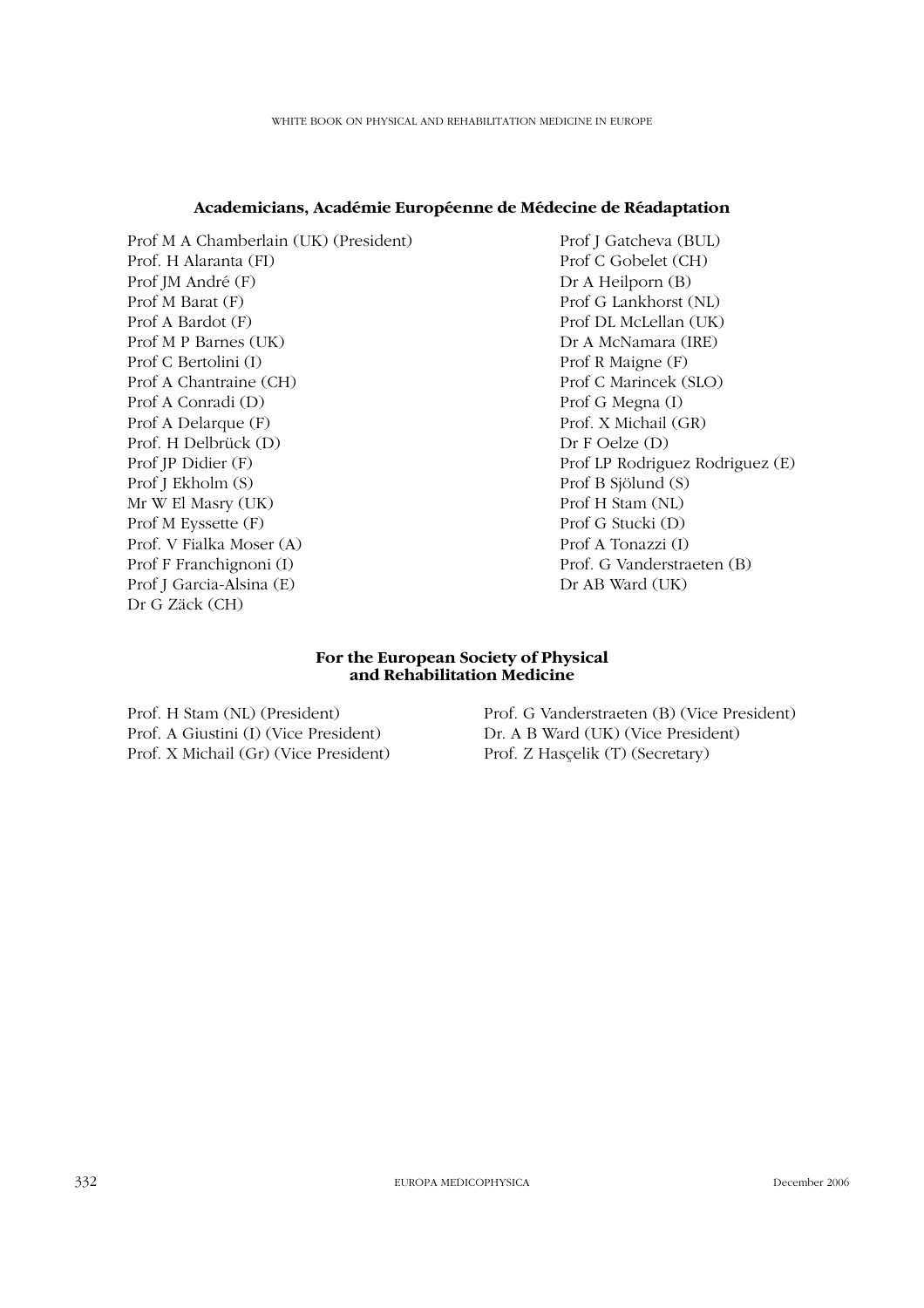### Academicians, Académie Européenne de Médecine de Réadaptation

Prof M A Chamberlain (UK) (President)
Prof. H Alaranta (FI)
Prof JM André (F)
Prof M Barat (F)
Prof A Bardot (F)
Prof M P Barnes (UK)
Prof C Bertolini (I)
Prof A Chantraine (CH)
Prof A Conradi (D)
Prof A Delarque (F)
Prof. H Delbrück (D)
Prof JP Didier (F)
Prof J Ekholm (S)
Mr W El Masry (UK)
Prof M Eyssette (F)
Prof. V Fialka Moser (A)
Prof F Franchignoni (I)
Prof J Garcia-Alsina (E)
Dr G Zäck (CH)
Prof J Gatcheva (BUL)
Prof C Gobelet (CH)
Dr A Heilporn (B)
Prof G Lankhorst (NL)
Prof DL McLellan (UK)
Dr A McNamara (IRE)
Prof R Maigne (F)
Prof C Marincek (SLO)
Prof G Megna (I)
Prof. X Michail (GR)
Dr F Oelze (D)
Prof LP Rodriguez Rodriguez (E)
Prof B Sjölund (S)
Prof H Stam (NL)
Prof G Stucki (D)
Prof A Tonazzi (I)
Prof. G Vanderstraeten (B)
Dr AB Ward (UK)

### For the European Society of Physical and Rehabilitation Medicine

Prof. H Stam (NL) (President)
Prof. A Giustini (I) (Vice President)
Prof. X Michail (Gr) (Vice President)
Prof. G Vanderstraeten (B) (Vice President)
Dr. A B Ward (UK) (Vice President)
Prof. Z Hasçelik (T) (Secretary)